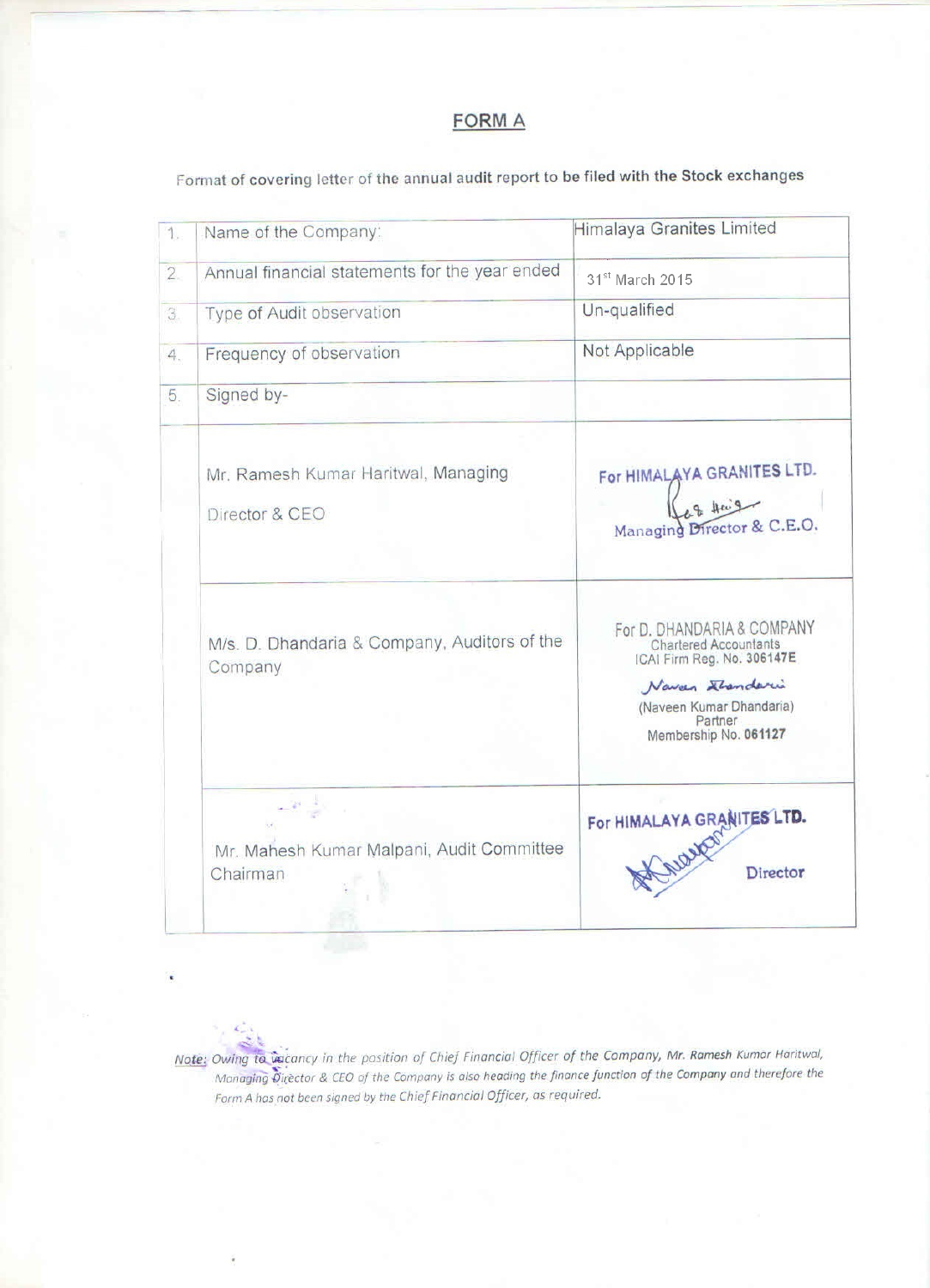# FORM A

Format of covering letter of the annual audit report to be filed with the Stock exchanges

| | | |
|---|---|---|
| 1. | Name of the Company: | Himalaya Granites Limited |
| 2. | Annual financial statements for the year ended | 31st March 2015 |
| 3. | Type of Audit observation | Un-qualified |
| 4. | Frequency of observation | Not Applicable |
| 5. | Signed by- | |
| | Mr. Ramesh Kumar Haritwal, Managing Director & CEO | For HIMALAYA GRANITES LTD. Managing Director & C.E.O. |
| | M/s. D. Dhandaria & Company, Auditors of the Company | For D. DHANDARIA & COMPANY Chartered Accountants ICAI Firm Reg. No. 306147E (Naveen Kumar Dhandaria) Partner Membership No. 061127 |
| | Mr. Mahesh Kumar Malpani, Audit Committee Chairman | For HIMALAYA GRANITES LTD. Director |

*Note: Owing to vacancy in the position of Chief Financial Officer of the Company, Mr. Ramesh Kumar Haritwal, Managing Director & CEO of the Company is also heading the finance function of the Company and therefore the Form A has not been signed by the Chief Financial Officer, as required.*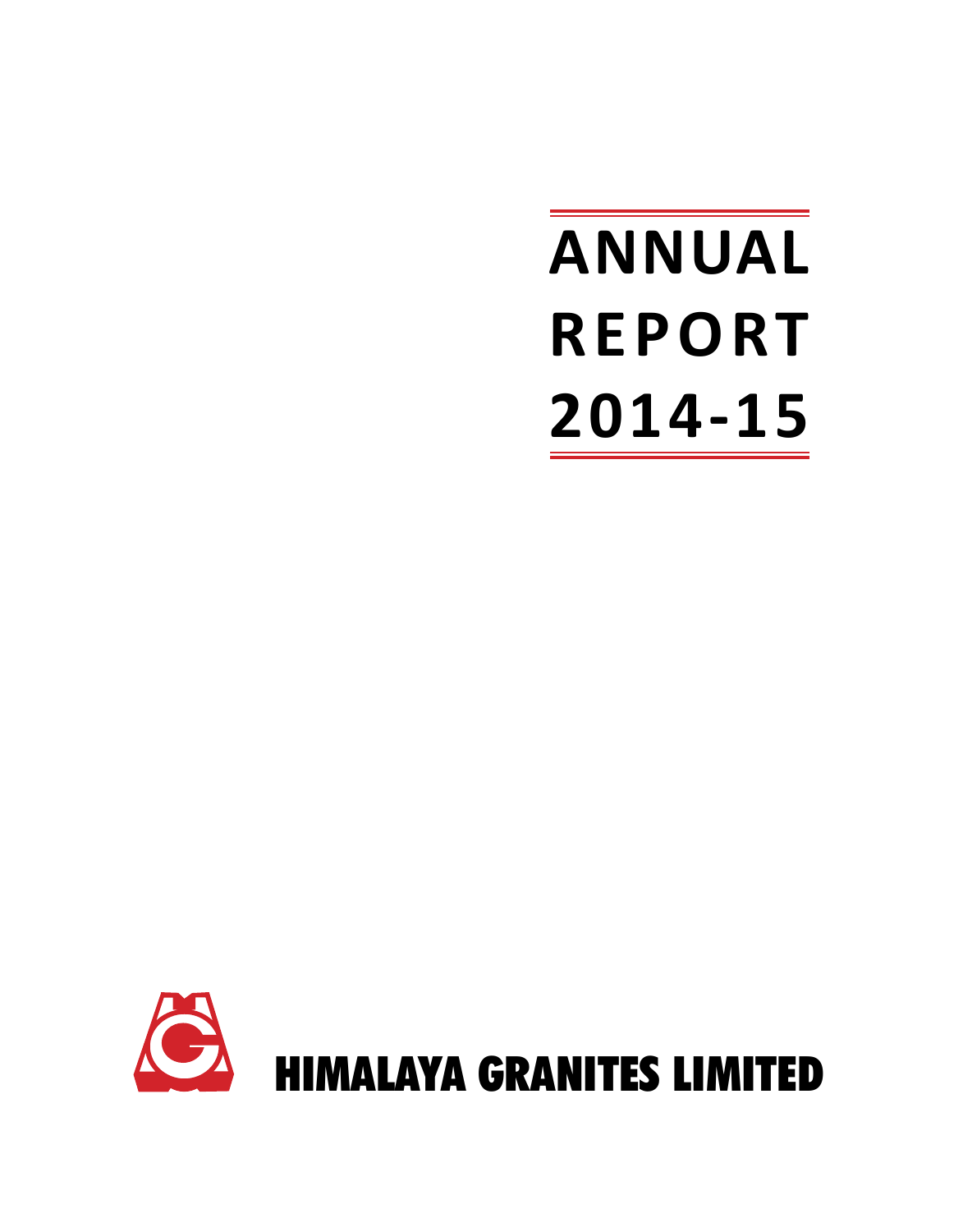# ANNUAL REPORT 2014-15

HIMALAYA GRANITES LIMITED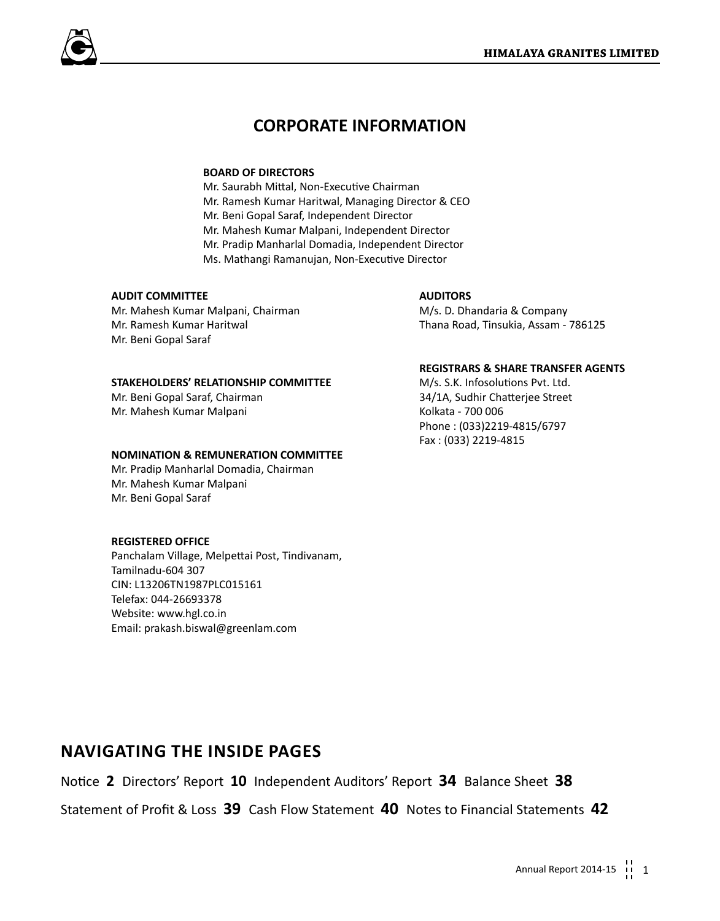# CORPORATE INFORMATION

**BOARD OF DIRECTORS**

Mr. Saurabh Mittal, Non-Executive Chairman
Mr. Ramesh Kumar Haritwal, Managing Director & CEO
Mr. Beni Gopal Saraf, Independent Director
Mr. Mahesh Kumar Malpani, Independent Director
Mr. Pradip Manharlal Domadia, Independent Director
Ms. Mathangi Ramanujan, Non-Executive Director

**AUDIT COMMITTEE**

Mr. Mahesh Kumar Malpani, Chairman
Mr. Ramesh Kumar Haritwal
Mr. Beni Gopal Saraf

**STAKEHOLDERS' RELATIONSHIP COMMITTEE**

Mr. Beni Gopal Saraf, Chairman
Mr. Mahesh Kumar Malpani

**NOMINATION & REMUNERATION COMMITTEE**

Mr. Pradip Manharlal Domadia, Chairman
Mr. Mahesh Kumar Malpani
Mr. Beni Gopal Saraf

**REGISTERED OFFICE**

Panchalam Village, Melpettai Post, Tindivanam,
Tamilnadu-604 307
CIN: L13206TN1987PLC015161
Telefax: 044-26693378
Website: www.hgl.co.in
Email: prakash.biswal@greenlam.com

**AUDITORS**

M/s. D. Dhandaria & Company
Thana Road, Tinsukia, Assam - 786125

**REGISTRARS & SHARE TRANSFER AGENTS**

M/s. S.K. Infosolutions Pvt. Ltd.
34/1A, Sudhir Chatterjee Street
Kolkata - 700 006
Phone : (033)2219-4815/6797
Fax : (033) 2219-4815

## NAVIGATING THE INSIDE PAGES

Notice **2** Directors' Report **10** Independent Auditors' Report **34** Balance Sheet **38**

Statement of Profit & Loss **39** Cash Flow Statement **40** Notes to Financial Statements **42**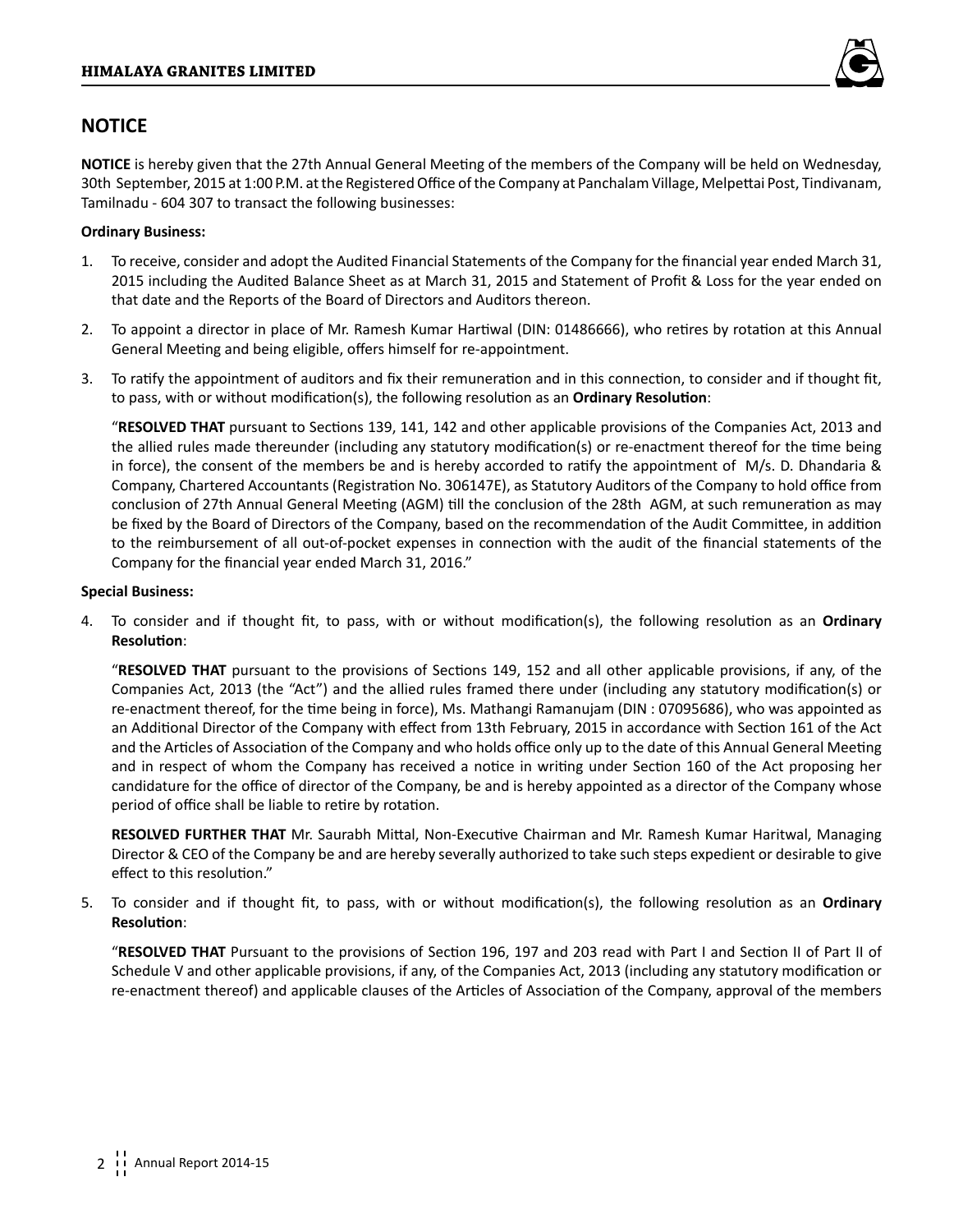# NOTICE

**NOTICE** is hereby given that the 27th Annual General Meeting of the members of the Company will be held on Wednesday, 30th September, 2015 at 1:00 P.M. at the Registered Office of the Company at Panchalam Village, Melpettai Post, Tindivanam, Tamilnadu - 604 307 to transact the following businesses:

**Ordinary Business:**

1. To receive, consider and adopt the Audited Financial Statements of the Company for the financial year ended March 31, 2015 including the Audited Balance Sheet as at March 31, 2015 and Statement of Profit & Loss for the year ended on that date and the Reports of the Board of Directors and Auditors thereon.

2. To appoint a director in place of Mr. Ramesh Kumar Hartiwal (DIN: 01486666), who retires by rotation at this Annual General Meeting and being eligible, offers himself for re-appointment.

3. To ratify the appointment of auditors and fix their remuneration and in this connection, to consider and if thought fit, to pass, with or without modification(s), the following resolution as an **Ordinary Resolution**:

   "**RESOLVED THAT** pursuant to Sections 139, 141, 142 and other applicable provisions of the Companies Act, 2013 and the allied rules made thereunder (including any statutory modification(s) or re-enactment thereof for the time being in force), the consent of the members be and is hereby accorded to ratify the appointment of M/s. D. Dhandaria & Company, Chartered Accountants (Registration No. 306147E), as Statutory Auditors of the Company to hold office from conclusion of 27th Annual General Meeting (AGM) till the conclusion of the 28th AGM, at such remuneration as may be fixed by the Board of Directors of the Company, based on the recommendation of the Audit Committee, in addition to the reimbursement of all out-of-pocket expenses in connection with the audit of the financial statements of the Company for the financial year ended March 31, 2016."

**Special Business:**

4. To consider and if thought fit, to pass, with or without modification(s), the following resolution as an **Ordinary Resolution**:

   "**RESOLVED THAT** pursuant to the provisions of Sections 149, 152 and all other applicable provisions, if any, of the Companies Act, 2013 (the "Act") and the allied rules framed there under (including any statutory modification(s) or re-enactment thereof, for the time being in force), Ms. Mathangi Ramanujam (DIN : 07095686), who was appointed as an Additional Director of the Company with effect from 13th February, 2015 in accordance with Section 161 of the Act and the Articles of Association of the Company and who holds office only up to the date of this Annual General Meeting and in respect of whom the Company has received a notice in writing under Section 160 of the Act proposing her candidature for the office of director of the Company, be and is hereby appointed as a director of the Company whose period of office shall be liable to retire by rotation.

   **RESOLVED FURTHER THAT** Mr. Saurabh Mittal, Non-Executive Chairman and Mr. Ramesh Kumar Haritwal, Managing Director & CEO of the Company be and are hereby severally authorized to take such steps expedient or desirable to give effect to this resolution."

5. To consider and if thought fit, to pass, with or without modification(s), the following resolution as an **Ordinary Resolution**:

   "**RESOLVED THAT** Pursuant to the provisions of Section 196, 197 and 203 read with Part I and Section II of Part II of Schedule V and other applicable provisions, if any, of the Companies Act, 2013 (including any statutory modification or re-enactment thereof) and applicable clauses of the Articles of Association of the Company, approval of the members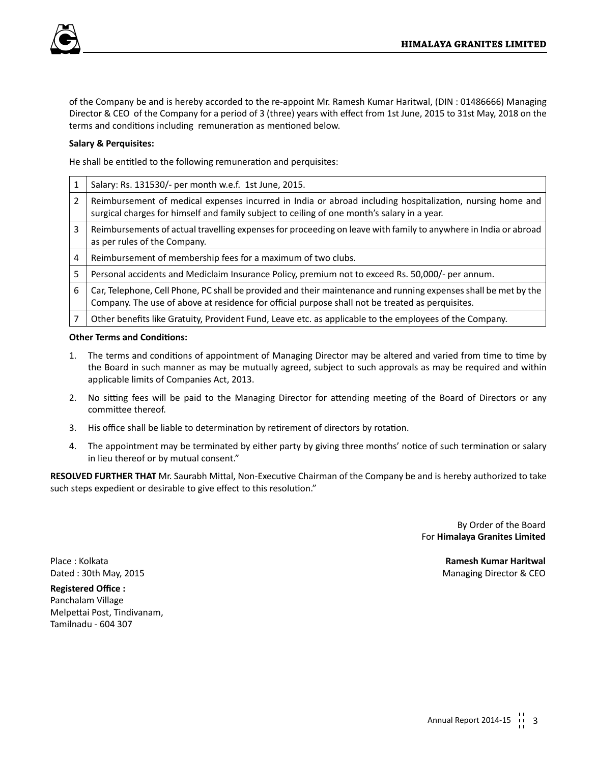of the Company be and is hereby accorded to the re-appoint Mr. Ramesh Kumar Haritwal, (DIN : 01486666) Managing Director & CEO of the Company for a period of 3 (three) years with effect from 1st June, 2015 to 31st May, 2018 on the terms and conditions including remuneration as mentioned below.

**Salary & Perquisites:**

He shall be entitled to the following remuneration and perquisites:

| | |
|---|---|
| 1 | Salary: Rs. 131530/- per month w.e.f. 1st June, 2015. |
| 2 | Reimbursement of medical expenses incurred in India or abroad including hospitalization, nursing home and surgical charges for himself and family subject to ceiling of one month's salary in a year. |
| 3 | Reimbursements of actual travelling expenses for proceeding on leave with family to anywhere in India or abroad as per rules of the Company. |
| 4 | Reimbursement of membership fees for a maximum of two clubs. |
| 5 | Personal accidents and Mediclaim Insurance Policy, premium not to exceed Rs. 50,000/- per annum. |
| 6 | Car, Telephone, Cell Phone, PC shall be provided and their maintenance and running expenses shall be met by the Company. The use of above at residence for official purpose shall not be treated as perquisites. |
| 7 | Other benefits like Gratuity, Provident Fund, Leave etc. as applicable to the employees of the Company. |

**Other Terms and Conditions:**

1. The terms and conditions of appointment of Managing Director may be altered and varied from time to time by the Board in such manner as may be mutually agreed, subject to such approvals as may be required and within applicable limits of Companies Act, 2013.
2. No sitting fees will be paid to the Managing Director for attending meeting of the Board of Directors or any committee thereof.
3. His office shall be liable to determination by retirement of directors by rotation.
4. The appointment may be terminated by either party by giving three months' notice of such termination or salary in lieu thereof or by mutual consent."

**RESOLVED FURTHER THAT** Mr. Saurabh Mittal, Non-Executive Chairman of the Company be and is hereby authorized to take such steps expedient or desirable to give effect to this resolution."

By Order of the Board
For **Himalaya Granites Limited**

**Ramesh Kumar Haritwal**
Managing Director & CEO

Place : Kolkata
Dated : 30th May, 2015

**Registered Office :**
Panchalam Village
Melpettai Post, Tindivanam,
Tamilnadu - 604 307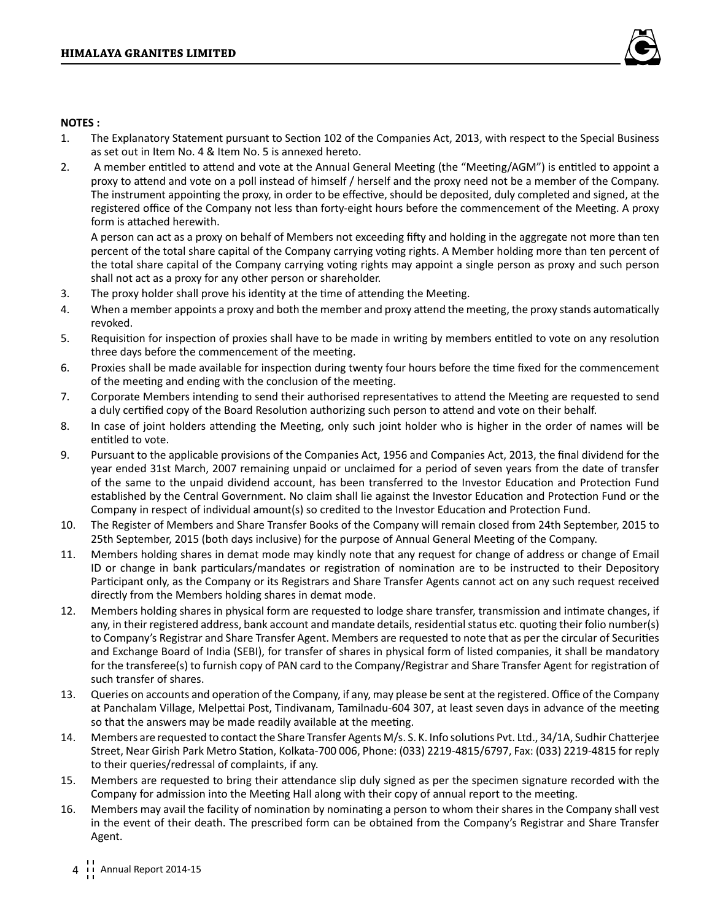**NOTES :**

1. The Explanatory Statement pursuant to Section 102 of the Companies Act, 2013, with respect to the Special Business as set out in Item No. 4 & Item No. 5 is annexed hereto.
2. A member entitled to attend and vote at the Annual General Meeting (the "Meeting/AGM") is entitled to appoint a proxy to attend and vote on a poll instead of himself / herself and the proxy need not be a member of the Company. The instrument appointing the proxy, in order to be effective, should be deposited, duly completed and signed, at the registered office of the Company not less than forty-eight hours before the commencement of the Meeting. A proxy form is attached herewith.

   A person can act as a proxy on behalf of Members not exceeding fifty and holding in the aggregate not more than ten percent of the total share capital of the Company carrying voting rights. A Member holding more than ten percent of the total share capital of the Company carrying voting rights may appoint a single person as proxy and such person shall not act as a proxy for any other person or shareholder.
3. The proxy holder shall prove his identity at the time of attending the Meeting.
4. When a member appoints a proxy and both the member and proxy attend the meeting, the proxy stands automatically revoked.
5. Requisition for inspection of proxies shall have to be made in writing by members entitled to vote on any resolution three days before the commencement of the meeting.
6. Proxies shall be made available for inspection during twenty four hours before the time fixed for the commencement of the meeting and ending with the conclusion of the meeting.
7. Corporate Members intending to send their authorised representatives to attend the Meeting are requested to send a duly certified copy of the Board Resolution authorizing such person to attend and vote on their behalf.
8. In case of joint holders attending the Meeting, only such joint holder who is higher in the order of names will be entitled to vote.
9. Pursuant to the applicable provisions of the Companies Act, 1956 and Companies Act, 2013, the final dividend for the year ended 31st March, 2007 remaining unpaid or unclaimed for a period of seven years from the date of transfer of the same to the unpaid dividend account, has been transferred to the Investor Education and Protection Fund established by the Central Government. No claim shall lie against the Investor Education and Protection Fund or the Company in respect of individual amount(s) so credited to the Investor Education and Protection Fund.
10. The Register of Members and Share Transfer Books of the Company will remain closed from 24th September, 2015 to 25th September, 2015 (both days inclusive) for the purpose of Annual General Meeting of the Company.
11. Members holding shares in demat mode may kindly note that any request for change of address or change of Email ID or change in bank particulars/mandates or registration of nomination are to be instructed to their Depository Participant only, as the Company or its Registrars and Share Transfer Agents cannot act on any such request received directly from the Members holding shares in demat mode.
12. Members holding shares in physical form are requested to lodge share transfer, transmission and intimate changes, if any, in their registered address, bank account and mandate details, residential status etc. quoting their folio number(s) to Company's Registrar and Share Transfer Agent. Members are requested to note that as per the circular of Securities and Exchange Board of India (SEBI), for transfer of shares in physical form of listed companies, it shall be mandatory for the transferee(s) to furnish copy of PAN card to the Company/Registrar and Share Transfer Agent for registration of such transfer of shares.
13. Queries on accounts and operation of the Company, if any, may please be sent at the registered. Office of the Company at Panchalam Village, Melpettai Post, Tindivanam, Tamilnadu-604 307, at least seven days in advance of the meeting so that the answers may be made readily available at the meeting.
14. Members are requested to contact the Share Transfer Agents M/s. S. K. Info solutions Pvt. Ltd., 34/1A, Sudhir Chatterjee Street, Near Girish Park Metro Station, Kolkata-700 006, Phone: (033) 2219-4815/6797, Fax: (033) 2219-4815 for reply to their queries/redressal of complaints, if any.
15. Members are requested to bring their attendance slip duly signed as per the specimen signature recorded with the Company for admission into the Meeting Hall along with their copy of annual report to the meeting.
16. Members may avail the facility of nomination by nominating a person to whom their shares in the Company shall vest in the event of their death. The prescribed form can be obtained from the Company's Registrar and Share Transfer Agent.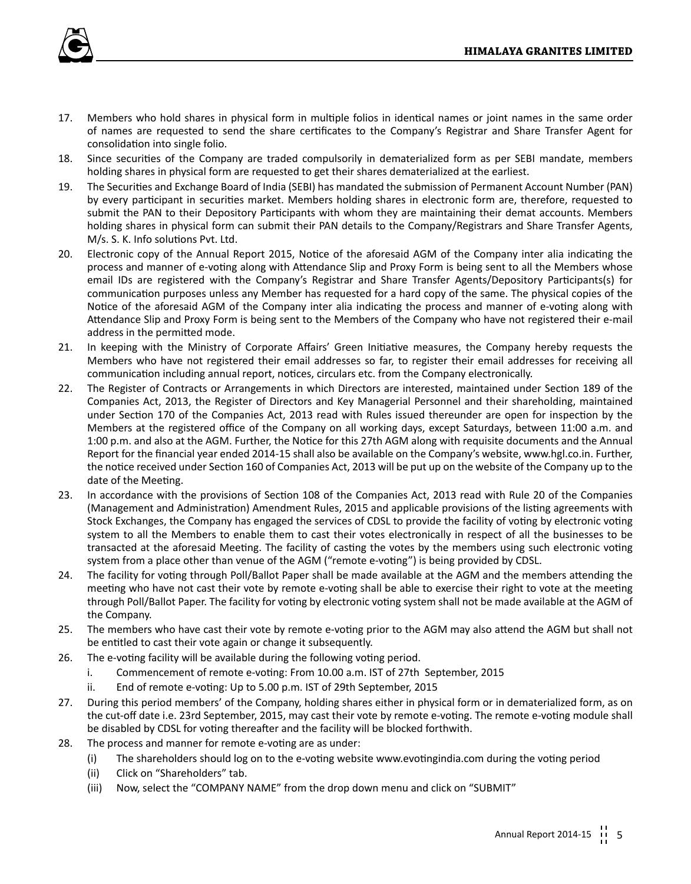17. Members who hold shares in physical form in multiple folios in identical names or joint names in the same order of names are requested to send the share certificates to the Company's Registrar and Share Transfer Agent for consolidation into single folio.
18. Since securities of the Company are traded compulsorily in dematerialized form as per SEBI mandate, members holding shares in physical form are requested to get their shares dematerialized at the earliest.
19. The Securities and Exchange Board of India (SEBI) has mandated the submission of Permanent Account Number (PAN) by every participant in securities market. Members holding shares in electronic form are, therefore, requested to submit the PAN to their Depository Participants with whom they are maintaining their demat accounts. Members holding shares in physical form can submit their PAN details to the Company/Registrars and Share Transfer Agents, M/s. S. K. Info solutions Pvt. Ltd.
20. Electronic copy of the Annual Report 2015, Notice of the aforesaid AGM of the Company inter alia indicating the process and manner of e-voting along with Attendance Slip and Proxy Form is being sent to all the Members whose email IDs are registered with the Company's Registrar and Share Transfer Agents/Depository Participants(s) for communication purposes unless any Member has requested for a hard copy of the same. The physical copies of the Notice of the aforesaid AGM of the Company inter alia indicating the process and manner of e-voting along with Attendance Slip and Proxy Form is being sent to the Members of the Company who have not registered their e-mail address in the permitted mode.
21. In keeping with the Ministry of Corporate Affairs' Green Initiative measures, the Company hereby requests the Members who have not registered their email addresses so far, to register their email addresses for receiving all communication including annual report, notices, circulars etc. from the Company electronically.
22. The Register of Contracts or Arrangements in which Directors are interested, maintained under Section 189 of the Companies Act, 2013, the Register of Directors and Key Managerial Personnel and their shareholding, maintained under Section 170 of the Companies Act, 2013 read with Rules issued thereunder are open for inspection by the Members at the registered office of the Company on all working days, except Saturdays, between 11:00 a.m. and 1:00 p.m. and also at the AGM. Further, the Notice for this 27th AGM along with requisite documents and the Annual Report for the financial year ended 2014-15 shall also be available on the Company's website, www.hgl.co.in. Further, the notice received under Section 160 of Companies Act, 2013 will be put up on the website of the Company up to the date of the Meeting.
23. In accordance with the provisions of Section 108 of the Companies Act, 2013 read with Rule 20 of the Companies (Management and Administration) Amendment Rules, 2015 and applicable provisions of the listing agreements with Stock Exchanges, the Company has engaged the services of CDSL to provide the facility of voting by electronic voting system to all the Members to enable them to cast their votes electronically in respect of all the businesses to be transacted at the aforesaid Meeting. The facility of casting the votes by the members using such electronic voting system from a place other than venue of the AGM ("remote e-voting") is being provided by CDSL.
24. The facility for voting through Poll/Ballot Paper shall be made available at the AGM and the members attending the meeting who have not cast their vote by remote e-voting shall be able to exercise their right to vote at the meeting through Poll/Ballot Paper. The facility for voting by electronic voting system shall not be made available at the AGM of the Company.
25. The members who have cast their vote by remote e-voting prior to the AGM may also attend the AGM but shall not be entitled to cast their vote again or change it subsequently.
26. The e-voting facility will be available during the following voting period.
    i. Commencement of remote e-voting: From 10.00 a.m. IST of 27th September, 2015
    ii. End of remote e-voting: Up to 5.00 p.m. IST of 29th September, 2015
27. During this period members' of the Company, holding shares either in physical form or in dematerialized form, as on the cut-off date i.e. 23rd September, 2015, may cast their vote by remote e-voting. The remote e-voting module shall be disabled by CDSL for voting thereafter and the facility will be blocked forthwith.
28. The process and manner for remote e-voting are as under:
    (i) The shareholders should log on to the e-voting website www.evotingindia.com during the voting period
    (ii) Click on "Shareholders" tab.
    (iii) Now, select the "COMPANY NAME" from the drop down menu and click on "SUBMIT"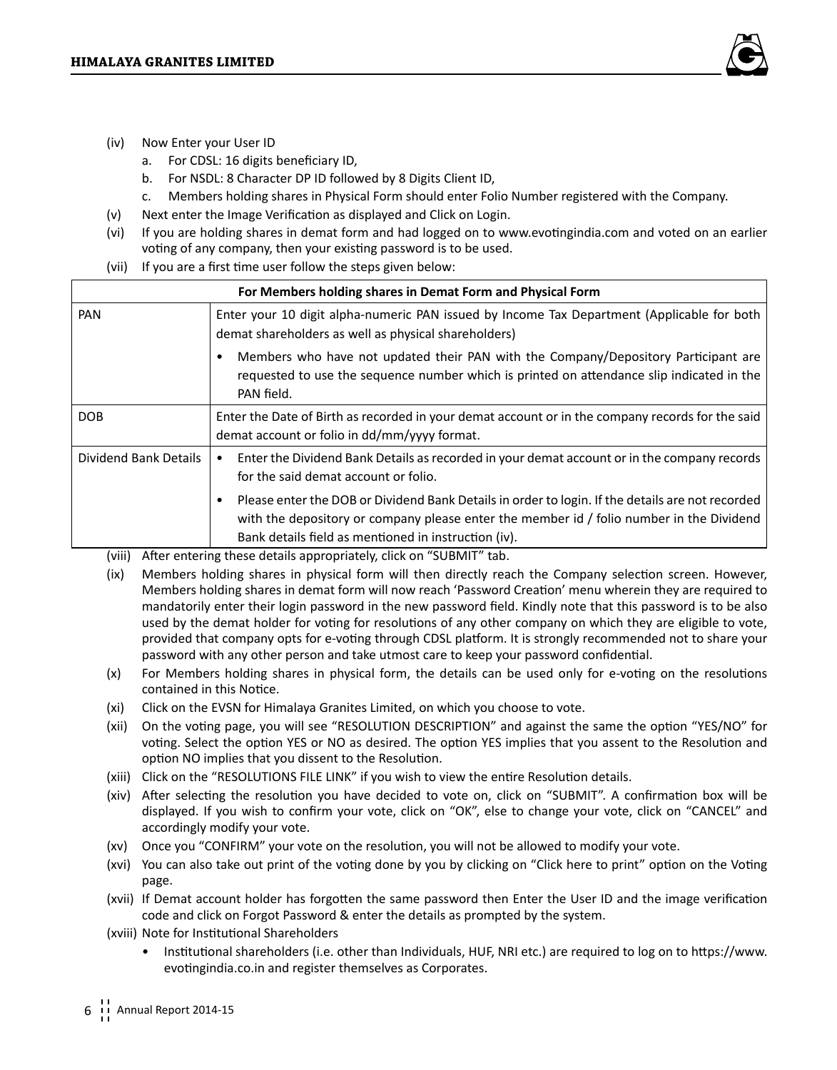(iv) Now Enter your User ID

a. For CDSL: 16 digits beneficiary ID,

b. For NSDL: 8 Character DP ID followed by 8 Digits Client ID,

c. Members holding shares in Physical Form should enter Folio Number registered with the Company.

(v) Next enter the Image Verification as displayed and Click on Login.

(vi) If you are holding shares in demat form and had logged on to www.evotingindia.com and voted on an earlier voting of any company, then your existing password is to be used.

(vii) If you are a first time user follow the steps given below:

| For Members holding shares in Demat Form and Physical Form | |
|---|---|
| PAN | Enter your 10 digit alpha-numeric PAN issued by Income Tax Department (Applicable for both demat shareholders as well as physical shareholders)<br>• Members who have not updated their PAN with the Company/Depository Participant are requested to use the sequence number which is printed on attendance slip indicated in the PAN field. |
| DOB | Enter the Date of Birth as recorded in your demat account or in the company records for the said demat account or folio in dd/mm/yyyy format. |
| Dividend Bank Details | • Enter the Dividend Bank Details as recorded in your demat account or in the company records for the said demat account or folio.<br>• Please enter the DOB or Dividend Bank Details in order to login. If the details are not recorded with the depository or company please enter the member id / folio number in the Dividend Bank details field as mentioned in instruction (iv). |

(viii) After entering these details appropriately, click on "SUBMIT" tab.

(ix) Members holding shares in physical form will then directly reach the Company selection screen. However, Members holding shares in demat form will now reach 'Password Creation' menu wherein they are required to mandatorily enter their login password in the new password field. Kindly note that this password is to be also used by the demat holder for voting for resolutions of any other company on which they are eligible to vote, provided that company opts for e-voting through CDSL platform. It is strongly recommended not to share your password with any other person and take utmost care to keep your password confidential.

(x) For Members holding shares in physical form, the details can be used only for e-voting on the resolutions contained in this Notice.

(xi) Click on the EVSN for Himalaya Granites Limited, on which you choose to vote.

(xii) On the voting page, you will see "RESOLUTION DESCRIPTION" and against the same the option "YES/NO" for voting. Select the option YES or NO as desired. The option YES implies that you assent to the Resolution and option NO implies that you dissent to the Resolution.

(xiii) Click on the "RESOLUTIONS FILE LINK" if you wish to view the entire Resolution details.

(xiv) After selecting the resolution you have decided to vote on, click on "SUBMIT". A confirmation box will be displayed. If you wish to confirm your vote, click on "OK", else to change your vote, click on "CANCEL" and accordingly modify your vote.

(xv) Once you "CONFIRM" your vote on the resolution, you will not be allowed to modify your vote.

(xvi) You can also take out print of the voting done by you by clicking on "Click here to print" option on the Voting page.

(xvii) If Demat account holder has forgotten the same password then Enter the User ID and the image verification code and click on Forgot Password & enter the details as prompted by the system.

(xviii) Note for Institutional Shareholders

- Institutional shareholders (i.e. other than Individuals, HUF, NRI etc.) are required to log on to https://www.evotingindia.co.in and register themselves as Corporates.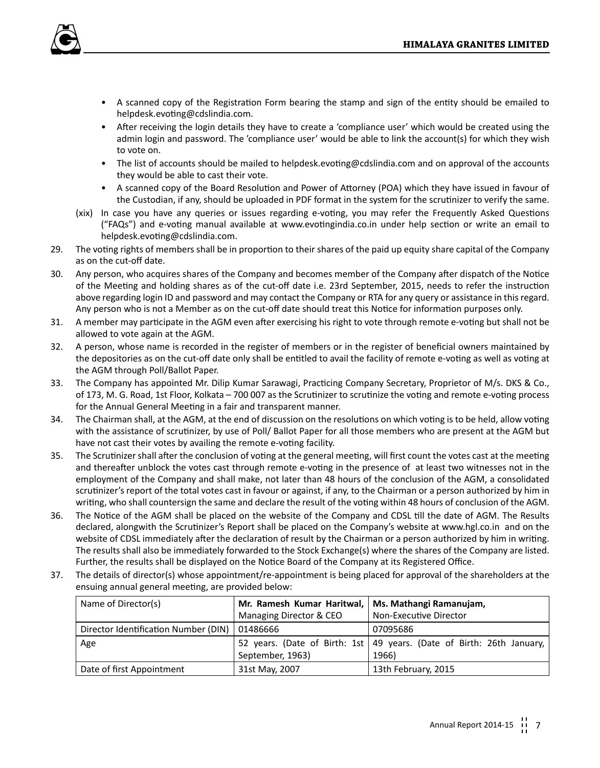- A scanned copy of the Registration Form bearing the stamp and sign of the entity should be emailed to helpdesk.evoting@cdslindia.com.
- After receiving the login details they have to create a 'compliance user' which would be created using the admin login and password. The 'compliance user' would be able to link the account(s) for which they wish to vote on.
- The list of accounts should be mailed to helpdesk.evoting@cdslindia.com and on approval of the accounts they would be able to cast their vote.
- A scanned copy of the Board Resolution and Power of Attorney (POA) which they have issued in favour of the Custodian, if any, should be uploaded in PDF format in the system for the scrutinizer to verify the same.

(xix) In case you have any queries or issues regarding e-voting, you may refer the Frequently Asked Questions ("FAQs") and e-voting manual available at www.evotingindia.co.in under help section or write an email to helpdesk.evoting@cdslindia.com.

29. The voting rights of members shall be in proportion to their shares of the paid up equity share capital of the Company as on the cut-off date.
30. Any person, who acquires shares of the Company and becomes member of the Company after dispatch of the Notice of the Meeting and holding shares as of the cut-off date i.e. 23rd September, 2015, needs to refer the instruction above regarding login ID and password and may contact the Company or RTA for any query or assistance in this regard. Any person who is not a Member as on the cut-off date should treat this Notice for information purposes only.
31. A member may participate in the AGM even after exercising his right to vote through remote e-voting but shall not be allowed to vote again at the AGM.
32. A person, whose name is recorded in the register of members or in the register of beneficial owners maintained by the depositories as on the cut-off date only shall be entitled to avail the facility of remote e-voting as well as voting at the AGM through Poll/Ballot Paper.
33. The Company has appointed Mr. Dilip Kumar Sarawagi, Practicing Company Secretary, Proprietor of M/s. DKS & Co., of 173, M. G. Road, 1st Floor, Kolkata – 700 007 as the Scrutinizer to scrutinize the voting and remote e-voting process for the Annual General Meeting in a fair and transparent manner.
34. The Chairman shall, at the AGM, at the end of discussion on the resolutions on which voting is to be held, allow voting with the assistance of scrutinizer, by use of Poll/ Ballot Paper for all those members who are present at the AGM but have not cast their votes by availing the remote e-voting facility.
35. The Scrutinizer shall after the conclusion of voting at the general meeting, will first count the votes cast at the meeting and thereafter unblock the votes cast through remote e-voting in the presence of at least two witnesses not in the employment of the Company and shall make, not later than 48 hours of the conclusion of the AGM, a consolidated scrutinizer's report of the total votes cast in favour or against, if any, to the Chairman or a person authorized by him in writing, who shall countersign the same and declare the result of the voting within 48 hours of conclusion of the AGM.
36. The Notice of the AGM shall be placed on the website of the Company and CDSL till the date of AGM. The Results declared, alongwith the Scrutinizer's Report shall be placed on the Company's website at www.hgl.co.in and on the website of CDSL immediately after the declaration of result by the Chairman or a person authorized by him in writing. The results shall also be immediately forwarded to the Stock Exchange(s) where the shares of the Company are listed. Further, the results shall be displayed on the Notice Board of the Company at its Registered Office.
37. The details of director(s) whose appointment/re-appointment is being placed for approval of the shareholders at the ensuing annual general meeting, are provided below:

| Name of Director(s) | **Mr. Ramesh Kumar Haritwal,** Managing Director & CEO | **Ms. Mathangi Ramanujam,** Non-Executive Director |
|---|---|---|
| Director Identification Number (DIN) | 01486666 | 07095686 |
| Age | 52 years. (Date of Birth: 1st September, 1963) | 49 years. (Date of Birth: 26th January, 1966) |
| Date of first Appointment | 31st May, 2007 | 13th February, 2015 |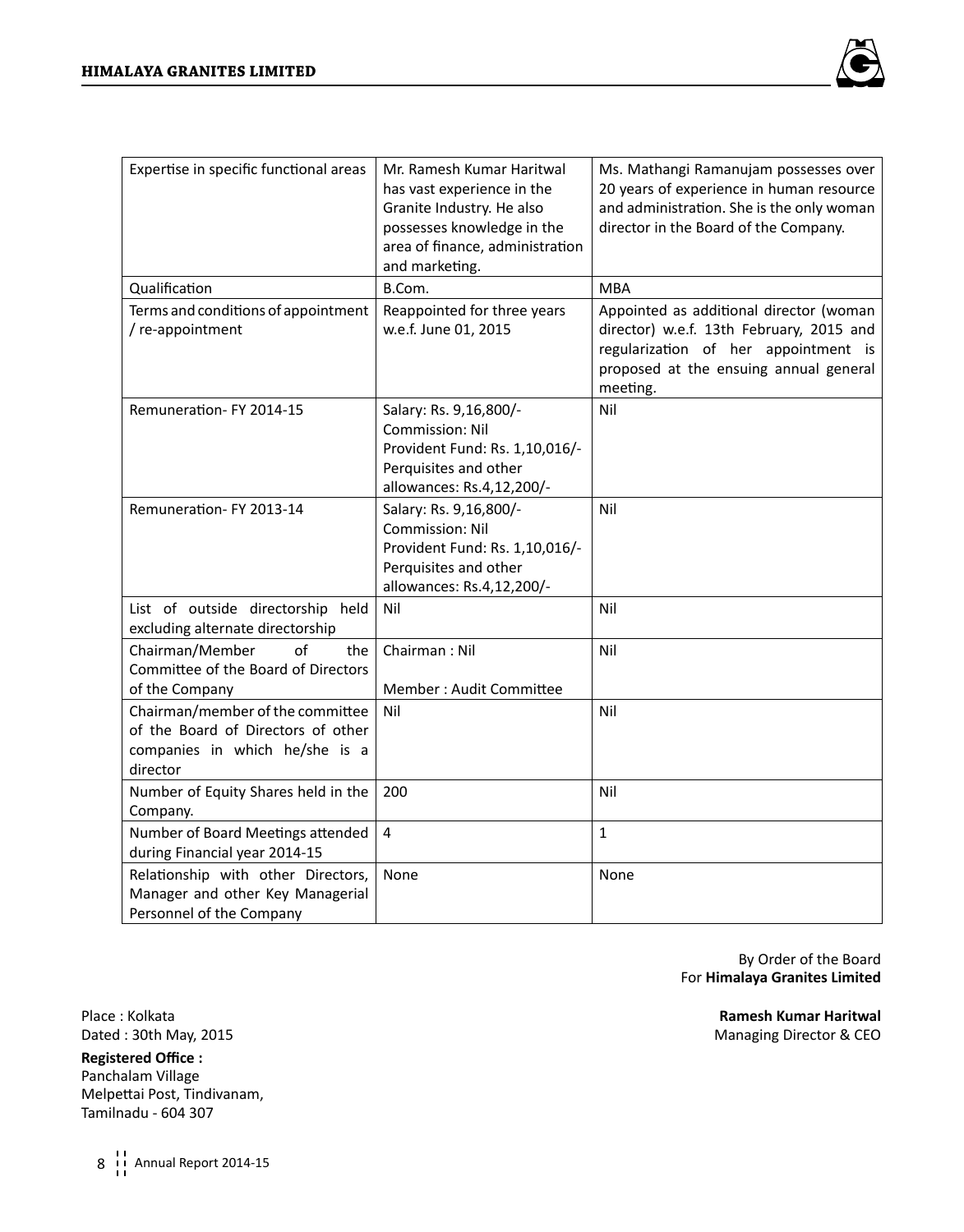| Expertise in specific functional areas | Mr. Ramesh Kumar Haritwal has vast experience in the Granite Industry. He also possesses knowledge in the area of finance, administration and marketing. | Ms. Mathangi Ramanujam possesses over 20 years of experience in human resource and administration. She is the only woman director in the Board of the Company. |
|---|---|---|
| Qualification | B.Com. | MBA |
| Terms and conditions of appointment / re-appointment | Reappointed for three years w.e.f. June 01, 2015 | Appointed as additional director (woman director) w.e.f. 13th February, 2015 and regularization of her appointment is proposed at the ensuing annual general meeting. |
| Remuneration- FY 2014-15 | Salary: Rs. 9,16,800/-<br>Commission: Nil<br>Provident Fund: Rs. 1,10,016/-<br>Perquisites and other allowances: Rs.4,12,200/- | Nil |
| Remuneration- FY 2013-14 | Salary: Rs. 9,16,800/-<br>Commission: Nil<br>Provident Fund: Rs. 1,10,016/-<br>Perquisites and other allowances: Rs.4,12,200/- | Nil |
| List of outside directorship held excluding alternate directorship | Nil | Nil |
| Chairman/Member of the Committee of the Board of Directors of the Company | Chairman : Nil<br>Member : Audit Committee | Nil |
| Chairman/member of the committee of the Board of Directors of other companies in which he/she is a director | Nil | Nil |
| Number of Equity Shares held in the Company. | 200 | Nil |
| Number of Board Meetings attended during Financial year 2014-15 | 4 | 1 |
| Relationship with other Directors, Manager and other Key Managerial Personnel of the Company | None | None |

By Order of the Board
For **Himalaya Granites Limited**

**Ramesh Kumar Haritwal**
Managing Director & CEO

Place : Kolkata
Dated : 30th May, 2015

**Registered Office :**
Panchalam Village
Melpettai Post, Tindivanam,
Tamilnadu - 604 307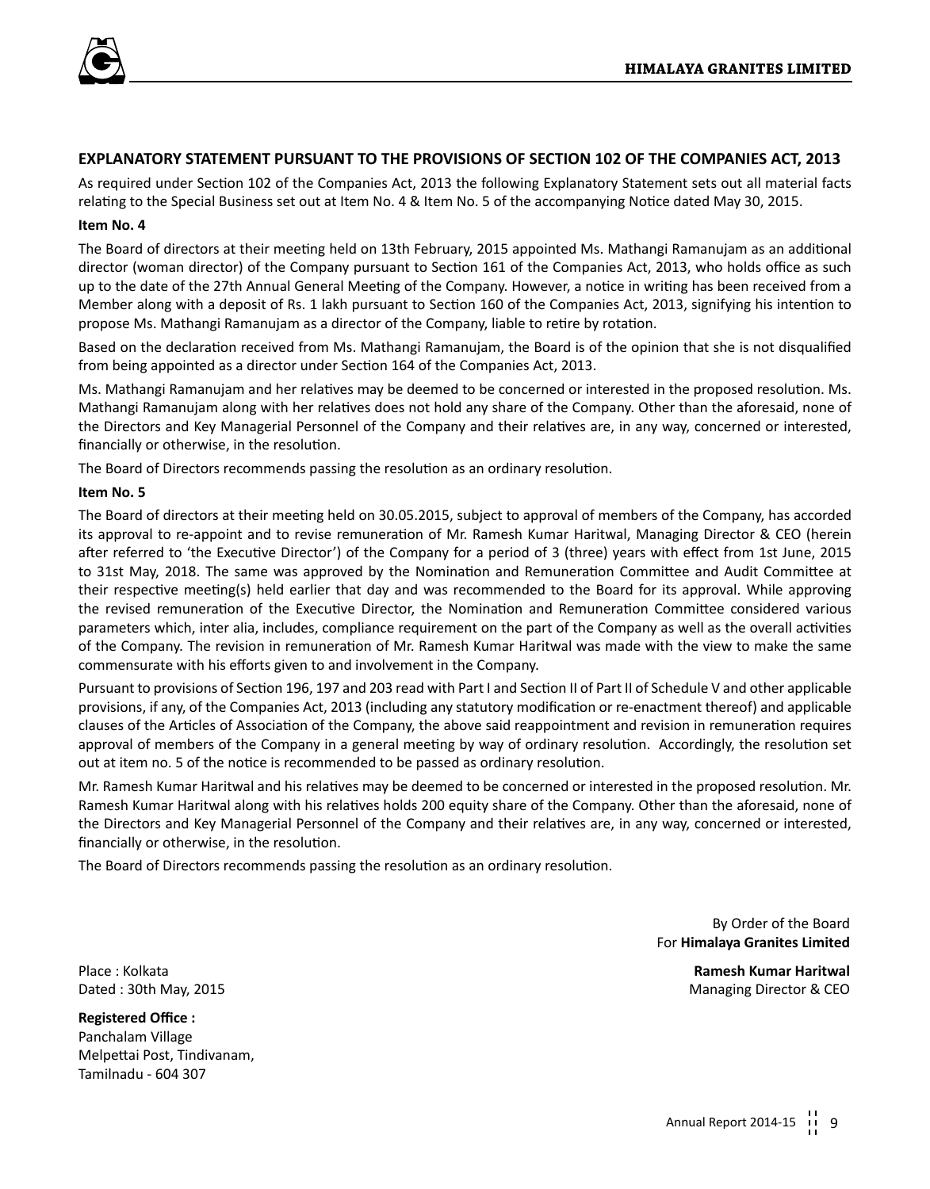## EXPLANATORY STATEMENT PURSUANT TO THE PROVISIONS OF SECTION 102 OF THE COMPANIES ACT, 2013

As required under Section 102 of the Companies Act, 2013 the following Explanatory Statement sets out all material facts relating to the Special Business set out at Item No. 4 & Item No. 5 of the accompanying Notice dated May 30, 2015.

**Item No. 4**

The Board of directors at their meeting held on 13th February, 2015 appointed Ms. Mathangi Ramanujam as an additional director (woman director) of the Company pursuant to Section 161 of the Companies Act, 2013, who holds office as such up to the date of the 27th Annual General Meeting of the Company. However, a notice in writing has been received from a Member along with a deposit of Rs. 1 lakh pursuant to Section 160 of the Companies Act, 2013, signifying his intention to propose Ms. Mathangi Ramanujam as a director of the Company, liable to retire by rotation.

Based on the declaration received from Ms. Mathangi Ramanujam, the Board is of the opinion that she is not disqualified from being appointed as a director under Section 164 of the Companies Act, 2013.

Ms. Mathangi Ramanujam and her relatives may be deemed to be concerned or interested in the proposed resolution. Ms. Mathangi Ramanujam along with her relatives does not hold any share of the Company. Other than the aforesaid, none of the Directors and Key Managerial Personnel of the Company and their relatives are, in any way, concerned or interested, financially or otherwise, in the resolution.

The Board of Directors recommends passing the resolution as an ordinary resolution.

**Item No. 5**

The Board of directors at their meeting held on 30.05.2015, subject to approval of members of the Company, has accorded its approval to re-appoint and to revise remuneration of Mr. Ramesh Kumar Haritwal, Managing Director & CEO (herein after referred to 'the Executive Director') of the Company for a period of 3 (three) years with effect from 1st June, 2015 to 31st May, 2018. The same was approved by the Nomination and Remuneration Committee and Audit Committee at their respective meeting(s) held earlier that day and was recommended to the Board for its approval. While approving the revised remuneration of the Executive Director, the Nomination and Remuneration Committee considered various parameters which, inter alia, includes, compliance requirement on the part of the Company as well as the overall activities of the Company. The revision in remuneration of Mr. Ramesh Kumar Haritwal was made with the view to make the same commensurate with his efforts given to and involvement in the Company.

Pursuant to provisions of Section 196, 197 and 203 read with Part I and Section II of Part II of Schedule V and other applicable provisions, if any, of the Companies Act, 2013 (including any statutory modification or re-enactment thereof) and applicable clauses of the Articles of Association of the Company, the above said reappointment and revision in remuneration requires approval of members of the Company in a general meeting by way of ordinary resolution. Accordingly, the resolution set out at item no. 5 of the notice is recommended to be passed as ordinary resolution.

Mr. Ramesh Kumar Haritwal and his relatives may be deemed to be concerned or interested in the proposed resolution. Mr. Ramesh Kumar Haritwal along with his relatives holds 200 equity share of the Company. Other than the aforesaid, none of the Directors and Key Managerial Personnel of the Company and their relatives are, in any way, concerned or interested, financially or otherwise, in the resolution.

The Board of Directors recommends passing the resolution as an ordinary resolution.

By Order of the Board
For **Himalaya Granites Limited**

**Ramesh Kumar Haritwal**
Managing Director & CEO

Place : Kolkata
Dated : 30th May, 2015

**Registered Office :**
Panchalam Village
Melpettai Post, Tindivanam,
Tamilnadu - 604 307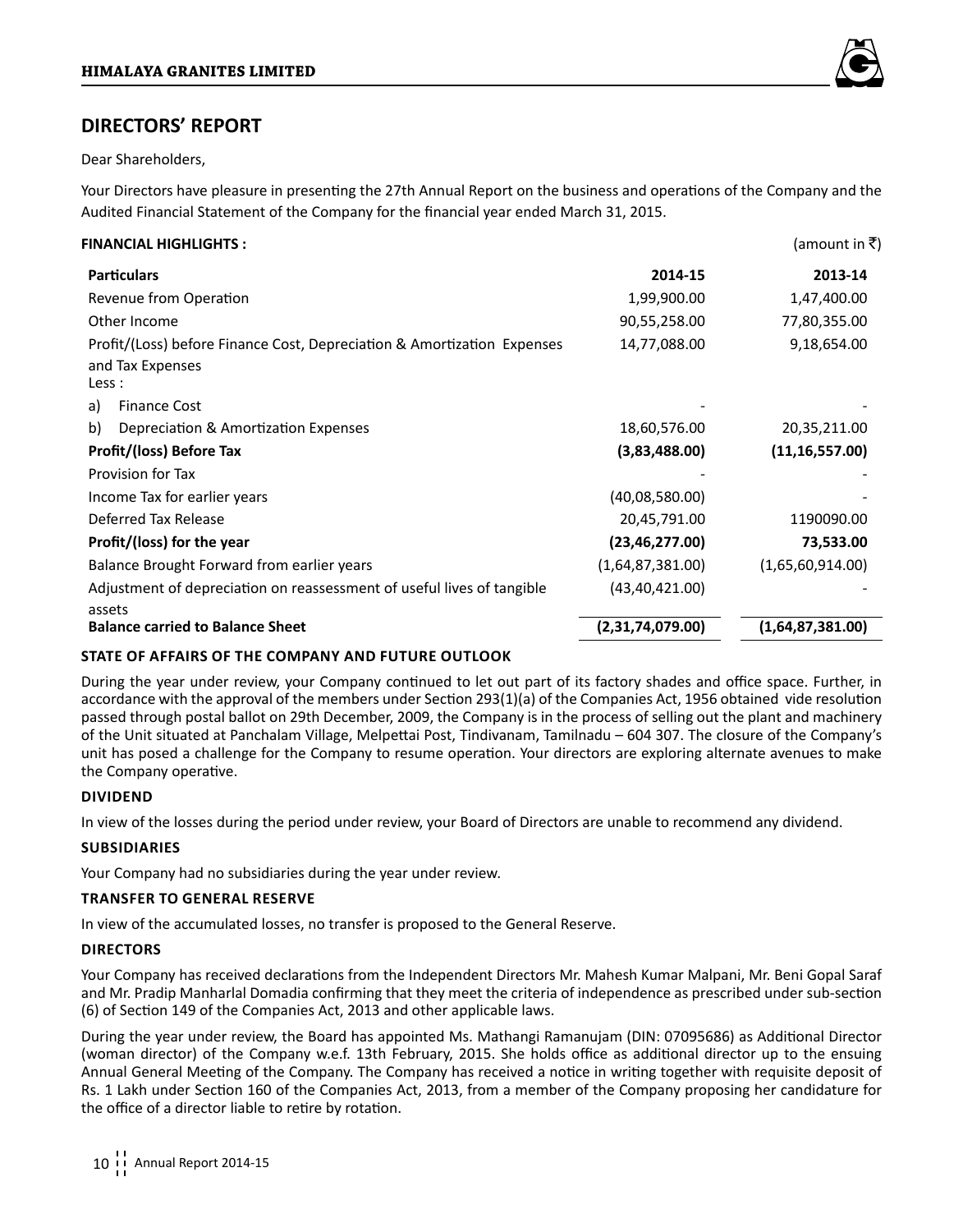# DIRECTORS' REPORT

Dear Shareholders,

Your Directors have pleasure in presenting the 27th Annual Report on the business and operations of the Company and the Audited Financial Statement of the Company for the financial year ended March 31, 2015.

**FINANCIAL HIGHLIGHTS :** (amount in ₹)

| Particulars | 2014-15 | 2013-14 |
|---|---|---|
| Revenue from Operation | 1,99,900.00 | 1,47,400.00 |
| Other Income | 90,55,258.00 | 77,80,355.00 |
| Profit/(Loss) before Finance Cost, Depreciation & Amortization Expenses and Tax Expenses | 14,77,088.00 | 9,18,654.00 |
| Less : | | |
| a) Finance Cost | - | - |
| b) Depreciation & Amortization Expenses | 18,60,576.00 | 20,35,211.00 |
| **Profit/(loss) Before Tax** | **(3,83,488.00)** | **(11,16,557.00)** |
| Provision for Tax | - | - |
| Income Tax for earlier years | (40,08,580.00) | - |
| Deferred Tax Release | 20,45,791.00 | 1190090.00 |
| **Profit/(loss) for the year** | **(23,46,277.00)** | **73,533.00** |
| Balance Brought Forward from earlier years | (1,64,87,381.00) | (1,65,60,914.00) |
| Adjustment of depreciation on reassessment of useful lives of tangible assets | (43,40,421.00) | - |
| **Balance carried to Balance Sheet** | **(2,31,74,079.00)** | **(1,64,87,381.00)** |

### STATE OF AFFAIRS OF THE COMPANY AND FUTURE OUTLOOK

During the year under review, your Company continued to let out part of its factory shades and office space. Further, in accordance with the approval of the members under Section 293(1)(a) of the Companies Act, 1956 obtained vide resolution passed through postal ballot on 29th December, 2009, the Company is in the process of selling out the plant and machinery of the Unit situated at Panchalam Village, Melpettai Post, Tindivanam, Tamilnadu – 604 307. The closure of the Company's unit has posed a challenge for the Company to resume operation. Your directors are exploring alternate avenues to make the Company operative.

### DIVIDEND

In view of the losses during the period under review, your Board of Directors are unable to recommend any dividend.

### SUBSIDIARIES

Your Company had no subsidiaries during the year under review.

### TRANSFER TO GENERAL RESERVE

In view of the accumulated losses, no transfer is proposed to the General Reserve.

### DIRECTORS

Your Company has received declarations from the Independent Directors Mr. Mahesh Kumar Malpani, Mr. Beni Gopal Saraf and Mr. Pradip Manharlal Domadia confirming that they meet the criteria of independence as prescribed under sub-section (6) of Section 149 of the Companies Act, 2013 and other applicable laws.

During the year under review, the Board has appointed Ms. Mathangi Ramanujam (DIN: 07095686) as Additional Director (woman director) of the Company w.e.f. 13th February, 2015. She holds office as additional director up to the ensuing Annual General Meeting of the Company. The Company has received a notice in writing together with requisite deposit of Rs. 1 Lakh under Section 160 of the Companies Act, 2013, from a member of the Company proposing her candidature for the office of a director liable to retire by rotation.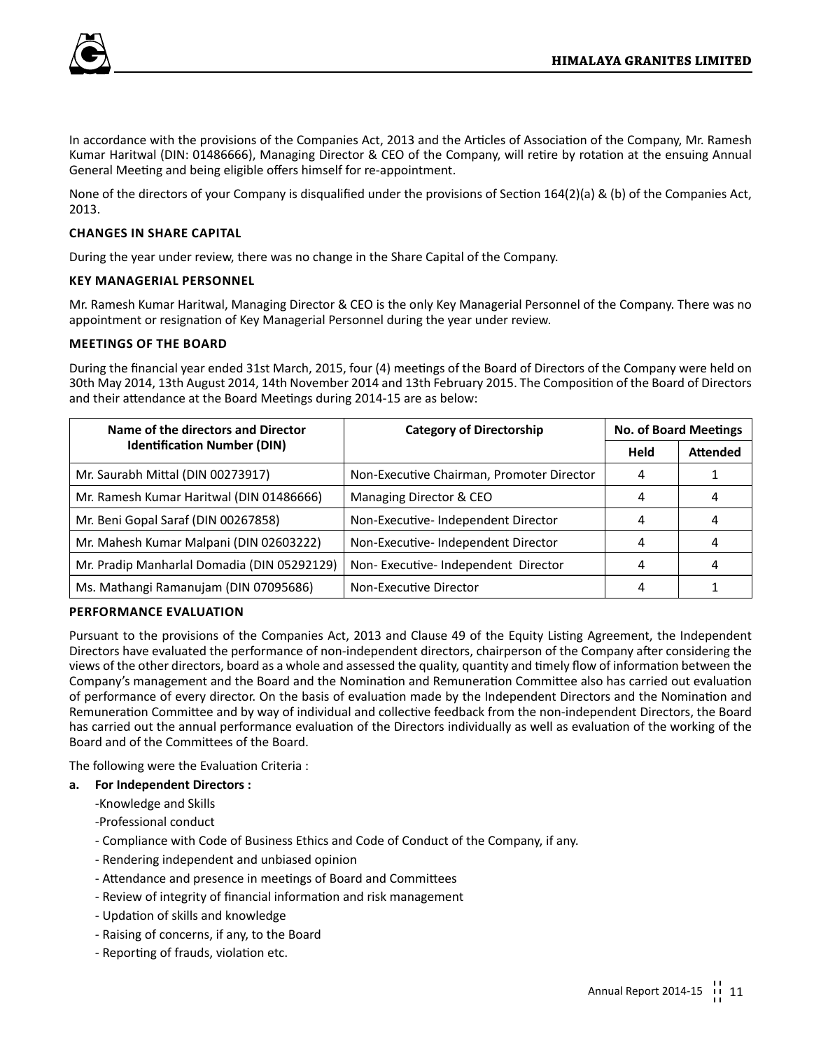In accordance with the provisions of the Companies Act, 2013 and the Articles of Association of the Company, Mr. Ramesh Kumar Haritwal (DIN: 01486666), Managing Director & CEO of the Company, will retire by rotation at the ensuing Annual General Meeting and being eligible offers himself for re-appointment.

None of the directors of your Company is disqualified under the provisions of Section 164(2)(a) & (b) of the Companies Act, 2013.

### CHANGES IN SHARE CAPITAL

During the year under review, there was no change in the Share Capital of the Company.

### KEY MANAGERIAL PERSONNEL

Mr. Ramesh Kumar Haritwal, Managing Director & CEO is the only Key Managerial Personnel of the Company. There was no appointment or resignation of Key Managerial Personnel during the year under review.

### MEETINGS OF THE BOARD

During the financial year ended 31st March, 2015, four (4) meetings of the Board of Directors of the Company were held on 30th May 2014, 13th August 2014, 14th November 2014 and 13th February 2015. The Composition of the Board of Directors and their attendance at the Board Meetings during 2014-15 are as below:

| Name of the directors and Director Identification Number (DIN) | Category of Directorship | No. of Board Meetings | |
|---|---|---|---|
| | | Held | Attended |
| Mr. Saurabh Mittal (DIN 00273917) | Non-Executive Chairman, Promoter Director | 4 | 1 |
| Mr. Ramesh Kumar Haritwal (DIN 01486666) | Managing Director & CEO | 4 | 4 |
| Mr. Beni Gopal Saraf (DIN 00267858) | Non-Executive- Independent Director | 4 | 4 |
| Mr. Mahesh Kumar Malpani (DIN 02603222) | Non-Executive- Independent Director | 4 | 4 |
| Mr. Pradip Manharlal Domadia (DIN 05292129) | Non- Executive- Independent Director | 4 | 4 |
| Ms. Mathangi Ramanujam (DIN 07095686) | Non-Executive Director | 4 | 1 |

### PERFORMANCE EVALUATION

Pursuant to the provisions of the Companies Act, 2013 and Clause 49 of the Equity Listing Agreement, the Independent Directors have evaluated the performance of non-independent directors, chairperson of the Company after considering the views of the other directors, board as a whole and assessed the quality, quantity and timely flow of information between the Company's management and the Board and the Nomination and Remuneration Committee also has carried out evaluation of performance of every director. On the basis of evaluation made by the Independent Directors and the Nomination and Remuneration Committee and by way of individual and collective feedback from the non-independent Directors, the Board has carried out the annual performance evaluation of the Directors individually as well as evaluation of the working of the Board and of the Committees of the Board.

The following were the Evaluation Criteria :

**a. For Independent Directors :**

- Knowledge and Skills
- Professional conduct
- Compliance with Code of Business Ethics and Code of Conduct of the Company, if any.
- Rendering independent and unbiased opinion
- Attendance and presence in meetings of Board and Committees
- Review of integrity of financial information and risk management
- Updation of skills and knowledge
- Raising of concerns, if any, to the Board
- Reporting of frauds, violation etc.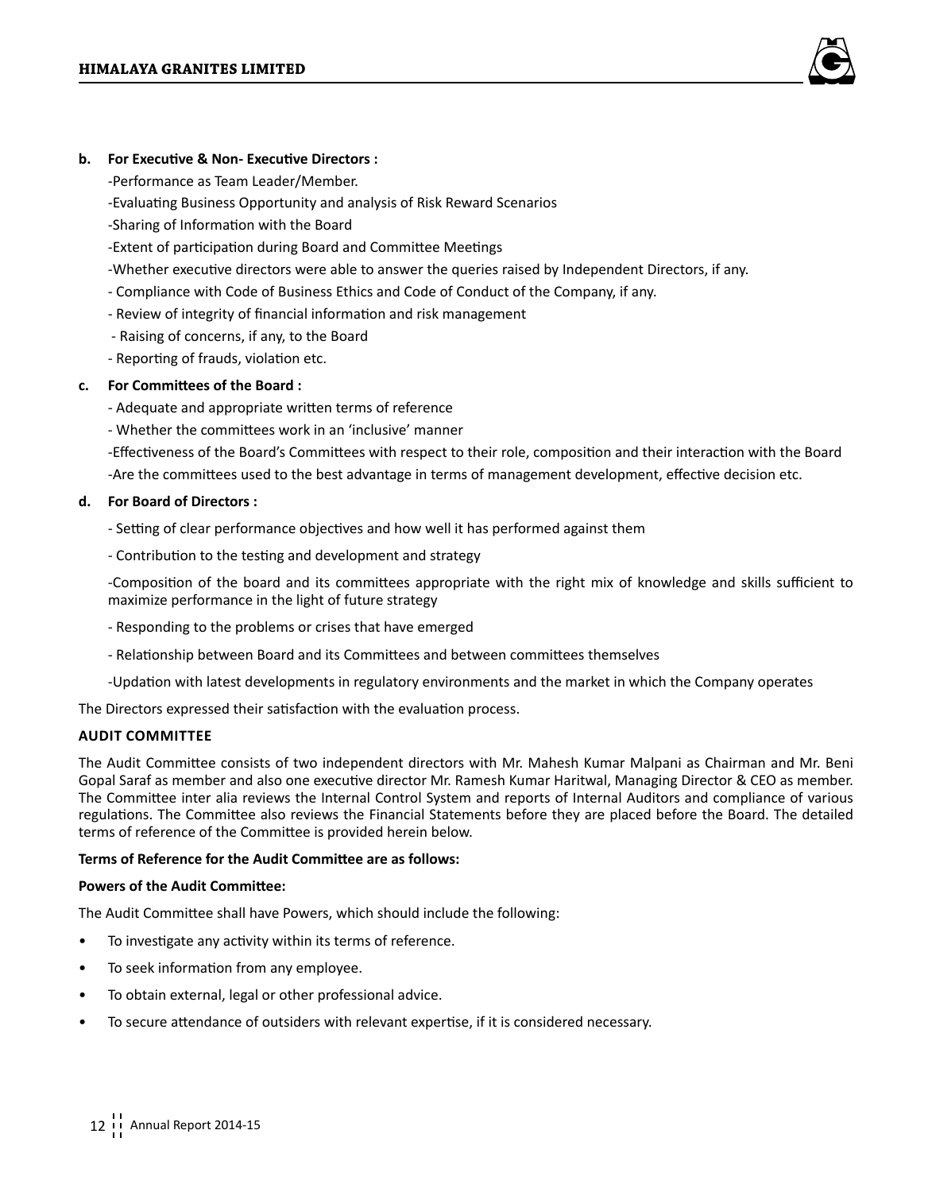**b. For Executive & Non- Executive Directors :**

-Performance as Team Leader/Member.

-Evaluating Business Opportunity and analysis of Risk Reward Scenarios

-Sharing of Information with the Board

-Extent of participation during Board and Committee Meetings

-Whether executive directors were able to answer the queries raised by Independent Directors, if any.

- Compliance with Code of Business Ethics and Code of Conduct of the Company, if any.

- Review of integrity of financial information and risk management

- Raising of concerns, if any, to the Board

- Reporting of frauds, violation etc.

**c. For Committees of the Board :**

- Adequate and appropriate written terms of reference

- Whether the committees work in an 'inclusive' manner

-Effectiveness of the Board's Committees with respect to their role, composition and their interaction with the Board

-Are the committees used to the best advantage in terms of management development, effective decision etc.

**d. For Board of Directors :**

- Setting of clear performance objectives and how well it has performed against them

- Contribution to the testing and development and strategy

-Composition of the board and its committees appropriate with the right mix of knowledge and skills sufficient to maximize performance in the light of future strategy

- Responding to the problems or crises that have emerged

- Relationship between Board and its Committees and between committees themselves

-Updation with latest developments in regulatory environments and the market in which the Company operates

The Directors expressed their satisfaction with the evaluation process.

**AUDIT COMMITTEE**

The Audit Committee consists of two independent directors with Mr. Mahesh Kumar Malpani as Chairman and Mr. Beni Gopal Saraf as member and also one executive director Mr. Ramesh Kumar Haritwal, Managing Director & CEO as member. The Committee inter alia reviews the Internal Control System and reports of Internal Auditors and compliance of various regulations. The Committee also reviews the Financial Statements before they are placed before the Board. The detailed terms of reference of the Committee is provided herein below.

**Terms of Reference for the Audit Committee are as follows:**

**Powers of the Audit Committee:**

The Audit Committee shall have Powers, which should include the following:

- To investigate any activity within its terms of reference.
- To seek information from any employee.
- To obtain external, legal or other professional advice.
- To secure attendance of outsiders with relevant expertise, if it is considered necessary.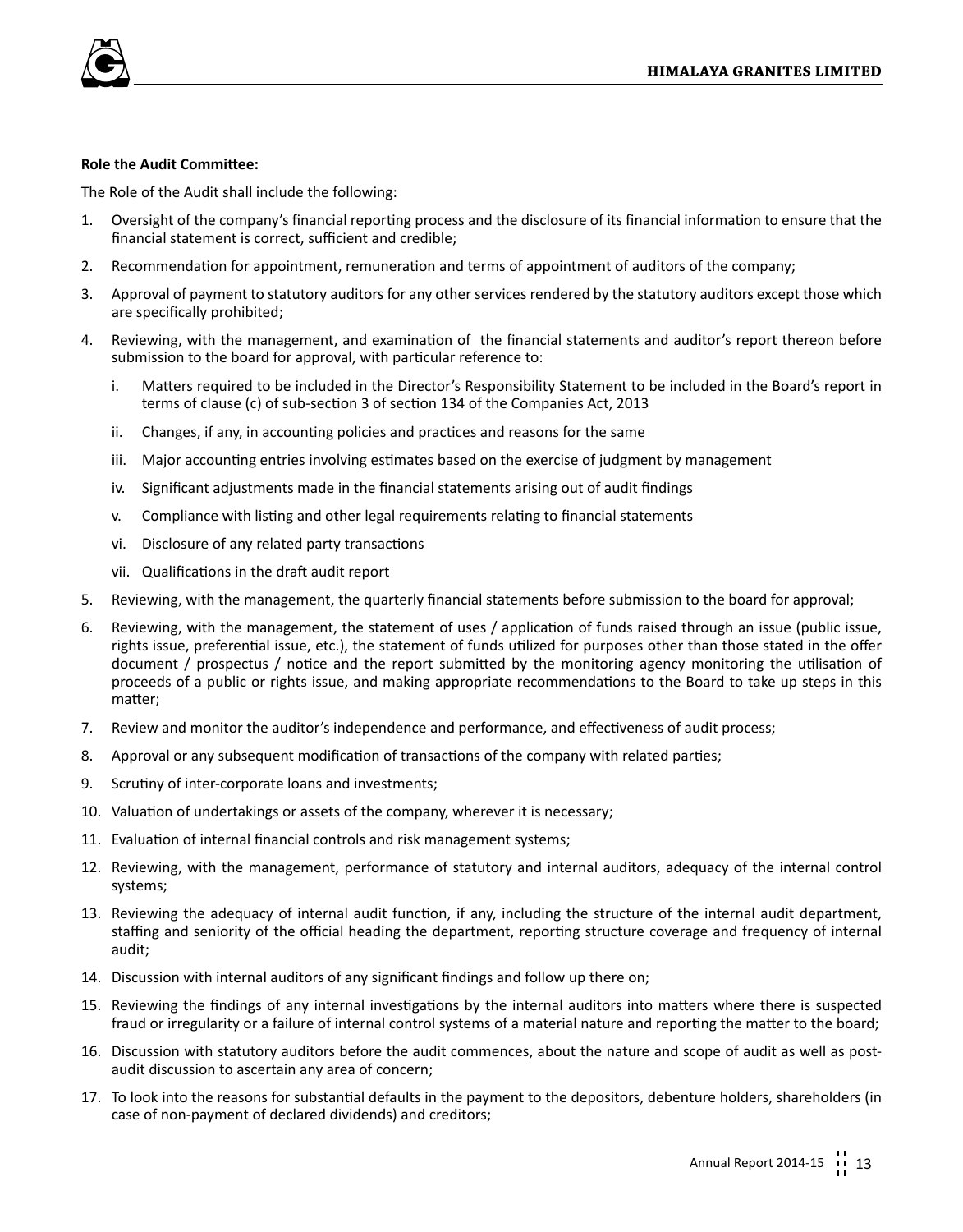**Role the Audit Committee:**

The Role of the Audit shall include the following:

1. Oversight of the company's financial reporting process and the disclosure of its financial information to ensure that the financial statement is correct, sufficient and credible;
2. Recommendation for appointment, remuneration and terms of appointment of auditors of the company;
3. Approval of payment to statutory auditors for any other services rendered by the statutory auditors except those which are specifically prohibited;
4. Reviewing, with the management, and examination of the financial statements and auditor's report thereon before submission to the board for approval, with particular reference to:
   i. Matters required to be included in the Director's Responsibility Statement to be included in the Board's report in terms of clause (c) of sub-section 3 of section 134 of the Companies Act, 2013
   ii. Changes, if any, in accounting policies and practices and reasons for the same
   iii. Major accounting entries involving estimates based on the exercise of judgment by management
   iv. Significant adjustments made in the financial statements arising out of audit findings
   v. Compliance with listing and other legal requirements relating to financial statements
   vi. Disclosure of any related party transactions
   vii. Qualifications in the draft audit report
5. Reviewing, with the management, the quarterly financial statements before submission to the board for approval;
6. Reviewing, with the management, the statement of uses / application of funds raised through an issue (public issue, rights issue, preferential issue, etc.), the statement of funds utilized for purposes other than those stated in the offer document / prospectus / notice and the report submitted by the monitoring agency monitoring the utilisation of proceeds of a public or rights issue, and making appropriate recommendations to the Board to take up steps in this matter;
7. Review and monitor the auditor's independence and performance, and effectiveness of audit process;
8. Approval or any subsequent modification of transactions of the company with related parties;
9. Scrutiny of inter-corporate loans and investments;
10. Valuation of undertakings or assets of the company, wherever it is necessary;
11. Evaluation of internal financial controls and risk management systems;
12. Reviewing, with the management, performance of statutory and internal auditors, adequacy of the internal control systems;
13. Reviewing the adequacy of internal audit function, if any, including the structure of the internal audit department, staffing and seniority of the official heading the department, reporting structure coverage and frequency of internal audit;
14. Discussion with internal auditors of any significant findings and follow up there on;
15. Reviewing the findings of any internal investigations by the internal auditors into matters where there is suspected fraud or irregularity or a failure of internal control systems of a material nature and reporting the matter to the board;
16. Discussion with statutory auditors before the audit commences, about the nature and scope of audit as well as post-audit discussion to ascertain any area of concern;
17. To look into the reasons for substantial defaults in the payment to the depositors, debenture holders, shareholders (in case of non-payment of declared dividends) and creditors;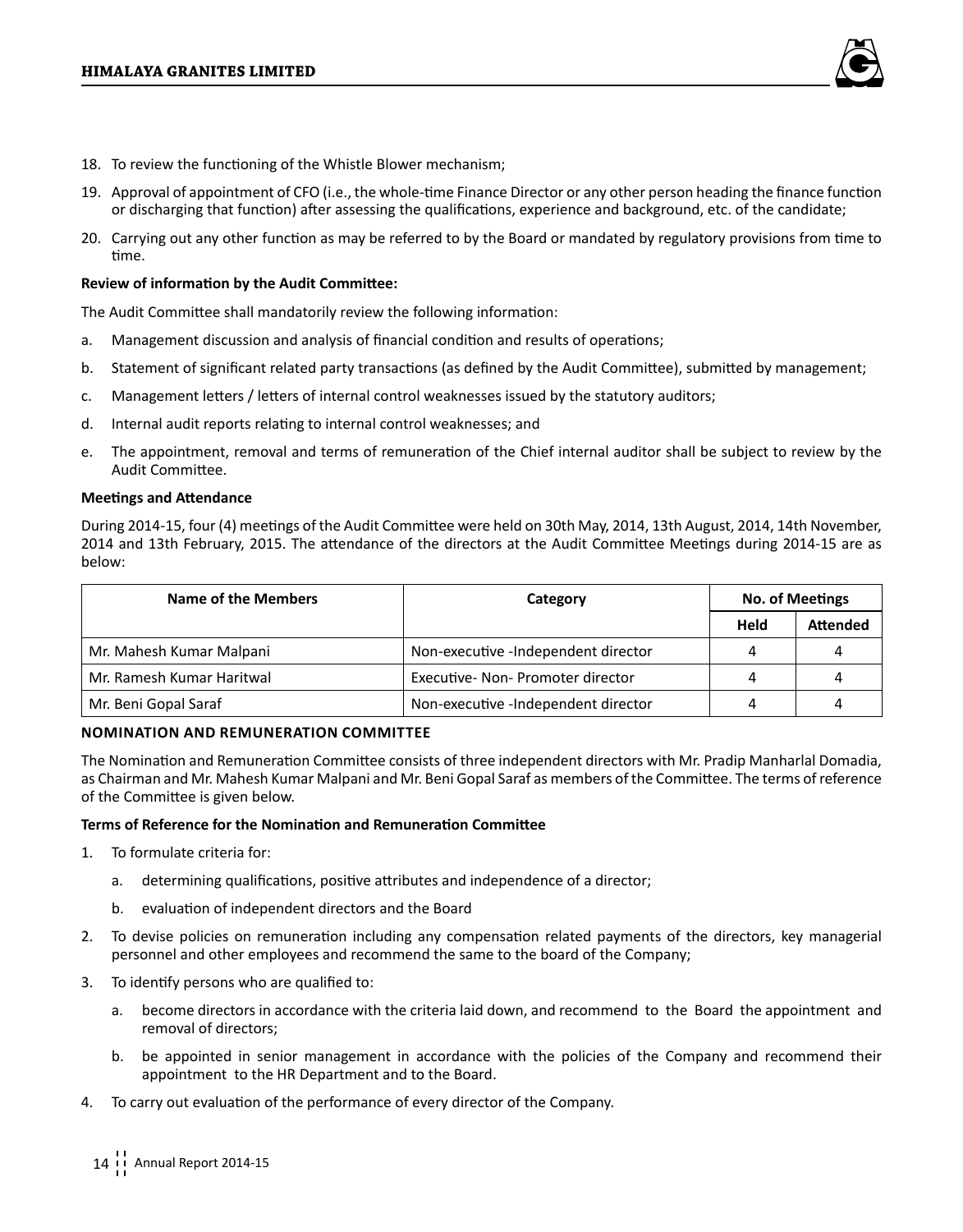18. To review the functioning of the Whistle Blower mechanism;
19. Approval of appointment of CFO (i.e., the whole-time Finance Director or any other person heading the finance function or discharging that function) after assessing the qualifications, experience and background, etc. of the candidate;
20. Carrying out any other function as may be referred to by the Board or mandated by regulatory provisions from time to time.

**Review of information by the Audit Committee:**

The Audit Committee shall mandatorily review the following information:

a. Management discussion and analysis of financial condition and results of operations;
b. Statement of significant related party transactions (as defined by the Audit Committee), submitted by management;
c. Management letters / letters of internal control weaknesses issued by the statutory auditors;
d. Internal audit reports relating to internal control weaknesses; and
e. The appointment, removal and terms of remuneration of the Chief internal auditor shall be subject to review by the Audit Committee.

**Meetings and Attendance**

During 2014-15, four (4) meetings of the Audit Committee were held on 30th May, 2014, 13th August, 2014, 14th November, 2014 and 13th February, 2015. The attendance of the directors at the Audit Committee Meetings during 2014-15 are as below:

| Name of the Members | Category | No. of Meetings | |
|---|---|---|---|
| | | Held | Attended |
| Mr. Mahesh Kumar Malpani | Non-executive -Independent director | 4 | 4 |
| Mr. Ramesh Kumar Haritwal | Executive- Non- Promoter director | 4 | 4 |
| Mr. Beni Gopal Saraf | Non-executive -Independent director | 4 | 4 |

**NOMINATION AND REMUNERATION COMMITTEE**

The Nomination and Remuneration Committee consists of three independent directors with Mr. Pradip Manharlal Domadia, as Chairman and Mr. Mahesh Kumar Malpani and Mr. Beni Gopal Saraf as members of the Committee. The terms of reference of the Committee is given below.

**Terms of Reference for the Nomination and Remuneration Committee**

1. To formulate criteria for:
   a. determining qualifications, positive attributes and independence of a director;
   b. evaluation of independent directors and the Board
2. To devise policies on remuneration including any compensation related payments of the directors, key managerial personnel and other employees and recommend the same to the board of the Company;
3. To identify persons who are qualified to:
   a. become directors in accordance with the criteria laid down, and recommend to the Board the appointment and removal of directors;
   b. be appointed in senior management in accordance with the policies of the Company and recommend their appointment to the HR Department and to the Board.
4. To carry out evaluation of the performance of every director of the Company.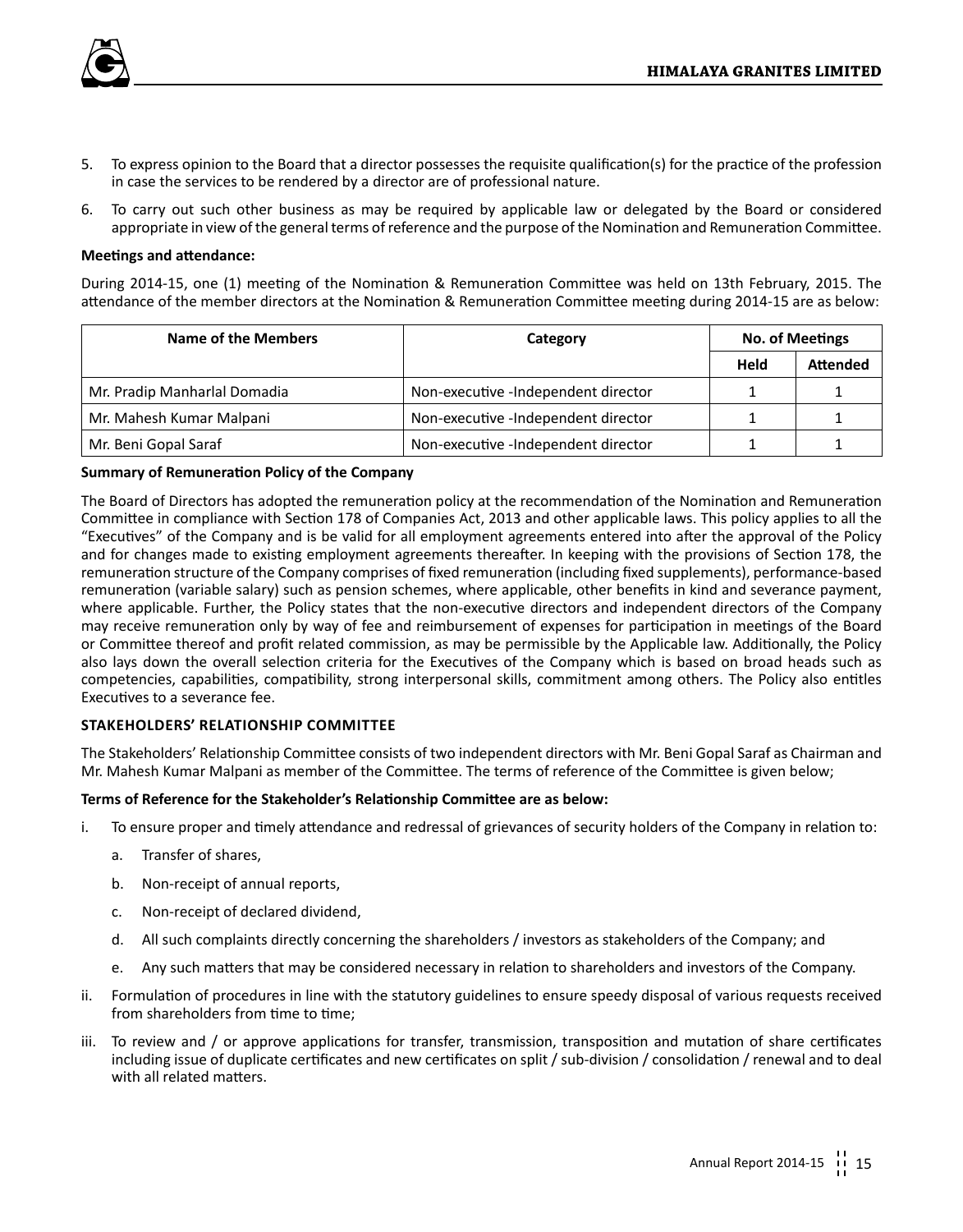5. To express opinion to the Board that a director possesses the requisite qualification(s) for the practice of the profession in case the services to be rendered by a director are of professional nature.

6. To carry out such other business as may be required by applicable law or delegated by the Board or considered appropriate in view of the general terms of reference and the purpose of the Nomination and Remuneration Committee.

**Meetings and attendance:**

During 2014-15, one (1) meeting of the Nomination & Remuneration Committee was held on 13th February, 2015. The attendance of the member directors at the Nomination & Remuneration Committee meeting during 2014-15 are as below:

| Name of the Members | Category | No. of Meetings | |
|---|---|---|---|
| | | Held | Attended |
| Mr. Pradip Manharlal Domadia | Non-executive -Independent director | 1 | 1 |
| Mr. Mahesh Kumar Malpani | Non-executive -Independent director | 1 | 1 |
| Mr. Beni Gopal Saraf | Non-executive -Independent director | 1 | 1 |

**Summary of Remuneration Policy of the Company**

The Board of Directors has adopted the remuneration policy at the recommendation of the Nomination and Remuneration Committee in compliance with Section 178 of Companies Act, 2013 and other applicable laws. This policy applies to all the "Executives" of the Company and is be valid for all employment agreements entered into after the approval of the Policy and for changes made to existing employment agreements thereafter. In keeping with the provisions of Section 178, the remuneration structure of the Company comprises of fixed remuneration (including fixed supplements), performance-based remuneration (variable salary) such as pension schemes, where applicable, other benefits in kind and severance payment, where applicable. Further, the Policy states that the non-executive directors and independent directors of the Company may receive remuneration only by way of fee and reimbursement of expenses for participation in meetings of the Board or Committee thereof and profit related commission, as may be permissible by the Applicable law. Additionally, the Policy also lays down the overall selection criteria for the Executives of the Company which is based on broad heads such as competencies, capabilities, compatibility, strong interpersonal skills, commitment among others. The Policy also entitles Executives to a severance fee.

## STAKEHOLDERS' RELATIONSHIP COMMITTEE

The Stakeholders' Relationship Committee consists of two independent directors with Mr. Beni Gopal Saraf as Chairman and Mr. Mahesh Kumar Malpani as member of the Committee. The terms of reference of the Committee is given below;

**Terms of Reference for the Stakeholder's Relationship Committee are as below:**

i. To ensure proper and timely attendance and redressal of grievances of security holders of the Company in relation to:

   a. Transfer of shares,

   b. Non-receipt of annual reports,

   c. Non-receipt of declared dividend,

   d. All such complaints directly concerning the shareholders / investors as stakeholders of the Company; and

   e. Any such matters that may be considered necessary in relation to shareholders and investors of the Company.

ii. Formulation of procedures in line with the statutory guidelines to ensure speedy disposal of various requests received from shareholders from time to time;

iii. To review and / or approve applications for transfer, transmission, transposition and mutation of share certificates including issue of duplicate certificates and new certificates on split / sub-division / consolidation / renewal and to deal with all related matters.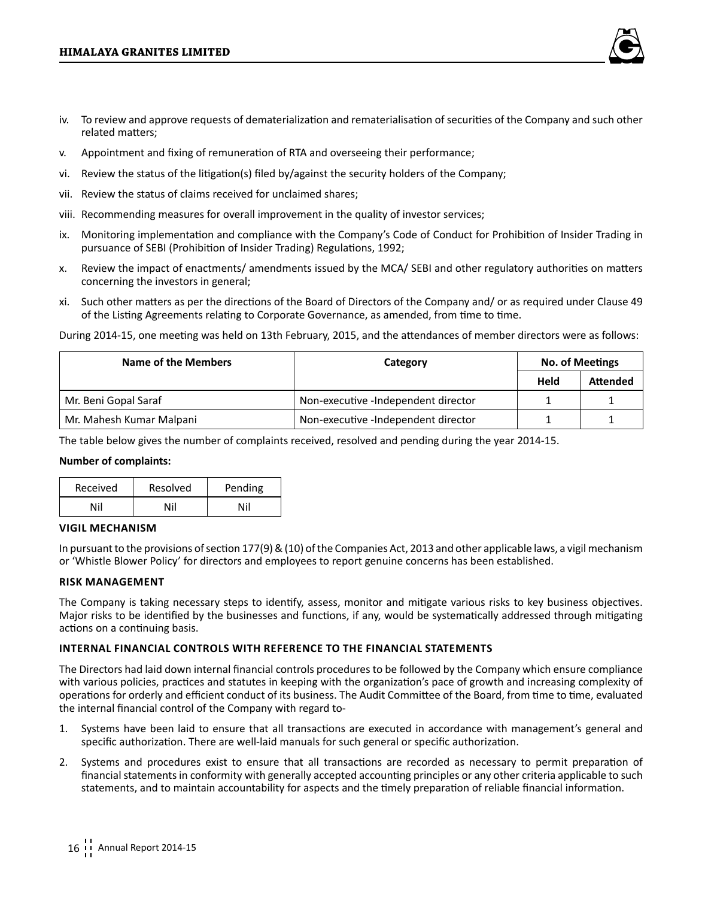iv. To review and approve requests of dematerialization and rematerialisation of securities of the Company and such other related matters;

v. Appointment and fixing of remuneration of RTA and overseeing their performance;

vi. Review the status of the litigation(s) filed by/against the security holders of the Company;

vii. Review the status of claims received for unclaimed shares;

viii. Recommending measures for overall improvement in the quality of investor services;

ix. Monitoring implementation and compliance with the Company's Code of Conduct for Prohibition of Insider Trading in pursuance of SEBI (Prohibition of Insider Trading) Regulations, 1992;

x. Review the impact of enactments/ amendments issued by the MCA/ SEBI and other regulatory authorities on matters concerning the investors in general;

xi. Such other matters as per the directions of the Board of Directors of the Company and/ or as required under Clause 49 of the Listing Agreements relating to Corporate Governance, as amended, from time to time.

During 2014-15, one meeting was held on 13th February, 2015, and the attendances of member directors were as follows:

| Name of the Members | Category | No. of Meetings | |
|---|---|---|---|
| | | Held | Attended |
| Mr. Beni Gopal Saraf | Non-executive -Independent director | 1 | 1 |
| Mr. Mahesh Kumar Malpani | Non-executive -Independent director | 1 | 1 |

The table below gives the number of complaints received, resolved and pending during the year 2014-15.

**Number of complaints:**

| Received | Resolved | Pending |
|---|---|---|
| Nil | Nil | Nil |

### VIGIL MECHANISM

In pursuant to the provisions of section 177(9) & (10) of the Companies Act, 2013 and other applicable laws, a vigil mechanism or 'Whistle Blower Policy' for directors and employees to report genuine concerns has been established.

### RISK MANAGEMENT

The Company is taking necessary steps to identify, assess, monitor and mitigate various risks to key business objectives. Major risks to be identified by the businesses and functions, if any, would be systematically addressed through mitigating actions on a continuing basis.

### INTERNAL FINANCIAL CONTROLS WITH REFERENCE TO THE FINANCIAL STATEMENTS

The Directors had laid down internal financial controls procedures to be followed by the Company which ensure compliance with various policies, practices and statutes in keeping with the organization's pace of growth and increasing complexity of operations for orderly and efficient conduct of its business. The Audit Committee of the Board, from time to time, evaluated the internal financial control of the Company with regard to-

1. Systems have been laid to ensure that all transactions are executed in accordance with management's general and specific authorization. There are well-laid manuals for such general or specific authorization.

2. Systems and procedures exist to ensure that all transactions are recorded as necessary to permit preparation of financial statements in conformity with generally accepted accounting principles or any other criteria applicable to such statements, and to maintain accountability for aspects and the timely preparation of reliable financial information.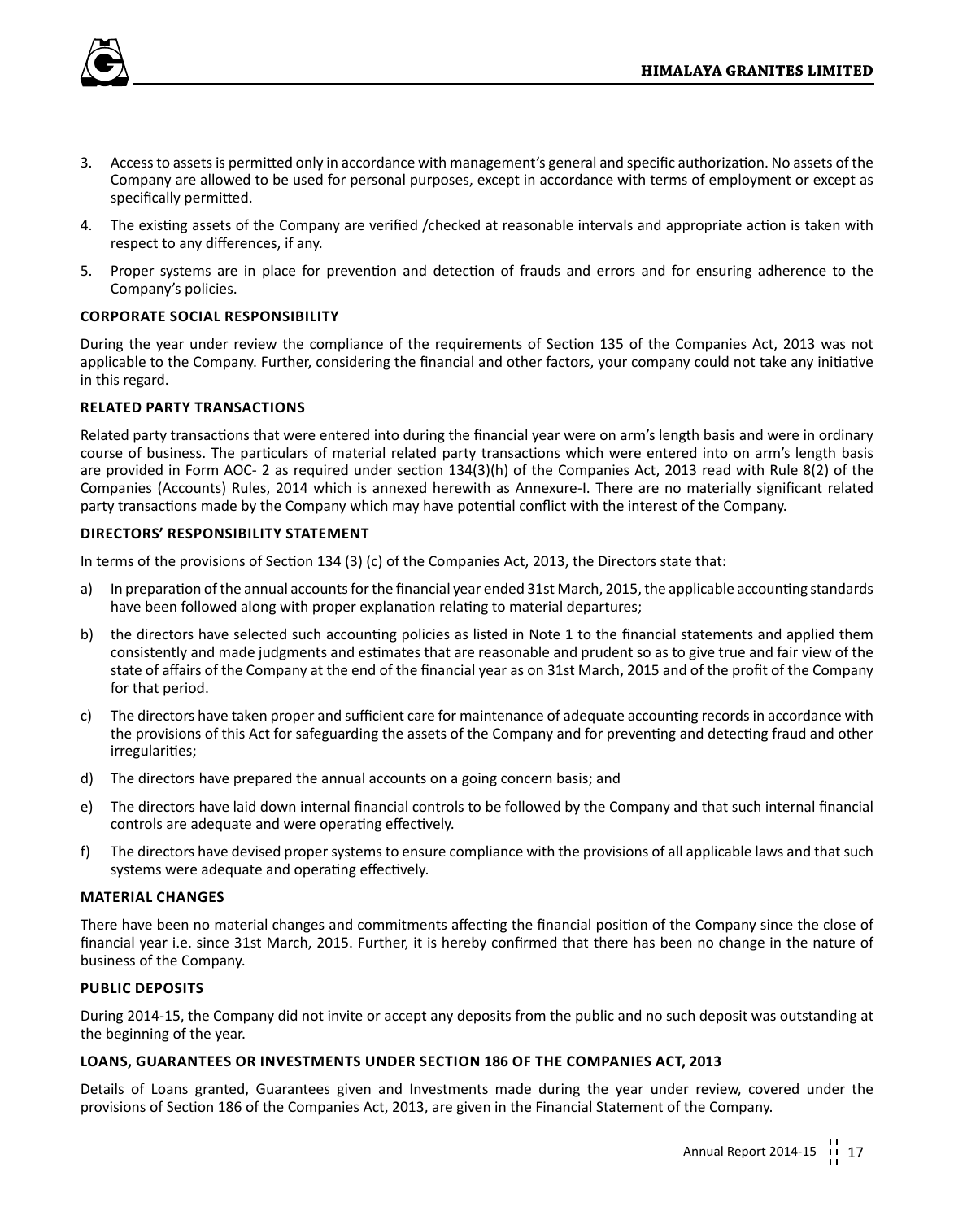3. Access to assets is permitted only in accordance with management's general and specific authorization. No assets of the Company are allowed to be used for personal purposes, except in accordance with terms of employment or except as specifically permitted.
4. The existing assets of the Company are verified /checked at reasonable intervals and appropriate action is taken with respect to any differences, if any.
5. Proper systems are in place for prevention and detection of frauds and errors and for ensuring adherence to the Company's policies.

**CORPORATE SOCIAL RESPONSIBILITY**

During the year under review the compliance of the requirements of Section 135 of the Companies Act, 2013 was not applicable to the Company. Further, considering the financial and other factors, your company could not take any initiative in this regard.

**RELATED PARTY TRANSACTIONS**

Related party transactions that were entered into during the financial year were on arm's length basis and were in ordinary course of business. The particulars of material related party transactions which were entered into on arm's length basis are provided in Form AOC- 2 as required under section 134(3)(h) of the Companies Act, 2013 read with Rule 8(2) of the Companies (Accounts) Rules, 2014 which is annexed herewith as Annexure-I. There are no materially significant related party transactions made by the Company which may have potential conflict with the interest of the Company.

**DIRECTORS' RESPONSIBILITY STATEMENT**

In terms of the provisions of Section 134 (3) (c) of the Companies Act, 2013, the Directors state that:

a) In preparation of the annual accounts for the financial year ended 31st March, 2015, the applicable accounting standards have been followed along with proper explanation relating to material departures;
b) the directors have selected such accounting policies as listed in Note 1 to the financial statements and applied them consistently and made judgments and estimates that are reasonable and prudent so as to give true and fair view of the state of affairs of the Company at the end of the financial year as on 31st March, 2015 and of the profit of the Company for that period.
c) The directors have taken proper and sufficient care for maintenance of adequate accounting records in accordance with the provisions of this Act for safeguarding the assets of the Company and for preventing and detecting fraud and other irregularities;
d) The directors have prepared the annual accounts on a going concern basis; and
e) The directors have laid down internal financial controls to be followed by the Company and that such internal financial controls are adequate and were operating effectively.
f) The directors have devised proper systems to ensure compliance with the provisions of all applicable laws and that such systems were adequate and operating effectively.

**MATERIAL CHANGES**

There have been no material changes and commitments affecting the financial position of the Company since the close of financial year i.e. since 31st March, 2015. Further, it is hereby confirmed that there has been no change in the nature of business of the Company.

**PUBLIC DEPOSITS**

During 2014-15, the Company did not invite or accept any deposits from the public and no such deposit was outstanding at the beginning of the year.

**LOANS, GUARANTEES OR INVESTMENTS UNDER SECTION 186 OF THE COMPANIES ACT, 2013**

Details of Loans granted, Guarantees given and Investments made during the year under review, covered under the provisions of Section 186 of the Companies Act, 2013, are given in the Financial Statement of the Company.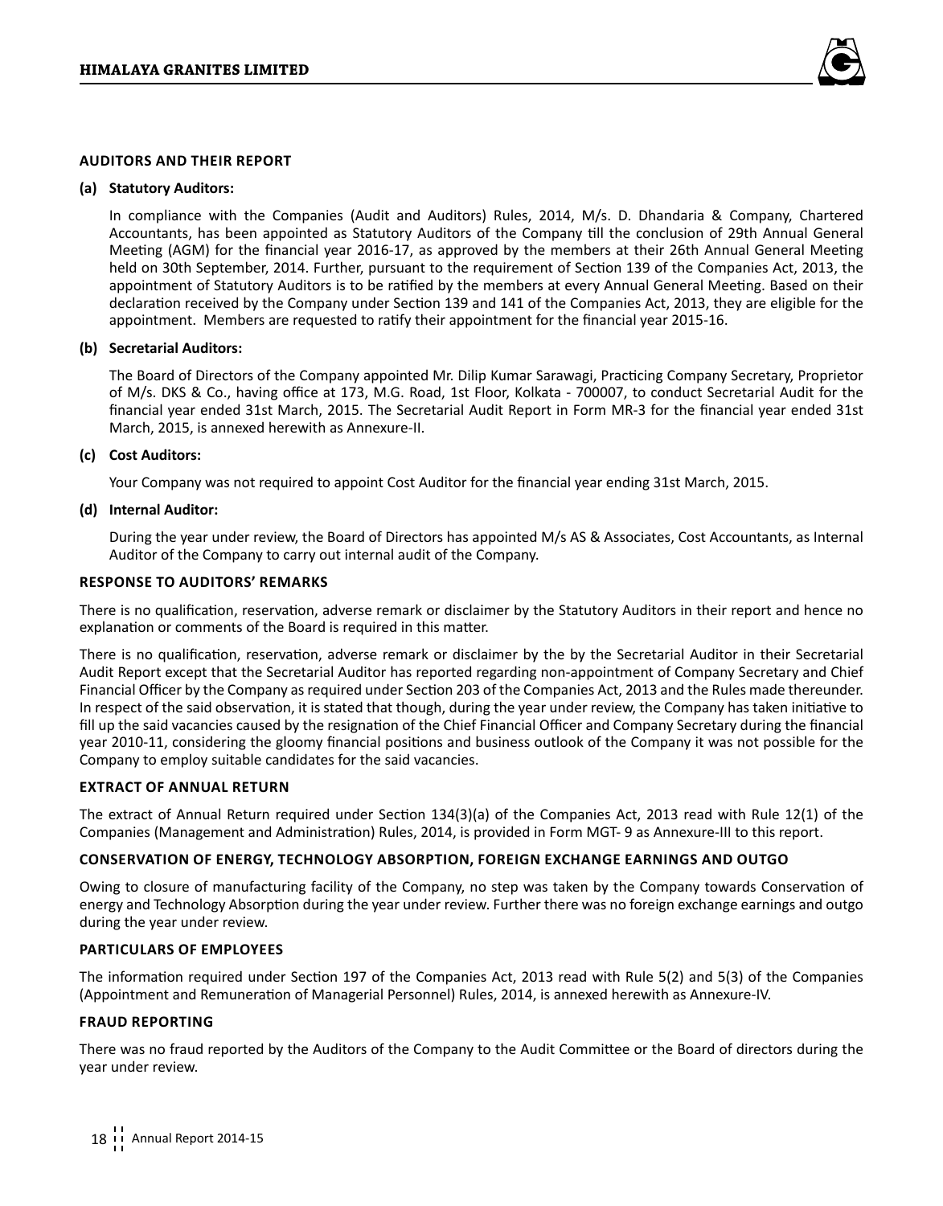## AUDITORS AND THEIR REPORT

**(a) Statutory Auditors:**

In compliance with the Companies (Audit and Auditors) Rules, 2014, M/s. D. Dhandaria & Company, Chartered Accountants, has been appointed as Statutory Auditors of the Company till the conclusion of 29th Annual General Meeting (AGM) for the financial year 2016-17, as approved by the members at their 26th Annual General Meeting held on 30th September, 2014. Further, pursuant to the requirement of Section 139 of the Companies Act, 2013, the appointment of Statutory Auditors is to be ratified by the members at every Annual General Meeting. Based on their declaration received by the Company under Section 139 and 141 of the Companies Act, 2013, they are eligible for the appointment. Members are requested to ratify their appointment for the financial year 2015-16.

**(b) Secretarial Auditors:**

The Board of Directors of the Company appointed Mr. Dilip Kumar Sarawagi, Practicing Company Secretary, Proprietor of M/s. DKS & Co., having office at 173, M.G. Road, 1st Floor, Kolkata - 700007, to conduct Secretarial Audit for the financial year ended 31st March, 2015. The Secretarial Audit Report in Form MR-3 for the financial year ended 31st March, 2015, is annexed herewith as Annexure-II.

**(c) Cost Auditors:**

Your Company was not required to appoint Cost Auditor for the financial year ending 31st March, 2015.

**(d) Internal Auditor:**

During the year under review, the Board of Directors has appointed M/s AS & Associates, Cost Accountants, as Internal Auditor of the Company to carry out internal audit of the Company.

## RESPONSE TO AUDITORS' REMARKS

There is no qualification, reservation, adverse remark or disclaimer by the Statutory Auditors in their report and hence no explanation or comments of the Board is required in this matter.

There is no qualification, reservation, adverse remark or disclaimer by the by the Secretarial Auditor in their Secretarial Audit Report except that the Secretarial Auditor has reported regarding non-appointment of Company Secretary and Chief Financial Officer by the Company as required under Section 203 of the Companies Act, 2013 and the Rules made thereunder. In respect of the said observation, it is stated that though, during the year under review, the Company has taken initiative to fill up the said vacancies caused by the resignation of the Chief Financial Officer and Company Secretary during the financial year 2010-11, considering the gloomy financial positions and business outlook of the Company it was not possible for the Company to employ suitable candidates for the said vacancies.

## EXTRACT OF ANNUAL RETURN

The extract of Annual Return required under Section 134(3)(a) of the Companies Act, 2013 read with Rule 12(1) of the Companies (Management and Administration) Rules, 2014, is provided in Form MGT- 9 as Annexure-III to this report.

## CONSERVATION OF ENERGY, TECHNOLOGY ABSORPTION, FOREIGN EXCHANGE EARNINGS AND OUTGO

Owing to closure of manufacturing facility of the Company, no step was taken by the Company towards Conservation of energy and Technology Absorption during the year under review. Further there was no foreign exchange earnings and outgo during the year under review.

## PARTICULARS OF EMPLOYEES

The information required under Section 197 of the Companies Act, 2013 read with Rule 5(2) and 5(3) of the Companies (Appointment and Remuneration of Managerial Personnel) Rules, 2014, is annexed herewith as Annexure-IV.

## FRAUD REPORTING

There was no fraud reported by the Auditors of the Company to the Audit Committee or the Board of directors during the year under review.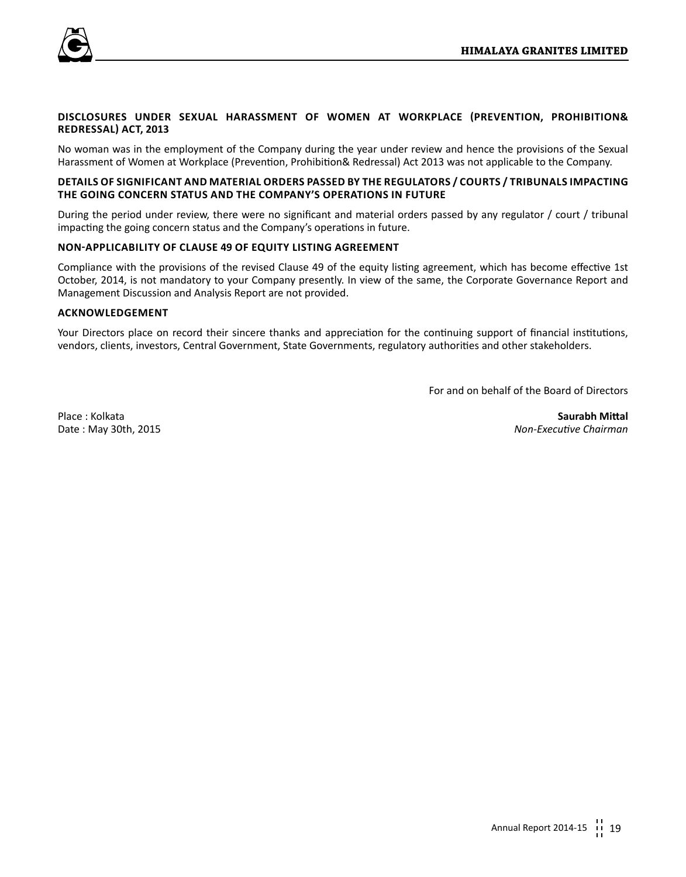### DISCLOSURES UNDER SEXUAL HARASSMENT OF WOMEN AT WORKPLACE (PREVENTION, PROHIBITION& REDRESSAL) ACT, 2013

No woman was in the employment of the Company during the year under review and hence the provisions of the Sexual Harassment of Women at Workplace (Prevention, Prohibition& Redressal) Act 2013 was not applicable to the Company.

### DETAILS OF SIGNIFICANT AND MATERIAL ORDERS PASSED BY THE REGULATORS / COURTS / TRIBUNALS IMPACTING THE GOING CONCERN STATUS AND THE COMPANY'S OPERATIONS IN FUTURE

During the period under review, there were no significant and material orders passed by any regulator / court / tribunal impacting the going concern status and the Company's operations in future.

### NON-APPLICABILITY OF CLAUSE 49 OF EQUITY LISTING AGREEMENT

Compliance with the provisions of the revised Clause 49 of the equity listing agreement, which has become effective 1st October, 2014, is not mandatory to your Company presently. In view of the same, the Corporate Governance Report and Management Discussion and Analysis Report are not provided.

### ACKNOWLEDGEMENT

Your Directors place on record their sincere thanks and appreciation for the continuing support of financial institutions, vendors, clients, investors, Central Government, State Governments, regulatory authorities and other stakeholders.

For and on behalf of the Board of Directors

Place : Kolkata
Date : May 30th, 2015

**Saurabh Mittal**
*Non-Executive Chairman*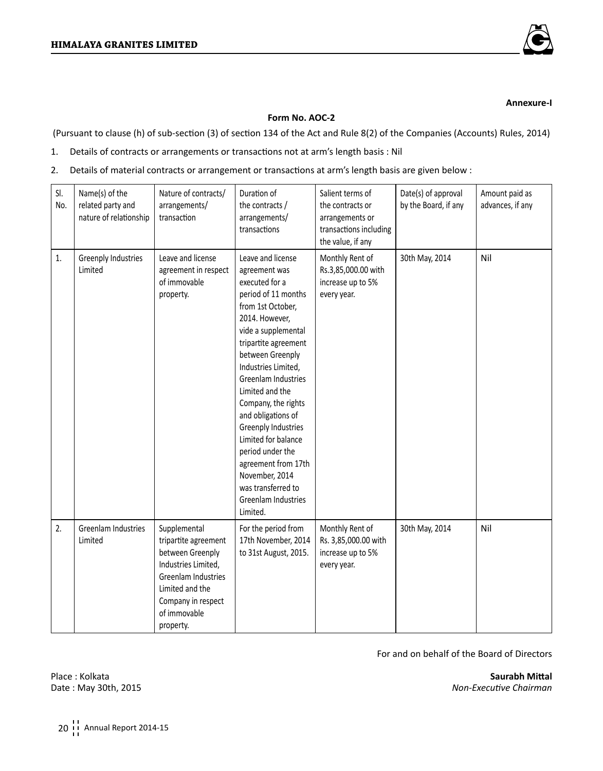**Annexure-I**

**Form No. AOC-2**

(Pursuant to clause (h) of sub-section (3) of section 134 of the Act and Rule 8(2) of the Companies (Accounts) Rules, 2014)

1. Details of contracts or arrangements or transactions not at arm's length basis : Nil

2. Details of material contracts or arrangement or transactions at arm's length basis are given below :

| Sl. No. | Name(s) of the related party and nature of relationship | Nature of contracts/ arrangements/ transaction | Duration of the contracts / arrangements/ transactions | Salient terms of the contracts or arrangements or transactions including the value, if any | Date(s) of approval by the Board, if any | Amount paid as advances, if any |
|---|---|---|---|---|---|---|
| 1. | Greenply Industries Limited | Leave and license agreement in respect of immovable property. | Leave and license agreement was executed for a period of 11 months from 1st October, 2014. However, vide a supplemental tripartite agreement between Greenply Industries Limited, Greenlam Industries Limited and the Company, the rights and obligations of Greenply Industries Limited for balance period under the agreement from 17th November, 2014 was transferred to Greenlam Industries Limited. | Monthly Rent of Rs.3,85,000.00 with increase up to 5% every year. | 30th May, 2014 | Nil |
| 2. | Greenlam Industries Limited | Supplemental tripartite agreement between Greenply Industries Limited, Greenlam Industries Limited and the Company in respect of immovable property. | For the period from 17th November, 2014 to 31st August, 2015. | Monthly Rent of Rs. 3,85,000.00 with increase up to 5% every year. | 30th May, 2014 | Nil |

For and on behalf of the Board of Directors

Place : Kolkata
Date : May 30th, 2015

**Saurabh Mittal**
*Non-Executive Chairman*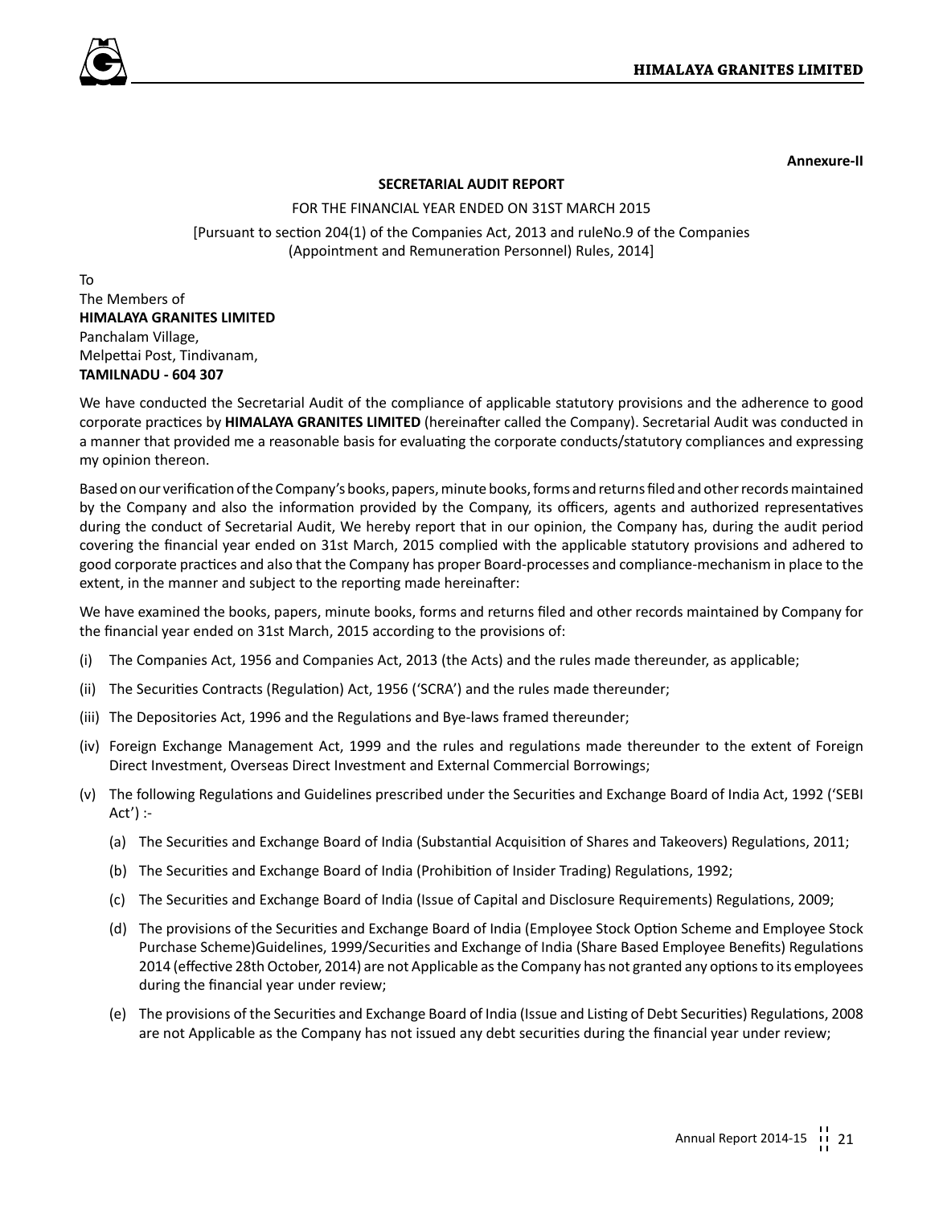Annexure-II

## SECRETARIAL AUDIT REPORT

FOR THE FINANCIAL YEAR ENDED ON 31ST MARCH 2015

[Pursuant to section 204(1) of the Companies Act, 2013 and ruleNo.9 of the Companies (Appointment and Remuneration Personnel) Rules, 2014]

To
The Members of
**HIMALAYA GRANITES LIMITED**
Panchalam Village,
Melpettai Post, Tindivanam,
**TAMILNADU - 604 307**

We have conducted the Secretarial Audit of the compliance of applicable statutory provisions and the adherence to good corporate practices by **HIMALAYA GRANITES LIMITED** (hereinafter called the Company). Secretarial Audit was conducted in a manner that provided me a reasonable basis for evaluating the corporate conducts/statutory compliances and expressing my opinion thereon.

Based on our verification of the Company's books, papers, minute books, forms and returns filed and other records maintained by the Company and also the information provided by the Company, its officers, agents and authorized representatives during the conduct of Secretarial Audit, We hereby report that in our opinion, the Company has, during the audit period covering the financial year ended on 31st March, 2015 complied with the applicable statutory provisions and adhered to good corporate practices and also that the Company has proper Board-processes and compliance-mechanism in place to the extent, in the manner and subject to the reporting made hereinafter:

We have examined the books, papers, minute books, forms and returns filed and other records maintained by Company for the financial year ended on 31st March, 2015 according to the provisions of:

(i) The Companies Act, 1956 and Companies Act, 2013 (the Acts) and the rules made thereunder, as applicable;

(ii) The Securities Contracts (Regulation) Act, 1956 ('SCRA') and the rules made thereunder;

(iii) The Depositories Act, 1996 and the Regulations and Bye-laws framed thereunder;

(iv) Foreign Exchange Management Act, 1999 and the rules and regulations made thereunder to the extent of Foreign Direct Investment, Overseas Direct Investment and External Commercial Borrowings;

(v) The following Regulations and Guidelines prescribed under the Securities and Exchange Board of India Act, 1992 ('SEBI Act') :-

(a) The Securities and Exchange Board of India (Substantial Acquisition of Shares and Takeovers) Regulations, 2011;

(b) The Securities and Exchange Board of India (Prohibition of Insider Trading) Regulations, 1992;

(c) The Securities and Exchange Board of India (Issue of Capital and Disclosure Requirements) Regulations, 2009;

(d) The provisions of the Securities and Exchange Board of India (Employee Stock Option Scheme and Employee Stock Purchase Scheme)Guidelines, 1999/Securities and Exchange of India (Share Based Employee Benefits) Regulations 2014 (effective 28th October, 2014) are not Applicable as the Company has not granted any options to its employees during the financial year under review;

(e) The provisions of the Securities and Exchange Board of India (Issue and Listing of Debt Securities) Regulations, 2008 are not Applicable as the Company has not issued any debt securities during the financial year under review;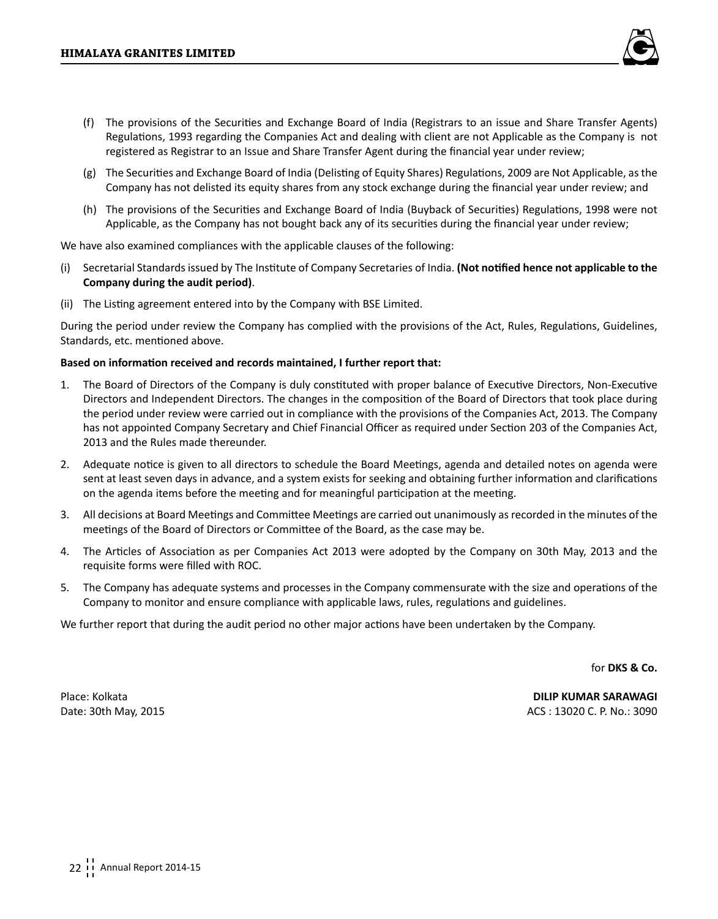(f) The provisions of the Securities and Exchange Board of India (Registrars to an issue and Share Transfer Agents) Regulations, 1993 regarding the Companies Act and dealing with client are not Applicable as the Company is not registered as Registrar to an Issue and Share Transfer Agent during the financial year under review;

(g) The Securities and Exchange Board of India (Delisting of Equity Shares) Regulations, 2009 are Not Applicable, as the Company has not delisted its equity shares from any stock exchange during the financial year under review; and

(h) The provisions of the Securities and Exchange Board of India (Buyback of Securities) Regulations, 1998 were not Applicable, as the Company has not bought back any of its securities during the financial year under review;

We have also examined compliances with the applicable clauses of the following:

(i) Secretarial Standards issued by The Institute of Company Secretaries of India. **(Not notified hence not applicable to the Company during the audit period)**.

(ii) The Listing agreement entered into by the Company with BSE Limited.

During the period under review the Company has complied with the provisions of the Act, Rules, Regulations, Guidelines, Standards, etc. mentioned above.

**Based on information received and records maintained, I further report that:**

1. The Board of Directors of the Company is duly constituted with proper balance of Executive Directors, Non-Executive Directors and Independent Directors. The changes in the composition of the Board of Directors that took place during the period under review were carried out in compliance with the provisions of the Companies Act, 2013. The Company has not appointed Company Secretary and Chief Financial Officer as required under Section 203 of the Companies Act, 2013 and the Rules made thereunder.
2. Adequate notice is given to all directors to schedule the Board Meetings, agenda and detailed notes on agenda were sent at least seven days in advance, and a system exists for seeking and obtaining further information and clarifications on the agenda items before the meeting and for meaningful participation at the meeting.
3. All decisions at Board Meetings and Committee Meetings are carried out unanimously as recorded in the minutes of the meetings of the Board of Directors or Committee of the Board, as the case may be.
4. The Articles of Association as per Companies Act 2013 were adopted by the Company on 30th May, 2013 and the requisite forms were filled with ROC.
5. The Company has adequate systems and processes in the Company commensurate with the size and operations of the Company to monitor and ensure compliance with applicable laws, rules, regulations and guidelines.

We further report that during the audit period no other major actions have been undertaken by the Company.

for **DKS & Co.**

Place: Kolkata
Date: 30th May, 2015

**DILIP KUMAR SARAWAGI**
ACS : 13020 C. P. No.: 3090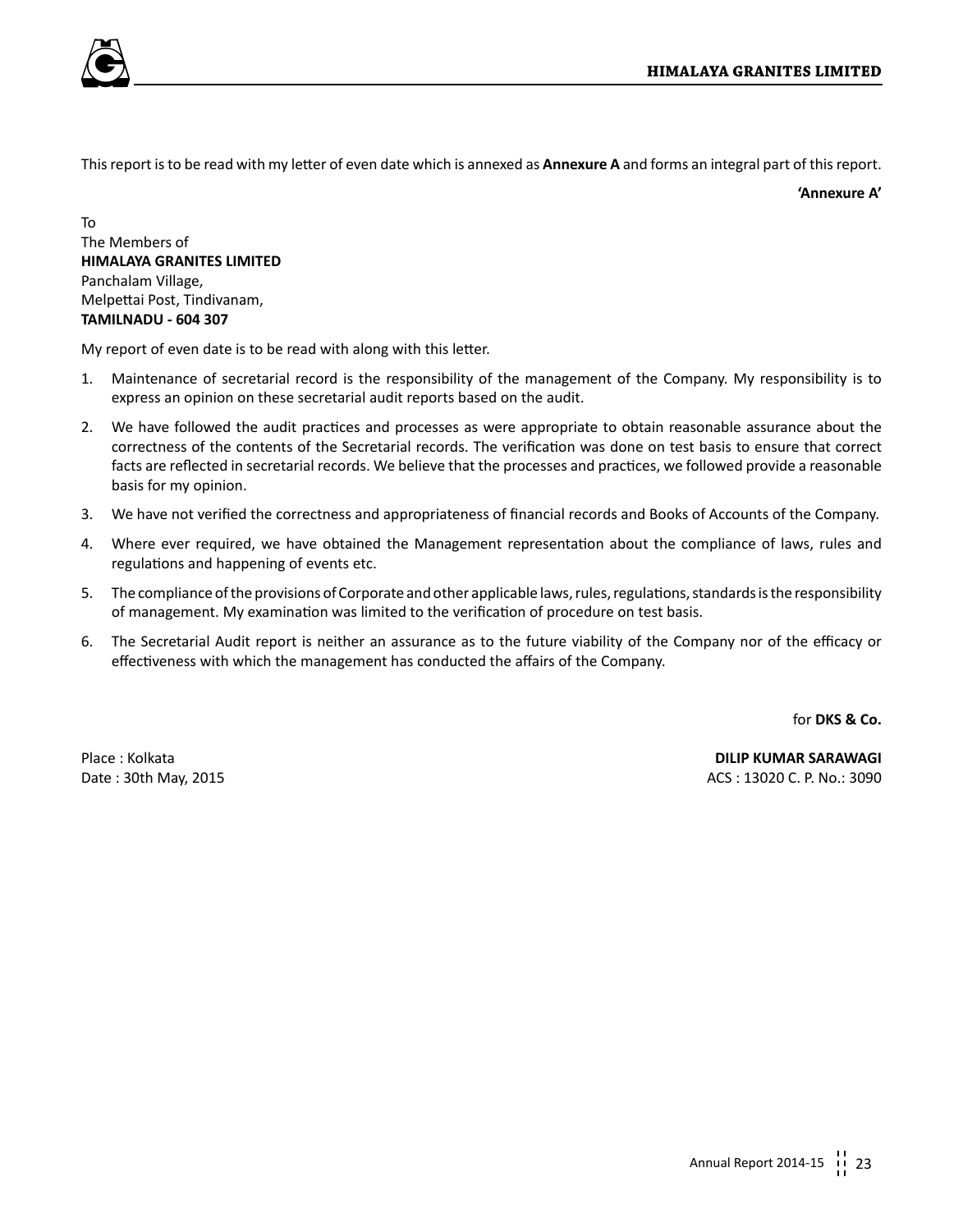This report is to be read with my letter of even date which is annexed as **Annexure A** and forms an integral part of this report.

**'Annexure A'**

To
The Members of
**HIMALAYA GRANITES LIMITED**
Panchalam Village,
Melpettai Post, Tindivanam,
**TAMILNADU - 604 307**

My report of even date is to be read with along with this letter.

1. Maintenance of secretarial record is the responsibility of the management of the Company. My responsibility is to express an opinion on these secretarial audit reports based on the audit.
2. We have followed the audit practices and processes as were appropriate to obtain reasonable assurance about the correctness of the contents of the Secretarial records. The verification was done on test basis to ensure that correct facts are reflected in secretarial records. We believe that the processes and practices, we followed provide a reasonable basis for my opinion.
3. We have not verified the correctness and appropriateness of financial records and Books of Accounts of the Company.
4. Where ever required, we have obtained the Management representation about the compliance of laws, rules and regulations and happening of events etc.
5. The compliance of the provisions of Corporate and other applicable laws, rules, regulations, standards is the responsibility of management. My examination was limited to the verification of procedure on test basis.
6. The Secretarial Audit report is neither an assurance as to the future viability of the Company nor of the efficacy or effectiveness with which the management has conducted the affairs of the Company.

for **DKS & Co.**

Place : Kolkata
Date : 30th May, 2015

**DILIP KUMAR SARAWAGI**
ACS : 13020 C. P. No.: 3090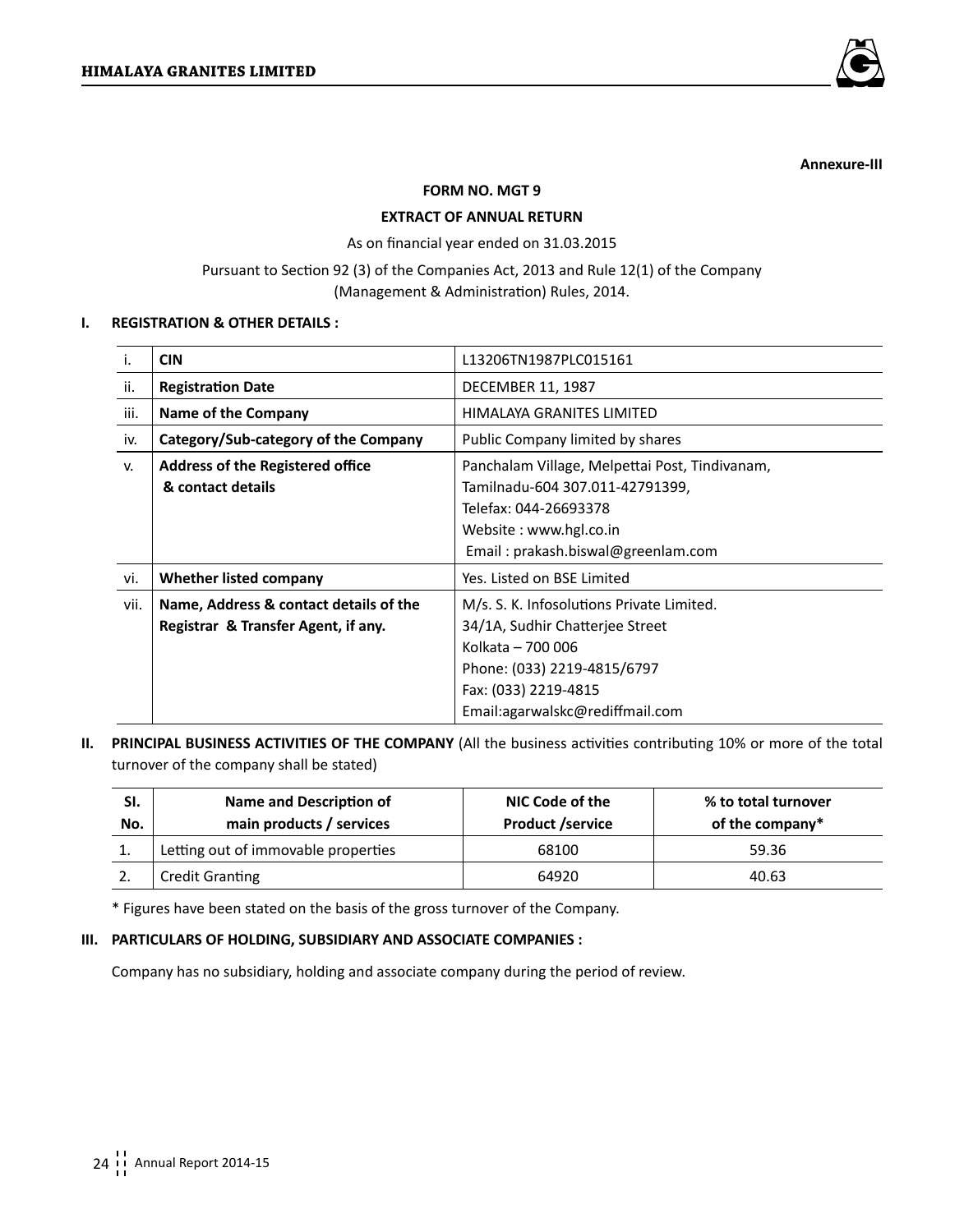Annexure-III

## FORM NO. MGT 9

## EXTRACT OF ANNUAL RETURN

As on financial year ended on 31.03.2015

Pursuant to Section 92 (3) of the Companies Act, 2013 and Rule 12(1) of the Company (Management & Administration) Rules, 2014.

### I. REGISTRATION & OTHER DETAILS :

| | | |
|---|---|---|
| i. | **CIN** | L13206TN1987PLC015161 |
| ii. | **Registration Date** | DECEMBER 11, 1987 |
| iii. | **Name of the Company** | HIMALAYA GRANITES LIMITED |
| iv. | **Category/Sub-category of the Company** | Public Company limited by shares |
| v. | **Address of the Registered office & contact details** | Panchalam Village, Melpettai Post, Tindivanam, Tamilnadu-604 307.011-42791399, Telefax: 044-26693378 Website : www.hgl.co.in Email : prakash.biswal@greenlam.com |
| vi. | **Whether listed company** | Yes. Listed on BSE Limited |
| vii. | **Name, Address & contact details of the Registrar & Transfer Agent, if any.** | M/s. S. K. Infosolutions Private Limited. 34/1A, Sudhir Chatterjee Street Kolkata – 700 006 Phone: (033) 2219-4815/6797 Fax: (033) 2219-4815 Email:agarwalskc@rediffmail.com |

### II. PRINCIPAL BUSINESS ACTIVITIES OF THE COMPANY (All the business activities contributing 10% or more of the total turnover of the company shall be stated)

| Sl. No. | Name and Description of main products / services | NIC Code of the Product /service | % to total turnover of the company* |
|---|---|---|---|
| 1. | Letting out of immovable properties | 68100 | 59.36 |
| 2. | Credit Granting | 64920 | 40.63 |

* Figures have been stated on the basis of the gross turnover of the Company.

### III. PARTICULARS OF HOLDING, SUBSIDIARY AND ASSOCIATE COMPANIES :

Company has no subsidiary, holding and associate company during the period of review.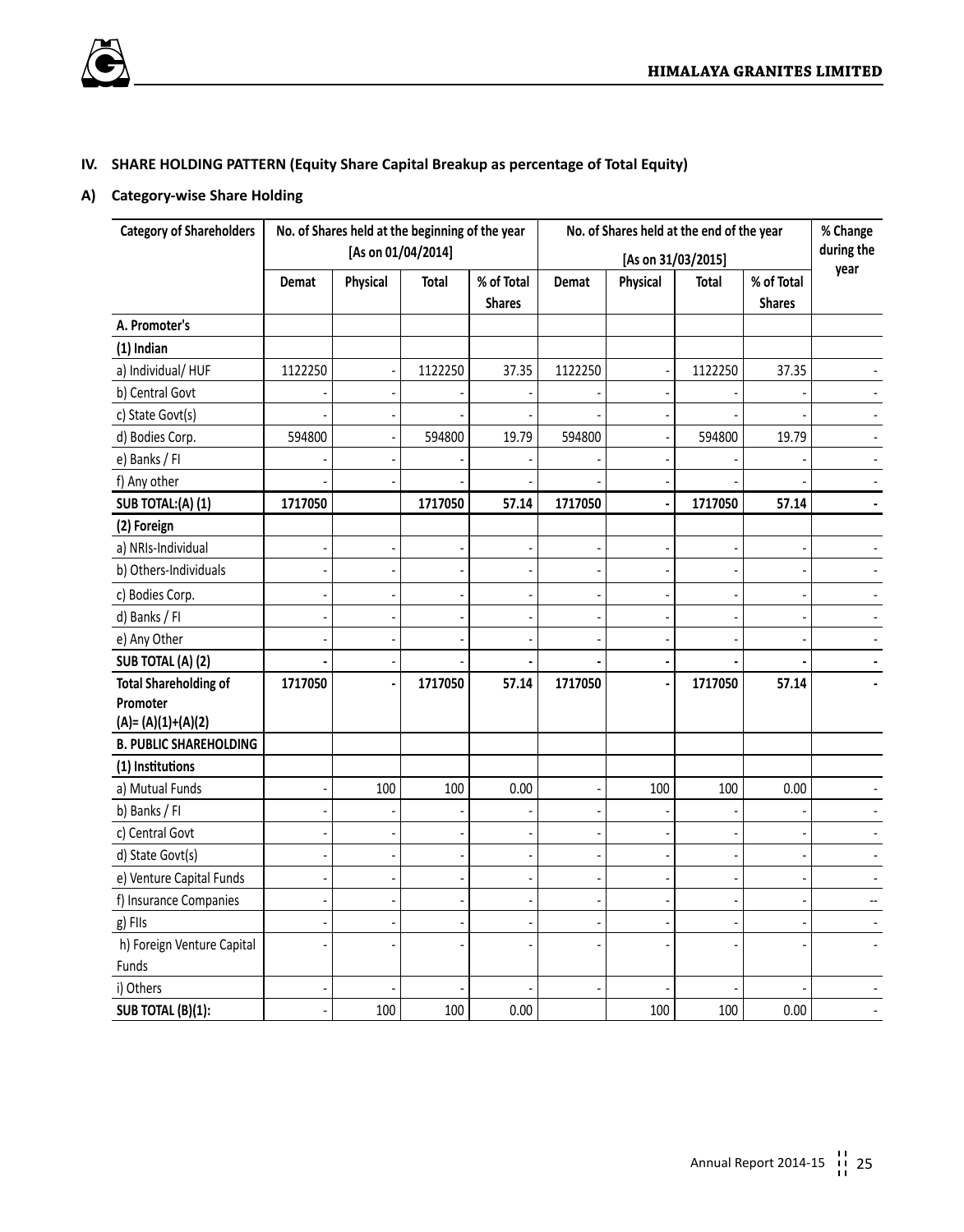## IV. SHARE HOLDING PATTERN (Equity Share Capital Breakup as percentage of Total Equity)

### A) Category-wise Share Holding

| Category of Shareholders | No. of Shares held at the beginning of the year [As on 01/04/2014] | | | | No. of Shares held at the end of the year [As on 31/03/2015] | | | | % Change during the year |
|---|---|---|---|---|---|---|---|---|---|
| | Demat | Physical | Total | % of Total Shares | Demat | Physical | Total | % of Total Shares | |
| **A. Promoter's** | | | | | | | | | |
| **(1) Indian** | | | | | | | | | |
| a) Individual/ HUF | 1122250 | - | 1122250 | 37.35 | 1122250 | - | 1122250 | 37.35 | - |
| b) Central Govt | - | - | - | - | - | - | - | - | - |
| c) State Govt(s) | - | - | - | - | - | - | - | - | - |
| d) Bodies Corp. | 594800 | - | 594800 | 19.79 | 594800 | - | 594800 | 19.79 | - |
| e) Banks / FI | - | - | - | - | - | - | - | - | - |
| f) Any other | - | - | - | - | - | - | - | - | - |
| **SUB TOTAL:(A) (1)** | **1717050** | | **1717050** | **57.14** | **1717050** | **-** | **1717050** | **57.14** | **-** |
| **(2) Foreign** | | | | | | | | | |
| a) NRIs-Individual | - | - | - | - | - | - | - | - | - |
| b) Others-Individuals | - | - | - | - | - | - | - | - | - |
| c) Bodies Corp. | - | - | - | - | - | - | - | - | - |
| d) Banks / FI | - | - | - | - | - | - | - | - | - |
| e) Any Other | - | - | - | - | - | - | - | - | - |
| **SUB TOTAL (A) (2)** | **-** | - | - | **-** | **-** | **-** | **-** | **-** | **-** |
| **Total Shareholding of Promoter (A)= (A)(1)+(A)(2)** | **1717050** | **-** | **1717050** | **57.14** | **1717050** | **-** | **1717050** | **57.14** | **-** |
| **B. PUBLIC SHAREHOLDING** | | | | | | | | | |
| **(1) Institutions** | | | | | | | | | |
| a) Mutual Funds | - | 100 | 100 | 0.00 | - | 100 | 100 | 0.00 | - |
| b) Banks / FI | - | - | - | - | - | - | - | - | - |
| c) Central Govt | - | - | - | - | - | - | - | - | - |
| d) State Govt(s) | - | - | - | - | - | - | - | - | - |
| e) Venture Capital Funds | - | - | - | - | - | - | - | - | - |
| f) Insurance Companies | - | - | - | - | - | - | - | - | -- |
| g) FIIs | - | - | - | - | - | - | - | - | - |
| h) Foreign Venture Capital Funds | - | - | - | - | - | - | - | - | - |
| i) Others | - | - | - | - | - | - | - | - | - |
| **SUB TOTAL (B)(1):** | - | 100 | 100 | 0.00 | | 100 | 100 | 0.00 | - |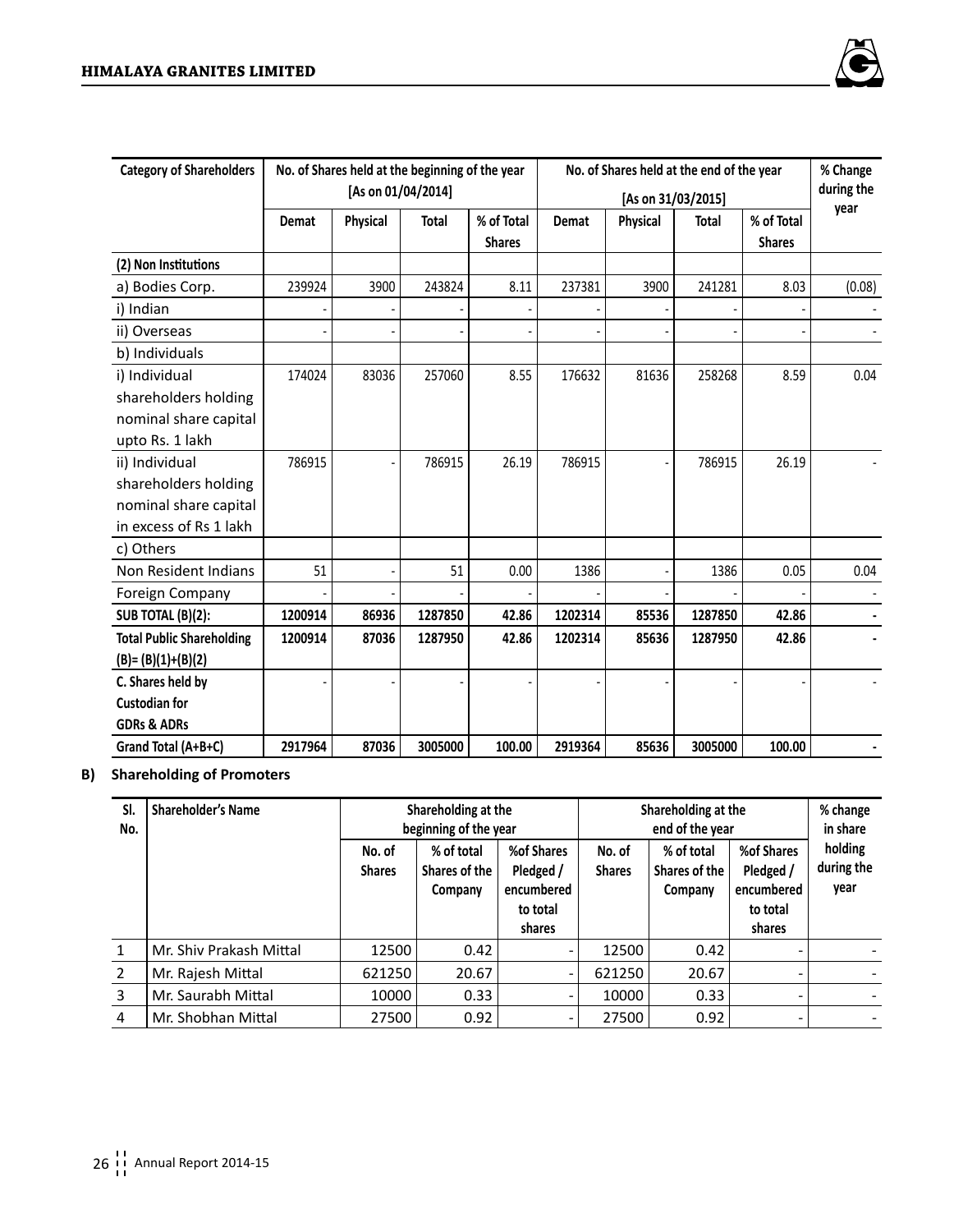| Category of Shareholders | No. of Shares held at the beginning of the year [As on 01/04/2014] | | | | No. of Shares held at the end of the year [As on 31/03/2015] | | | | % Change during the year |
|---|---|---|---|---|---|---|---|---|---|
| | Demat | Physical | Total | % of Total Shares | Demat | Physical | Total | % of Total Shares | |
| **(2) Non Institutions** | | | | | | | | | |
| a) Bodies Corp. | 239924 | 3900 | 243824 | 8.11 | 237381 | 3900 | 241281 | 8.03 | (0.08) |
| i) Indian | - | - | - | - | - | - | - | - | - |
| ii) Overseas | - | - | - | - | - | - | - | - | - |
| b) Individuals | | | | | | | | | |
| i) Individual shareholders holding nominal share capital upto Rs. 1 lakh | 174024 | 83036 | 257060 | 8.55 | 176632 | 81636 | 258268 | 8.59 | 0.04 |
| ii) Individual shareholders holding nominal share capital in excess of Rs 1 lakh | 786915 | - | 786915 | 26.19 | 786915 | - | 786915 | 26.19 | - |
| c) Others | | | | | | | | | |
| Non Resident Indians | 51 | - | 51 | 0.00 | 1386 | - | 1386 | 0.05 | 0.04 |
| Foreign Company | - | - | - | - | - | - | - | - | - |
| **SUB TOTAL (B)(2):** | **1200914** | **86936** | **1287850** | **42.86** | **1202314** | **85536** | **1287850** | **42.86** | **-** |
| **Total Public Shareholding (B)= (B)(1)+(B)(2)** | **1200914** | **87036** | **1287950** | **42.86** | **1202314** | **85636** | **1287950** | **42.86** | **-** |
| **C. Shares held by Custodian for GDRs & ADRs** | - | - | - | - | - | - | - | - | - |
| **Grand Total (A+B+C)** | **2917964** | **87036** | **3005000** | **100.00** | **2919364** | **85636** | **3005000** | **100.00** | **-** |

**B) Shareholding of Promoters**

| Sl. No. | Shareholder's Name | Shareholding at the beginning of the year | | | Shareholding at the end of the year | | | % change in share holding during the year |
|---|---|---|---|---|---|---|---|---|
| | | No. of Shares | % of total Shares of the Company | %of Shares Pledged / encumbered to total shares | No. of Shares | % of total Shares of the Company | %of Shares Pledged / encumbered to total shares | |
| 1 | Mr. Shiv Prakash Mittal | 12500 | 0.42 | - | 12500 | 0.42 | - | - |
| 2 | Mr. Rajesh Mittal | 621250 | 20.67 | - | 621250 | 20.67 | - | - |
| 3 | Mr. Saurabh Mittal | 10000 | 0.33 | - | 10000 | 0.33 | - | - |
| 4 | Mr. Shobhan Mittal | 27500 | 0.92 | - | 27500 | 0.92 | - | - |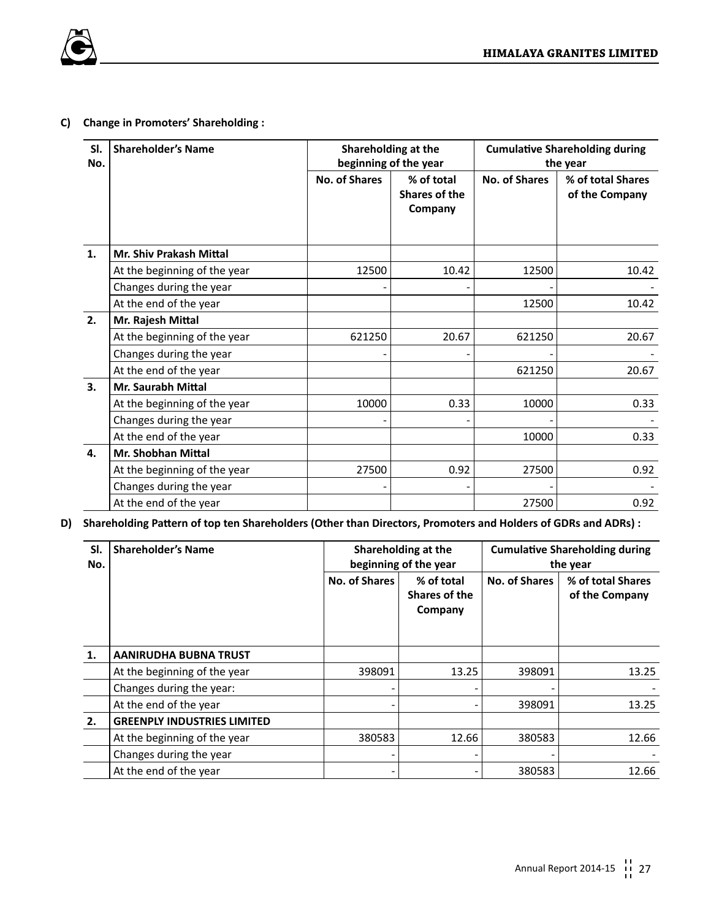### C) Change in Promoters' Shareholding :

| Sl. No. | Shareholder's Name | Shareholding at the beginning of the year | | Cumulative Shareholding during the year | |
|---|---|---|---|---|---|
| | | No. of Shares | % of total Shares of the Company | No. of Shares | % of total Shares of the Company |
| **1.** | **Mr. Shiv Prakash Mittal** | | | | |
| | At the beginning of the year | 12500 | 10.42 | 12500 | 10.42 |
| | Changes during the year | - | - | - | - |
| | At the end of the year | | | 12500 | 10.42 |
| **2.** | **Mr. Rajesh Mittal** | | | | |
| | At the beginning of the year | 621250 | 20.67 | 621250 | 20.67 |
| | Changes during the year | - | - | - | - |
| | At the end of the year | | | 621250 | 20.67 |
| **3.** | **Mr. Saurabh Mittal** | | | | |
| | At the beginning of the year | 10000 | 0.33 | 10000 | 0.33 |
| | Changes during the year | - | - | - | - |
| | At the end of the year | | | 10000 | 0.33 |
| **4.** | **Mr. Shobhan Mittal** | | | | |
| | At the beginning of the year | 27500 | 0.92 | 27500 | 0.92 |
| | Changes during the year | - | - | - | - |
| | At the end of the year | | | 27500 | 0.92 |

### D) Shareholding Pattern of top ten Shareholders (Other than Directors, Promoters and Holders of GDRs and ADRs) :

| Sl. No. | Shareholder's Name | Shareholding at the beginning of the year | | Cumulative Shareholding during the year | |
|---|---|---|---|---|---|
| | | No. of Shares | % of total Shares of the Company | No. of Shares | % of total Shares of the Company |
| **1.** | **AANIRUDHA BUBNA TRUST** | | | | |
| | At the beginning of the year | 398091 | 13.25 | 398091 | 13.25 |
| | Changes during the year: | - | - | - | - |
| | At the end of the year | - | - | 398091 | 13.25 |
| **2.** | **GREENPLY INDUSTRIES LIMITED** | | | | |
| | At the beginning of the year | 380583 | 12.66 | 380583 | 12.66 |
| | Changes during the year | - | - | - | - |
| | At the end of the year | - | - | 380583 | 12.66 |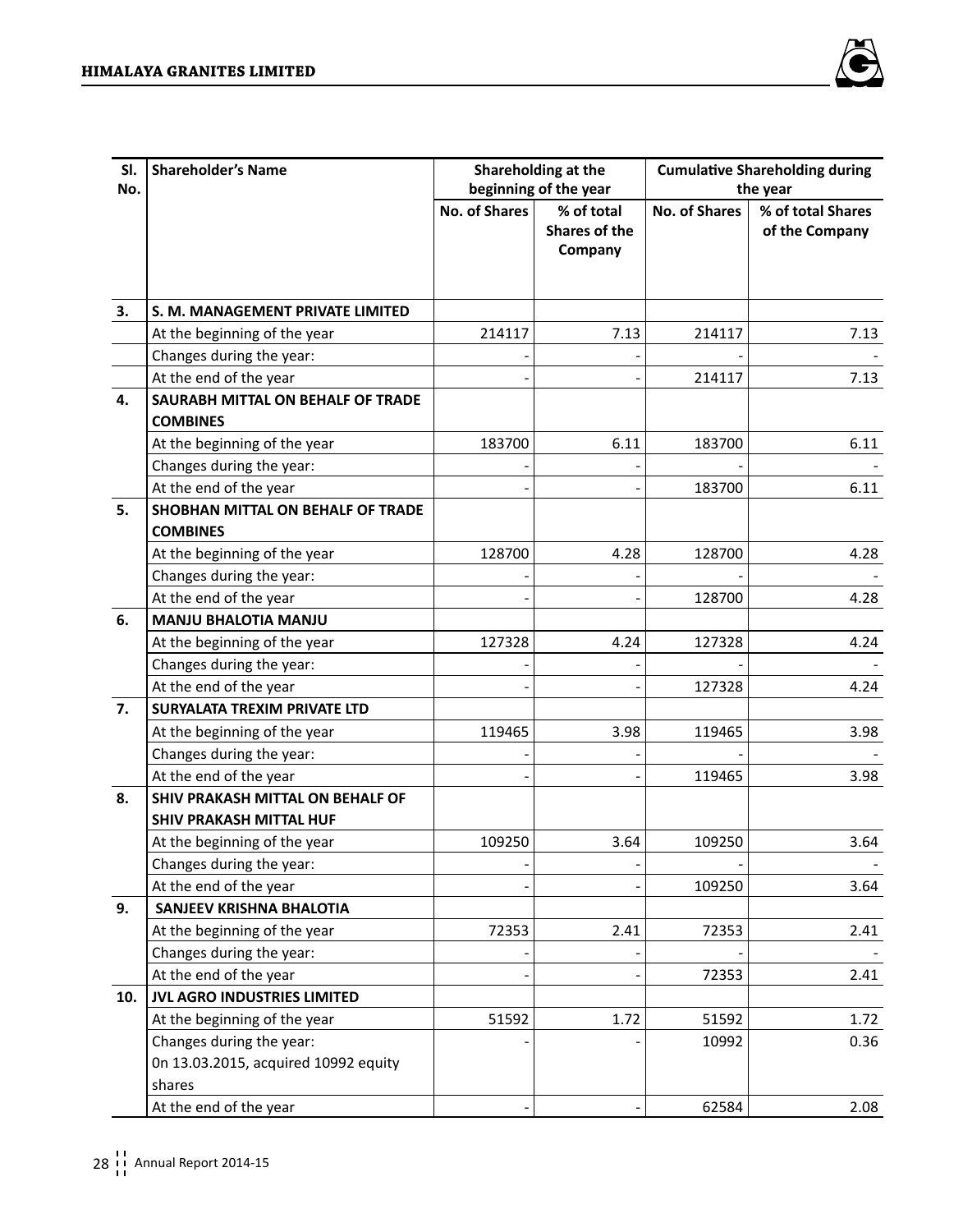| Sl. No. | Shareholder's Name | Shareholding at the beginning of the year | | Cumulative Shareholding during the year | |
|---|---|---|---|---|---|
| | | No. of Shares | % of total Shares of the Company | No. of Shares | % of total Shares of the Company |
| **3.** | **S. M. MANAGEMENT PRIVATE LIMITED** | | | | |
| | At the beginning of the year | 214117 | 7.13 | 214117 | 7.13 |
| | Changes during the year: | - | - | - | - |
| | At the end of the year | - | - | 214117 | 7.13 |
| **4.** | **SAURABH MITTAL ON BEHALF OF TRADE COMBINES** | | | | |
| | At the beginning of the year | 183700 | 6.11 | 183700 | 6.11 |
| | Changes during the year: | - | - | - | - |
| | At the end of the year | - | - | 183700 | 6.11 |
| **5.** | **SHOBHAN MITTAL ON BEHALF OF TRADE COMBINES** | | | | |
| | At the beginning of the year | 128700 | 4.28 | 128700 | 4.28 |
| | Changes during the year: | - | - | - | - |
| | At the end of the year | - | - | 128700 | 4.28 |
| **6.** | **MANJU BHALOTIA MANJU** | | | | |
| | At the beginning of the year | 127328 | 4.24 | 127328 | 4.24 |
| | Changes during the year: | - | - | - | - |
| | At the end of the year | - | - | 127328 | 4.24 |
| **7.** | **SURYALATA TREXIM PRIVATE LTD** | | | | |
| | At the beginning of the year | 119465 | 3.98 | 119465 | 3.98 |
| | Changes during the year: | - | - | - | - |
| | At the end of the year | - | - | 119465 | 3.98 |
| **8.** | **SHIV PRAKASH MITTAL ON BEHALF OF SHIV PRAKASH MITTAL HUF** | | | | |
| | At the beginning of the year | 109250 | 3.64 | 109250 | 3.64 |
| | Changes during the year: | - | - | - | - |
| | At the end of the year | - | - | 109250 | 3.64 |
| **9.** | **SANJEEV KRISHNA BHALOTIA** | | | | |
| | At the beginning of the year | 72353 | 2.41 | 72353 | 2.41 |
| | Changes during the year: | - | - | - | - |
| | At the end of the year | - | - | 72353 | 2.41 |
| **10.** | **JVL AGRO INDUSTRIES LIMITED** | | | | |
| | At the beginning of the year | 51592 | 1.72 | 51592 | 1.72 |
| | Changes during the year: 0n 13.03.2015, acquired 10992 equity shares | - | - | 10992 | 0.36 |
| | At the end of the year | - | - | 62584 | 2.08 |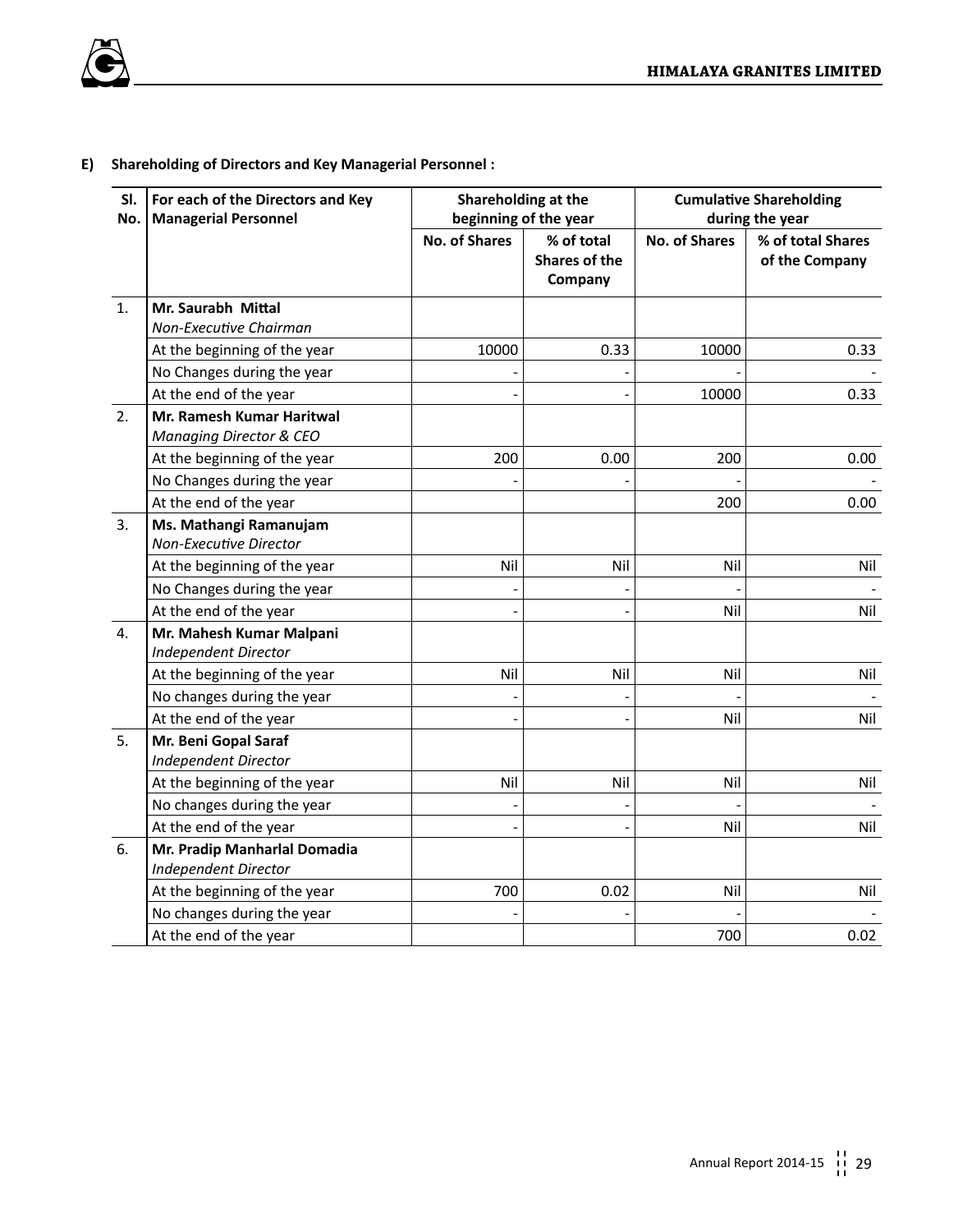**E) Shareholding of Directors and Key Managerial Personnel :**

| Sl. No. | For each of the Directors and Key Managerial Personnel | Shareholding at the beginning of the year | | Cumulative Shareholding during the year | |
|---|---|---|---|---|---|
| | | No. of Shares | % of total Shares of the Company | No. of Shares | % of total Shares of the Company |
| 1. | **Mr. Saurabh Mittal**<br>*Non-Executive Chairman* | | | | |
| | At the beginning of the year | 10000 | 0.33 | 10000 | 0.33 |
| | No Changes during the year | - | - | - | - |
| | At the end of the year | - | - | 10000 | 0.33 |
| 2. | **Mr. Ramesh Kumar Haritwal**<br>*Managing Director & CEO* | | | | |
| | At the beginning of the year | 200 | 0.00 | 200 | 0.00 |
| | No Changes during the year | - | - | - | - |
| | At the end of the year | | | 200 | 0.00 |
| 3. | **Ms. Mathangi Ramanujam**<br>*Non-Executive Director* | | | | |
| | At the beginning of the year | Nil | Nil | Nil | Nil |
| | No Changes during the year | - | - | - | - |
| | At the end of the year | - | - | Nil | Nil |
| 4. | **Mr. Mahesh Kumar Malpani**<br>*Independent Director* | | | | |
| | At the beginning of the year | Nil | Nil | Nil | Nil |
| | No changes during the year | - | - | - | - |
| | At the end of the year | - | - | Nil | Nil |
| 5. | **Mr. Beni Gopal Saraf**<br>*Independent Director* | | | | |
| | At the beginning of the year | Nil | Nil | Nil | Nil |
| | No changes during the year | - | - | - | - |
| | At the end of the year | - | - | Nil | Nil |
| 6. | **Mr. Pradip Manharlal Domadia**<br>*Independent Director* | | | | |
| | At the beginning of the year | 700 | 0.02 | Nil | Nil |
| | No changes during the year | - | - | - | - |
| | At the end of the year | | | 700 | 0.02 |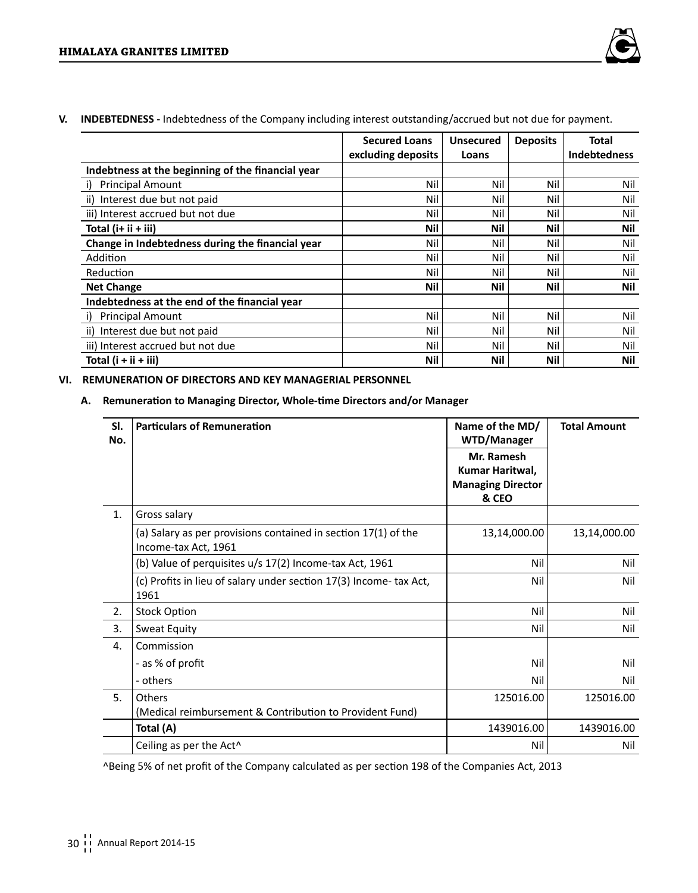**V. INDEBTEDNESS -** Indebtedness of the Company including interest outstanding/accrued but not due for payment.

| | Secured Loans excluding deposits | Unsecured Loans | Deposits | Total Indebtedness |
|---|---|---|---|---|
| **Indebtness at the beginning of the financial year** | | | | |
| i) Principal Amount | Nil | Nil | Nil | Nil |
| ii) Interest due but not paid | Nil | Nil | Nil | Nil |
| iii) Interest accrued but not due | Nil | Nil | Nil | Nil |
| **Total (i+ ii + iii)** | **Nil** | **Nil** | **Nil** | **Nil** |
| **Change in Indebtedness during the financial year** | Nil | Nil | Nil | Nil |
| Addition | Nil | Nil | Nil | Nil |
| Reduction | Nil | Nil | Nil | Nil |
| **Net Change** | **Nil** | **Nil** | **Nil** | **Nil** |
| **Indebtedness at the end of the financial year** | | | | |
| i) Principal Amount | Nil | Nil | Nil | Nil |
| ii) Interest due but not paid | Nil | Nil | Nil | Nil |
| iii) Interest accrued but not due | Nil | Nil | Nil | Nil |
| **Total (i + ii + iii)** | **Nil** | **Nil** | **Nil** | **Nil** |

**VI. REMUNERATION OF DIRECTORS AND KEY MANAGERIAL PERSONNEL**

**A. Remuneration to Managing Director, Whole-time Directors and/or Manager**

| Sl. No. | Particulars of Remuneration | Name of the MD/ WTD/Manager | Total Amount |
|---|---|---|---|
| | | **Mr. Ramesh Kumar Haritwal, Managing Director & CEO** | |
| 1. | Gross salary | | |
| | (a) Salary as per provisions contained in section 17(1) of the Income-tax Act, 1961 | 13,14,000.00 | 13,14,000.00 |
| | (b) Value of perquisites u/s 17(2) Income-tax Act, 1961 | Nil | Nil |
| | (c) Profits in lieu of salary under section 17(3) Income- tax Act, 1961 | Nil | Nil |
| 2. | Stock Option | Nil | Nil |
| 3. | Sweat Equity | Nil | Nil |
| 4. | Commission | | |
| | - as % of profit | Nil | Nil |
| | - others | Nil | Nil |
| 5. | Others (Medical reimbursement & Contribution to Provident Fund) | 125016.00 | 125016.00 |
| | **Total (A)** | 1439016.00 | 1439016.00 |
| | Ceiling as per the Act^ | Nil | Nil |

^Being 5% of net profit of the Company calculated as per section 198 of the Companies Act, 2013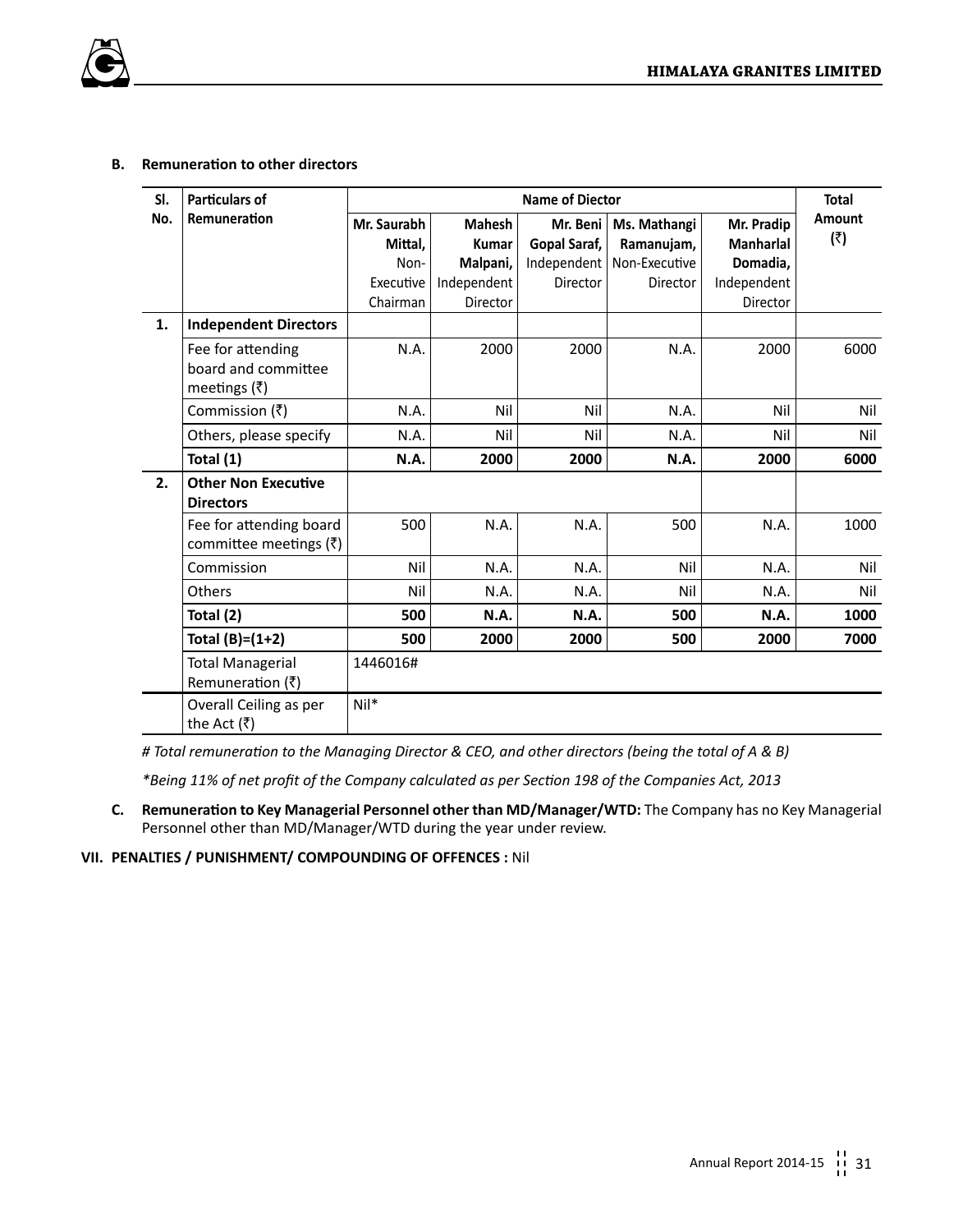**B. Remuneration to other directors**

| Sl. No. | Particulars of Remuneration | Name of Diector | | | | | Total Amount (₹) |
|---|---|---|---|---|---|---|---|
| | | Mr. Saurabh Mittal, Non-Executive Chairman | Mahesh Kumar Malpani, Independent Director | Mr. Beni Gopal Saraf, Independent Director | Ms. Mathangi Ramanujam, Non-Executive Director | Mr. Pradip Manharlal Domadia, Independent Director | |
| **1.** | **Independent Directors** | | | | | | |
| | Fee for attending board and committee meetings (₹) | N.A. | 2000 | 2000 | N.A. | 2000 | 6000 |
| | Commission (₹) | N.A. | Nil | Nil | N.A. | Nil | Nil |
| | Others, please specify | N.A. | Nil | Nil | N.A. | Nil | Nil |
| | **Total (1)** | **N.A.** | **2000** | **2000** | **N.A.** | **2000** | **6000** |
| **2.** | **Other Non Executive Directors** | | | | | | |
| | Fee for attending board committee meetings (₹) | 500 | N.A. | N.A. | 500 | N.A. | 1000 |
| | Commission | Nil | N.A. | N.A. | Nil | N.A. | Nil |
| | Others | Nil | N.A. | N.A. | Nil | N.A. | Nil |
| | **Total (2)** | **500** | **N.A.** | **N.A.** | **500** | **N.A.** | **1000** |
| | **Total (B)=(1+2)** | **500** | **2000** | **2000** | **500** | **2000** | **7000** |
| | Total Managerial Remuneration (₹) | 1446016# | | | | | |
| | Overall Ceiling as per the Act (₹) | Nil* | | | | | |

*# Total remuneration to the Managing Director & CEO, and other directors (being the total of A & B)*

*\*Being 11% of net profit of the Company calculated as per Section 198 of the Companies Act, 2013*

**C. Remuneration to Key Managerial Personnel other than MD/Manager/WTD:** The Company has no Key Managerial Personnel other than MD/Manager/WTD during the year under review.

**VII. PENALTIES / PUNISHMENT/ COMPOUNDING OF OFFENCES :** Nil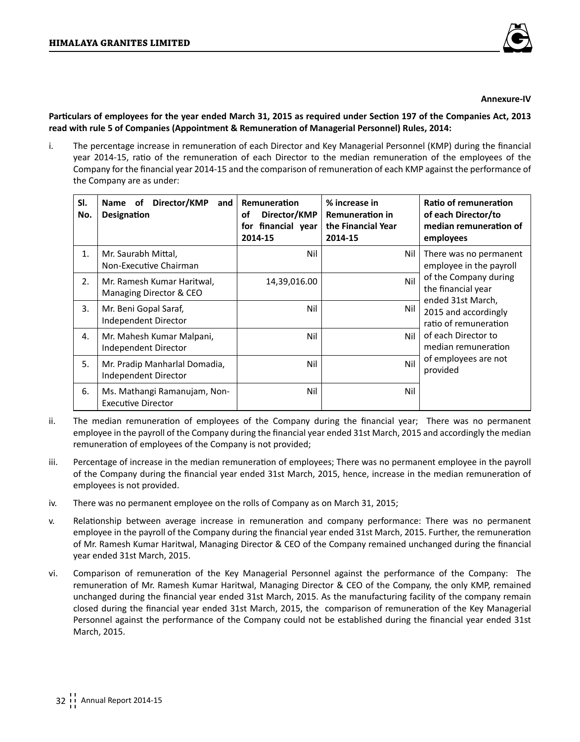**Annexure-IV**

**Particulars of employees for the year ended March 31, 2015 as required under Section 197 of the Companies Act, 2013 read with rule 5 of Companies (Appointment & Remuneration of Managerial Personnel) Rules, 2014:**

i. The percentage increase in remuneration of each Director and Key Managerial Personnel (KMP) during the financial year 2014-15, ratio of the remuneration of each Director to the median remuneration of the employees of the Company for the financial year 2014-15 and the comparison of remuneration of each KMP against the performance of the Company are as under:

| Sl. No. | Name of Director/KMP and Designation | Remuneration of Director/KMP for financial year 2014-15 | % increase in Remuneration in the Financial Year 2014-15 | Ratio of remuneration of each Director/to median remuneration of employees |
|---|---|---|---|---|
| 1. | Mr. Saurabh Mittal, Non-Executive Chairman | Nil | Nil | There was no permanent employee in the payroll of the Company during the financial year ended 31st March, 2015 and accordingly ratio of remuneration of each Director to median remuneration of employees are not provided |
| 2. | Mr. Ramesh Kumar Haritwal, Managing Director & CEO | 14,39,016.00 | Nil | |
| 3. | Mr. Beni Gopal Saraf, Independent Director | Nil | Nil | |
| 4. | Mr. Mahesh Kumar Malpani, Independent Director | Nil | Nil | |
| 5. | Mr. Pradip Manharlal Domadia, Independent Director | Nil | Nil | |
| 6. | Ms. Mathangi Ramanujam, Non-Executive Director | Nil | Nil | |

ii. The median remuneration of employees of the Company during the financial year; There was no permanent employee in the payroll of the Company during the financial year ended 31st March, 2015 and accordingly the median remuneration of employees of the Company is not provided;

iii. Percentage of increase in the median remuneration of employees; There was no permanent employee in the payroll of the Company during the financial year ended 31st March, 2015, hence, increase in the median remuneration of employees is not provided.

iv. There was no permanent employee on the rolls of Company as on March 31, 2015;

v. Relationship between average increase in remuneration and company performance: There was no permanent employee in the payroll of the Company during the financial year ended 31st March, 2015. Further, the remuneration of Mr. Ramesh Kumar Haritwal, Managing Director & CEO of the Company remained unchanged during the financial year ended 31st March, 2015.

vi. Comparison of remuneration of the Key Managerial Personnel against the performance of the Company: The remuneration of Mr. Ramesh Kumar Haritwal, Managing Director & CEO of the Company, the only KMP, remained unchanged during the financial year ended 31st March, 2015. As the manufacturing facility of the company remain closed during the financial year ended 31st March, 2015, the comparison of remuneration of the Key Managerial Personnel against the performance of the Company could not be established during the financial year ended 31st March, 2015.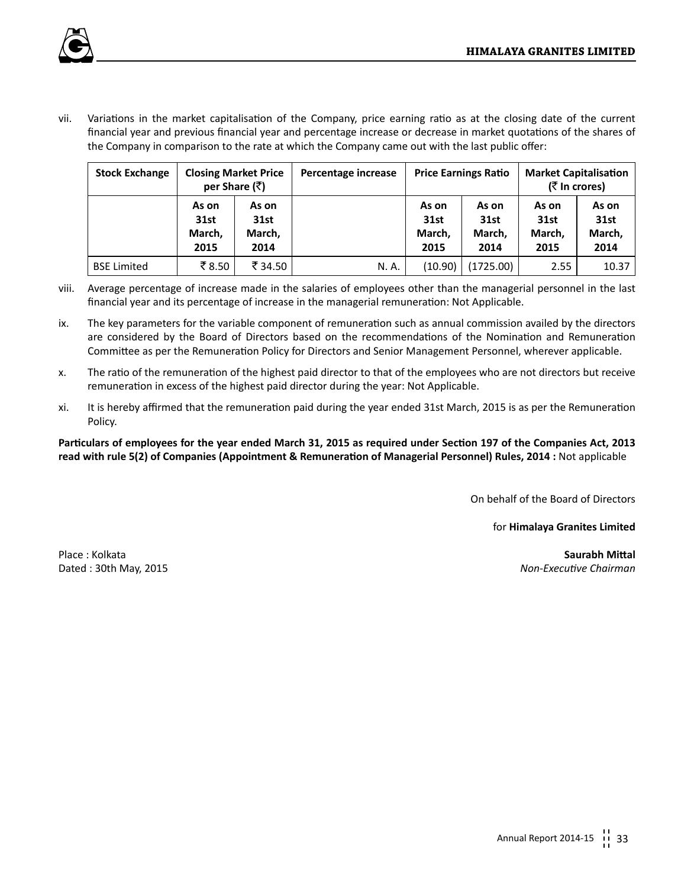vii. Variations in the market capitalisation of the Company, price earning ratio as at the closing date of the current financial year and previous financial year and percentage increase or decrease in market quotations of the shares of the Company in comparison to the rate at which the Company came out with the last public offer:

| Stock Exchange | Closing Market Price per Share (₹) | | Percentage increase | Price Earnings Ratio | | Market Capitalisation (₹ In crores) | |
|---|---|---|---|---|---|---|---|
| | As on 31st March, 2015 | As on 31st March, 2014 | | As on 31st March, 2015 | As on 31st March, 2014 | As on 31st March, 2015 | As on 31st March, 2014 |
| BSE Limited | ₹ 8.50 | ₹ 34.50 | N. A. | (10.90) | (1725.00) | 2.55 | 10.37 |

viii. Average percentage of increase made in the salaries of employees other than the managerial personnel in the last financial year and its percentage of increase in the managerial remuneration: Not Applicable.

ix. The key parameters for the variable component of remuneration such as annual commission availed by the directors are considered by the Board of Directors based on the recommendations of the Nomination and Remuneration Committee as per the Remuneration Policy for Directors and Senior Management Personnel, wherever applicable.

x. The ratio of the remuneration of the highest paid director to that of the employees who are not directors but receive remuneration in excess of the highest paid director during the year: Not Applicable.

xi. It is hereby affirmed that the remuneration paid during the year ended 31st March, 2015 is as per the Remuneration Policy.

**Particulars of employees for the year ended March 31, 2015 as required under Section 197 of the Companies Act, 2013 read with rule 5(2) of Companies (Appointment & Remuneration of Managerial Personnel) Rules, 2014 :** Not applicable

On behalf of the Board of Directors

for **Himalaya Granites Limited**

Place : Kolkata
Dated : 30th May, 2015

**Saurabh Mittal**
*Non-Executive Chairman*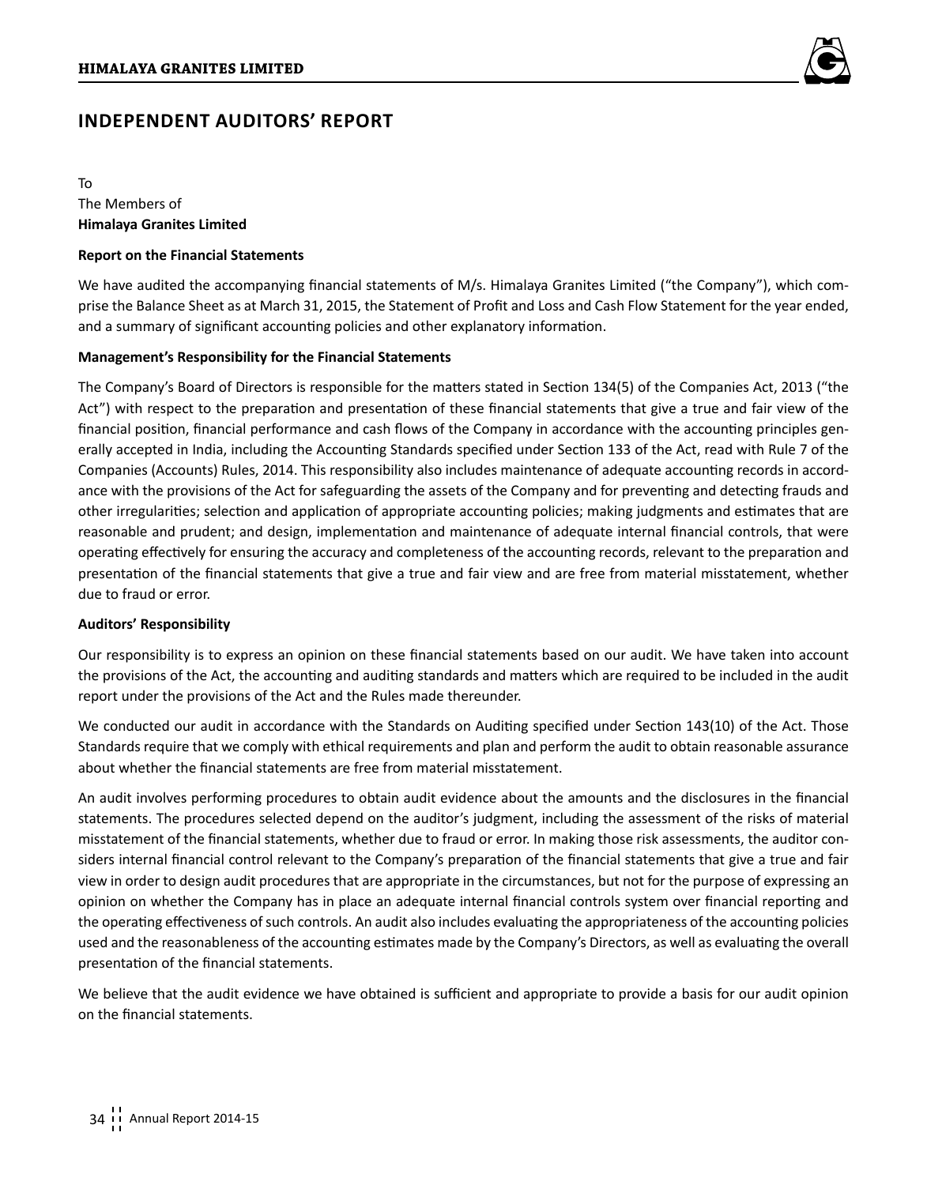# INDEPENDENT AUDITORS' REPORT

To
The Members of
**Himalaya Granites Limited**

**Report on the Financial Statements**

We have audited the accompanying financial statements of M/s. Himalaya Granites Limited ("the Company"), which comprise the Balance Sheet as at March 31, 2015, the Statement of Profit and Loss and Cash Flow Statement for the year ended, and a summary of significant accounting policies and other explanatory information.

**Management's Responsibility for the Financial Statements**

The Company's Board of Directors is responsible for the matters stated in Section 134(5) of the Companies Act, 2013 ("the Act") with respect to the preparation and presentation of these financial statements that give a true and fair view of the financial position, financial performance and cash flows of the Company in accordance with the accounting principles generally accepted in India, including the Accounting Standards specified under Section 133 of the Act, read with Rule 7 of the Companies (Accounts) Rules, 2014. This responsibility also includes maintenance of adequate accounting records in accordance with the provisions of the Act for safeguarding the assets of the Company and for preventing and detecting frauds and other irregularities; selection and application of appropriate accounting policies; making judgments and estimates that are reasonable and prudent; and design, implementation and maintenance of adequate internal financial controls, that were operating effectively for ensuring the accuracy and completeness of the accounting records, relevant to the preparation and presentation of the financial statements that give a true and fair view and are free from material misstatement, whether due to fraud or error.

**Auditors' Responsibility**

Our responsibility is to express an opinion on these financial statements based on our audit. We have taken into account the provisions of the Act, the accounting and auditing standards and matters which are required to be included in the audit report under the provisions of the Act and the Rules made thereunder.

We conducted our audit in accordance with the Standards on Auditing specified under Section 143(10) of the Act. Those Standards require that we comply with ethical requirements and plan and perform the audit to obtain reasonable assurance about whether the financial statements are free from material misstatement.

An audit involves performing procedures to obtain audit evidence about the amounts and the disclosures in the financial statements. The procedures selected depend on the auditor's judgment, including the assessment of the risks of material misstatement of the financial statements, whether due to fraud or error. In making those risk assessments, the auditor considers internal financial control relevant to the Company's preparation of the financial statements that give a true and fair view in order to design audit procedures that are appropriate in the circumstances, but not for the purpose of expressing an opinion on whether the Company has in place an adequate internal financial controls system over financial reporting and the operating effectiveness of such controls. An audit also includes evaluating the appropriateness of the accounting policies used and the reasonableness of the accounting estimates made by the Company's Directors, as well as evaluating the overall presentation of the financial statements.

We believe that the audit evidence we have obtained is sufficient and appropriate to provide a basis for our audit opinion on the financial statements.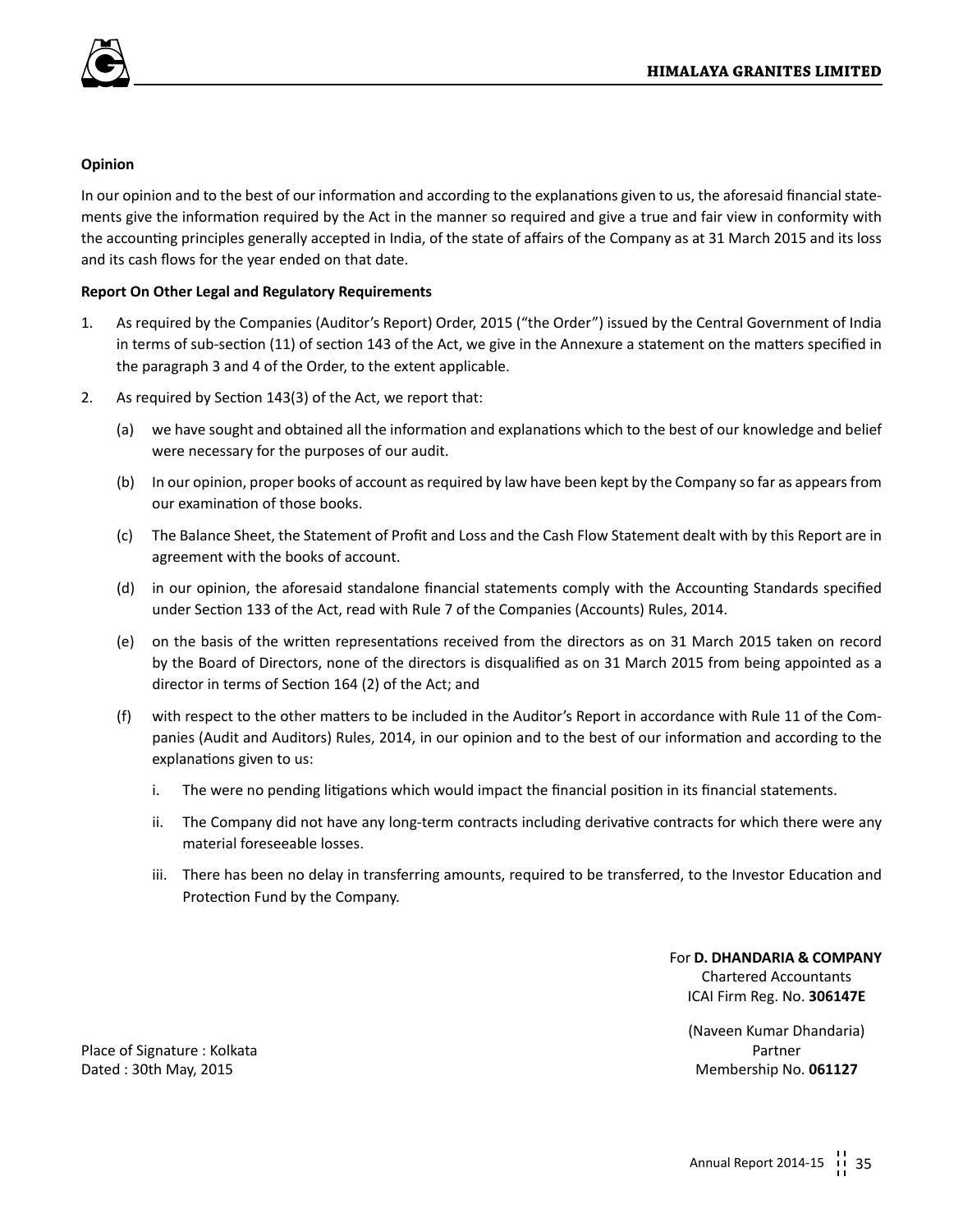**Opinion**

In our opinion and to the best of our information and according to the explanations given to us, the aforesaid financial statements give the information required by the Act in the manner so required and give a true and fair view in conformity with the accounting principles generally accepted in India, of the state of affairs of the Company as at 31 March 2015 and its loss and its cash flows for the year ended on that date.

**Report On Other Legal and Regulatory Requirements**

1. As required by the Companies (Auditor's Report) Order, 2015 ("the Order") issued by the Central Government of India in terms of sub-section (11) of section 143 of the Act, we give in the Annexure a statement on the matters specified in the paragraph 3 and 4 of the Order, to the extent applicable.

2. As required by Section 143(3) of the Act, we report that:

   (a) we have sought and obtained all the information and explanations which to the best of our knowledge and belief were necessary for the purposes of our audit.

   (b) In our opinion, proper books of account as required by law have been kept by the Company so far as appears from our examination of those books.

   (c) The Balance Sheet, the Statement of Profit and Loss and the Cash Flow Statement dealt with by this Report are in agreement with the books of account.

   (d) in our opinion, the aforesaid standalone financial statements comply with the Accounting Standards specified under Section 133 of the Act, read with Rule 7 of the Companies (Accounts) Rules, 2014.

   (e) on the basis of the written representations received from the directors as on 31 March 2015 taken on record by the Board of Directors, none of the directors is disqualified as on 31 March 2015 from being appointed as a director in terms of Section 164 (2) of the Act; and

   (f) with respect to the other matters to be included in the Auditor's Report in accordance with Rule 11 of the Companies (Audit and Auditors) Rules, 2014, in our opinion and to the best of our information and according to the explanations given to us:

      i. The were no pending litigations which would impact the financial position in its financial statements.

      ii. The Company did not have any long-term contracts including derivative contracts for which there were any material foreseeable losses.

      iii. There has been no delay in transferring amounts, required to be transferred, to the Investor Education and Protection Fund by the Company.

For **D. DHANDARIA & COMPANY**
Chartered Accountants
ICAI Firm Reg. No. **306147E**

(Naveen Kumar Dhandaria)
Partner
Membership No. **061127**

Place of Signature : Kolkata
Dated : 30th May, 2015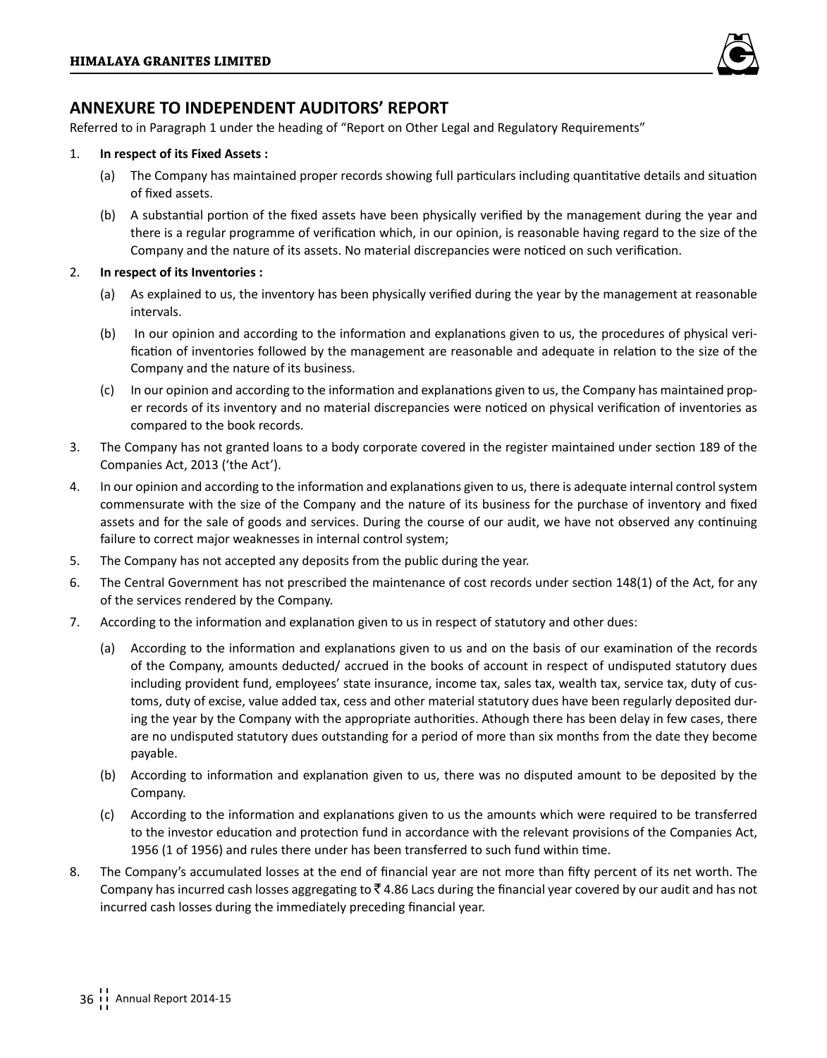## ANNEXURE TO INDEPENDENT AUDITORS' REPORT

Referred to in Paragraph 1 under the heading of "Report on Other Legal and Regulatory Requirements"

1. **In respect of its Fixed Assets :**
   - (a) The Company has maintained proper records showing full particulars including quantitative details and situation of fixed assets.
   - (b) A substantial portion of the fixed assets have been physically verified by the management during the year and there is a regular programme of verification which, in our opinion, is reasonable having regard to the size of the Company and the nature of its assets. No material discrepancies were noticed on such verification.
2. **In respect of its Inventories :**
   - (a) As explained to us, the inventory has been physically verified during the year by the management at reasonable intervals.
   - (b) In our opinion and according to the information and explanations given to us, the procedures of physical verification of inventories followed by the management are reasonable and adequate in relation to the size of the Company and the nature of its business.
   - (c) In our opinion and according to the information and explanations given to us, the Company has maintained proper records of its inventory and no material discrepancies were noticed on physical verification of inventories as compared to the book records.
3. The Company has not granted loans to a body corporate covered in the register maintained under section 189 of the Companies Act, 2013 ('the Act').
4. In our opinion and according to the information and explanations given to us, there is adequate internal control system commensurate with the size of the Company and the nature of its business for the purchase of inventory and fixed assets and for the sale of goods and services. During the course of our audit, we have not observed any continuing failure to correct major weaknesses in internal control system;
5. The Company has not accepted any deposits from the public during the year.
6. The Central Government has not prescribed the maintenance of cost records under section 148(1) of the Act, for any of the services rendered by the Company.
7. According to the information and explanation given to us in respect of statutory and other dues:
   - (a) According to the information and explanations given to us and on the basis of our examination of the records of the Company, amounts deducted/ accrued in the books of account in respect of undisputed statutory dues including provident fund, employees' state insurance, income tax, sales tax, wealth tax, service tax, duty of customs, duty of excise, value added tax, cess and other material statutory dues have been regularly deposited during the year by the Company with the appropriate authorities. Athough there has been delay in few cases, there are no undisputed statutory dues outstanding for a period of more than six months from the date they become payable.
   - (b) According to information and explanation given to us, there was no disputed amount to be deposited by the Company.
   - (c) According to the information and explanations given to us the amounts which were required to be transferred to the investor education and protection fund in accordance with the relevant provisions of the Companies Act, 1956 (1 of 1956) and rules there under has been transferred to such fund within time.
8. The Company's accumulated losses at the end of financial year are not more than fifty percent of its net worth. The Company has incurred cash losses aggregating to ₹ 4.86 Lacs during the financial year covered by our audit and has not incurred cash losses during the immediately preceding financial year.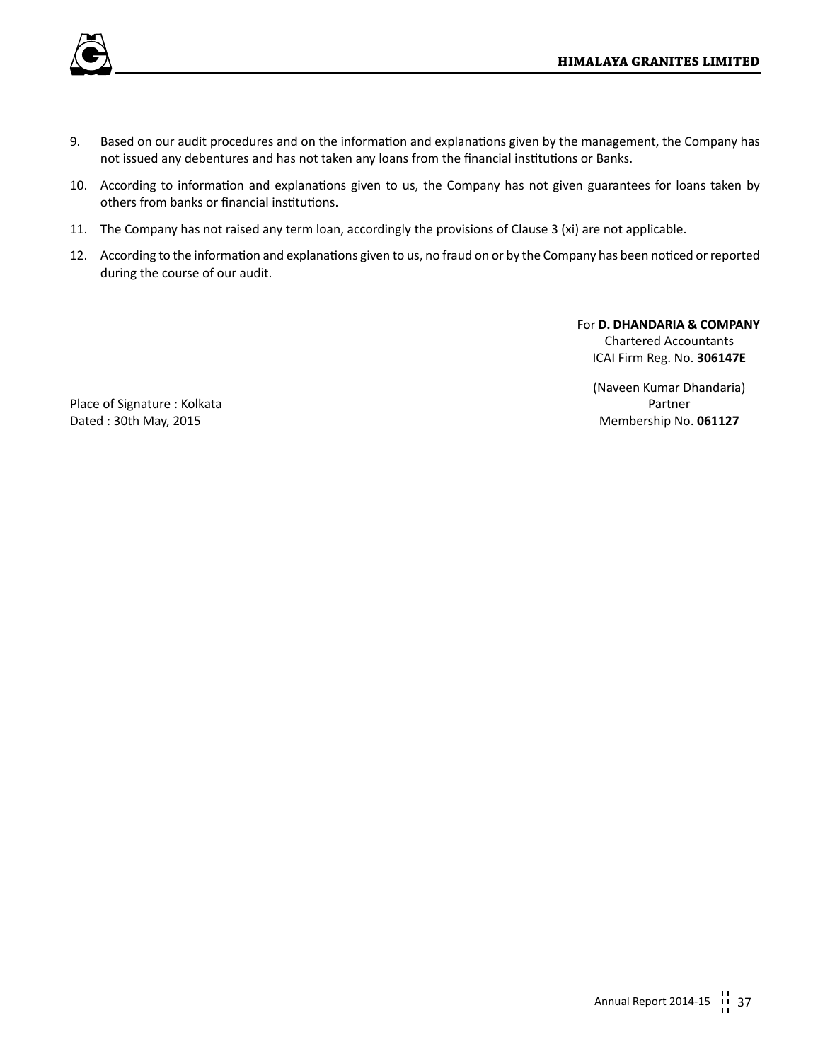9. Based on our audit procedures and on the information and explanations given by the management, the Company has not issued any debentures and has not taken any loans from the financial institutions or Banks.

10. According to information and explanations given to us, the Company has not given guarantees for loans taken by others from banks or financial institutions.

11. The Company has not raised any term loan, accordingly the provisions of Clause 3 (xi) are not applicable.

12. According to the information and explanations given to us, no fraud on or by the Company has been noticed or reported during the course of our audit.

For **D. DHANDARIA & COMPANY**
Chartered Accountants
ICAI Firm Reg. No. **306147E**

(Naveen Kumar Dhandaria)
Partner
Membership No. **061127**

Place of Signature : Kolkata
Dated : 30th May, 2015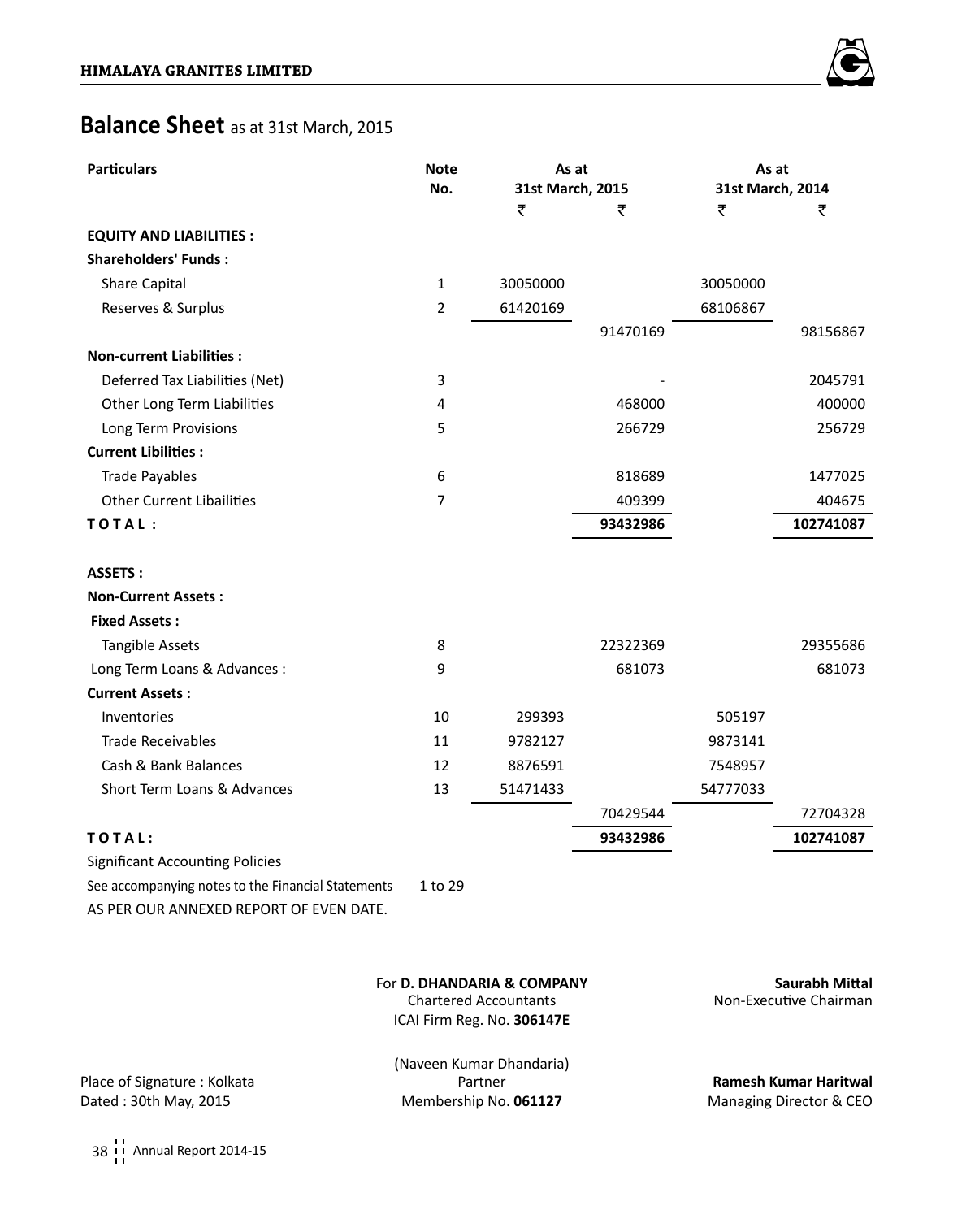HIMALAYA GRANITES LIMITED

# Balance Sheet as at 31st March, 2015

| Particulars | Note No. | As at 31st March, 2015 | | As at 31st March, 2014 | |
|---|---|---|---|---|---|
| | | ₹ | ₹ | ₹ | ₹ |
| **EQUITY AND LIABILITIES :** | | | | | |
| **Shareholders' Funds :** | | | | | |
| Share Capital | 1 | 30050000 | | 30050000 | |
| Reserves & Surplus | 2 | 61420169 | | 68106867 | |
| | | | 91470169 | | 98156867 |
| **Non-current Liabilities :** | | | | | |
| Deferred Tax Liabilities (Net) | 3 | | - | | 2045791 |
| Other Long Term Liabilities | 4 | | 468000 | | 400000 |
| Long Term Provisions | 5 | | 266729 | | 256729 |
| **Current Libilities :** | | | | | |
| Trade Payables | 6 | | 818689 | | 1477025 |
| Other Current Libailities | 7 | | 409399 | | 404675 |
| **TOTAL :** | | | **93432986** | | **102741087** |
| **ASSETS :** | | | | | |
| **Non-Current Assets :** | | | | | |
| **Fixed Assets :** | | | | | |
| Tangible Assets | 8 | | 22322369 | | 29355686 |
| Long Term Loans & Advances : | 9 | | 681073 | | 681073 |
| **Current Assets :** | | | | | |
| Inventories | 10 | 299393 | | 505197 | |
| Trade Receivables | 11 | 9782127 | | 9873141 | |
| Cash & Bank Balances | 12 | 8876591 | | 7548957 | |
| Short Term Loans & Advances | 13 | 51471433 | | 54777033 | |
| | | | 70429544 | | 72704328 |
| **TOTAL:** | | | **93432986** | | **102741087** |

Significant Accounting Policies

See accompanying notes to the Financial Statements 1 to 29

AS PER OUR ANNEXED REPORT OF EVEN DATE.

For **D. DHANDARIA & COMPANY**
Chartered Accountants
ICAI Firm Reg. No. **306147E**

(Naveen Kumar Dhandaria)
Partner
Membership No. **061127**

Place of Signature : Kolkata
Dated : 30th May, 2015

**Saurabh Mittal**
Non-Executive Chairman

**Ramesh Kumar Haritwal**
Managing Director & CEO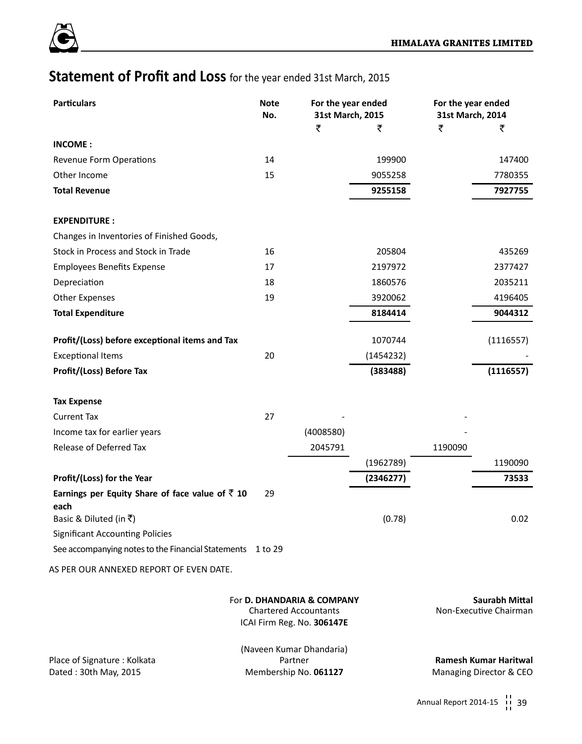# Statement of Profit and Loss for the year ended 31st March, 2015

| Particulars | Note No. | For the year ended 31st March, 2015 | | For the year ended 31st March, 2014 | |
|---|---|---|---|---|---|
| | | ₹ | ₹ | ₹ | ₹ |
| **INCOME :** | | | | | |
| Revenue Form Operations | 14 | | 199900 | | 147400 |
| Other Income | 15 | | 9055258 | | 7780355 |
| **Total Revenue** | | | **9255158** | | **7927755** |
| **EXPENDITURE :** | | | | | |
| Changes in Inventories of Finished Goods, Stock in Process and Stock in Trade | 16 | | 205804 | | 435269 |
| Employees Benefits Expense | 17 | | 2197972 | | 2377427 |
| Depreciation | 18 | | 1860576 | | 2035211 |
| Other Expenses | 19 | | 3920062 | | 4196405 |
| **Total Expenditure** | | | **8184414** | | **9044312** |
| **Profit/(Loss) before exceptional items and Tax** | | | 1070744 | | (1116557) |
| Exceptional Items | 20 | | (1454232) | | - |
| **Profit/(Loss) Before Tax** | | | **(383488)** | | **(1116557)** |
| **Tax Expense** | | | | | |
| Current Tax | 27 | - | | - | |
| Income tax for earlier years | | (4008580) | | - | |
| Release of Deferred Tax | | 2045791 | | 1190090 | |
| | | | (1962789) | | 1190090 |
| **Profit/(Loss) for the Year** | | | **(2346277)** | | **73533** |
| **Earnings per Equity Share of face value of ₹ 10 each** | 29 | | | | |
| Basic & Diluted (in ₹) | | | (0.78) | | 0.02 |
| Significant Accounting Policies | | | | | |
| See accompanying notes to the Financial Statements | 1 to 29 | | | | |

AS PER OUR ANNEXED REPORT OF EVEN DATE.

For **D. DHANDARIA & COMPANY**
Chartered Accountants
ICAI Firm Reg. No. **306147E**

(Naveen Kumar Dhandaria)
Partner
Membership No. **061127**

Place of Signature : Kolkata
Dated : 30th May, 2015

**Saurabh Mittal**
Non-Executive Chairman

**Ramesh Kumar Haritwal**
Managing Director & CEO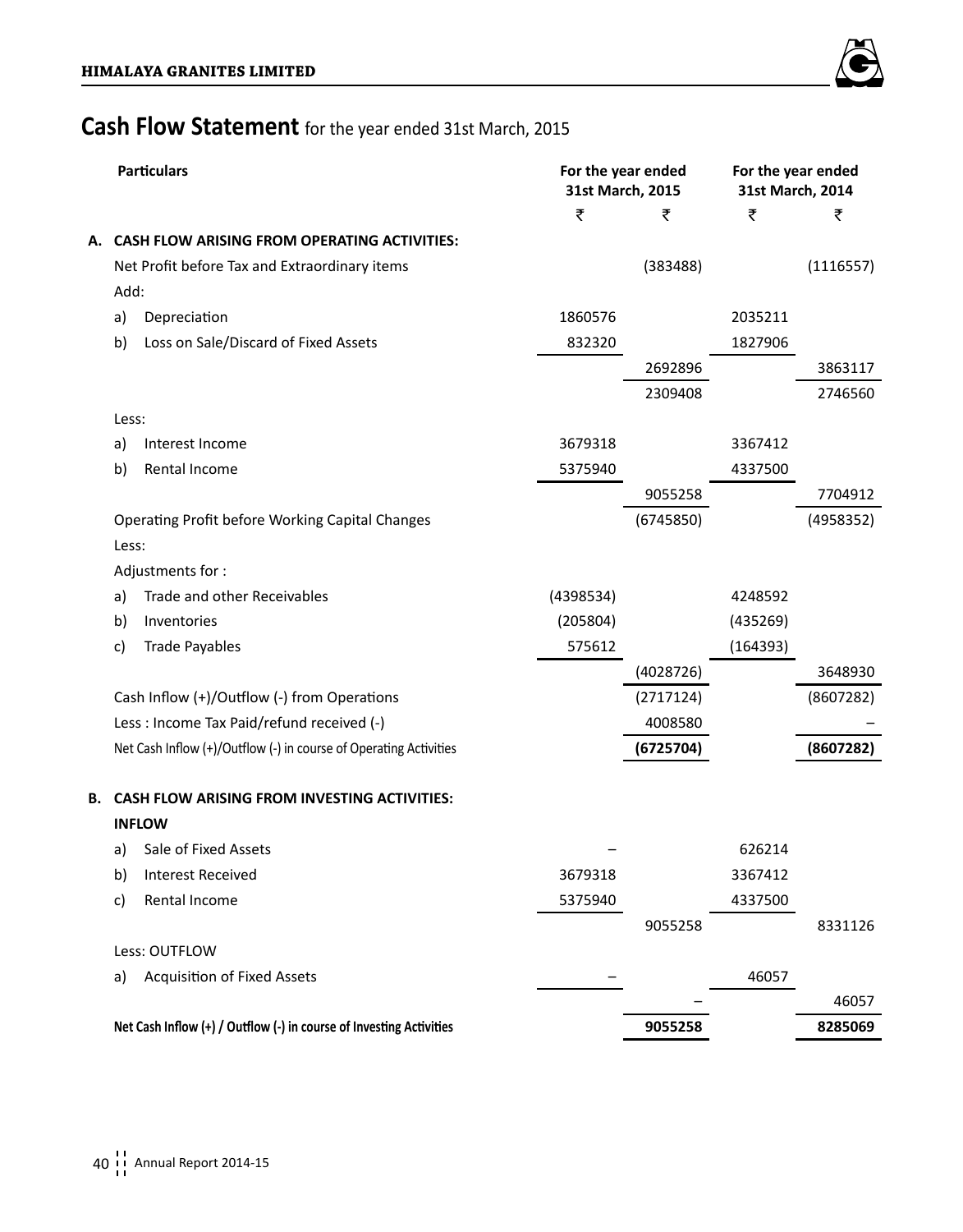# Cash Flow Statement for the year ended 31st March, 2015

| Particulars | For the year ended 31st March, 2015 | | For the year ended 31st March, 2014 | |
|---|---|---|---|---|
| | ₹ | ₹ | ₹ | ₹ |
| **A. CASH FLOW ARISING FROM OPERATING ACTIVITIES:** | | | | |
| Net Profit before Tax and Extraordinary items | | (383488) | | (1116557) |
| Add: | | | | |
| a) Depreciation | 1860576 | | 2035211 | |
| b) Loss on Sale/Discard of Fixed Assets | 832320 | | 1827906 | |
| | | 2692896 | | 3863117 |
| | | 2309408 | | 2746560 |
| Less: | | | | |
| a) Interest Income | 3679318 | | 3367412 | |
| b) Rental Income | 5375940 | | 4337500 | |
| | | 9055258 | | 7704912 |
| Operating Profit before Working Capital Changes | | (6745850) | | (4958352) |
| Less: | | | | |
| Adjustments for : | | | | |
| a) Trade and other Receivables | (4398534) | | 4248592 | |
| b) Inventories | (205804) | | (435269) | |
| c) Trade Payables | 575612 | | (164393) | |
| | | (4028726) | | 3648930 |
| Cash Inflow (+)/Outflow (-) from Operations | | (2717124) | | (8607282) |
| Less : Income Tax Paid/refund received (-) | | 4008580 | | – |
| Net Cash Inflow (+)/Outflow (-) in course of Operating Activities | | **(6725704)** | | **(8607282)** |
| **B. CASH FLOW ARISING FROM INVESTING ACTIVITIES:** | | | | |
| **INFLOW** | | | | |
| a) Sale of Fixed Assets | – | | 626214 | |
| b) Interest Received | 3679318 | | 3367412 | |
| c) Rental Income | 5375940 | | 4337500 | |
| | | 9055258 | | 8331126 |
| Less: OUTFLOW | | | | |
| a) Acquisition of Fixed Assets | – | | 46057 | |
| | | – | | 46057 |
| **Net Cash Inflow (+) / Outflow (-) in course of Investing Activities** | | **9055258** | | **8285069** |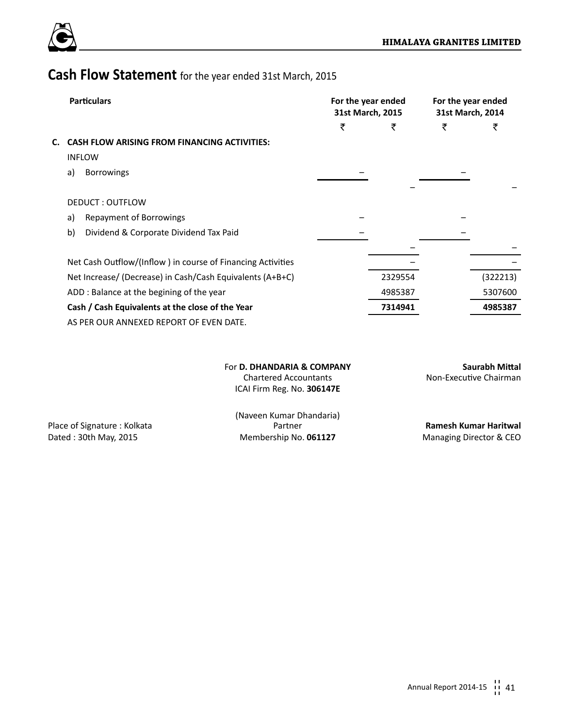# Cash Flow Statement for the year ended 31st March, 2015

| Particulars | For the year ended 31st March, 2015 | | For the year ended 31st March, 2014 | |
|---|---|---|---|---|
| | ₹ | ₹ | ₹ | ₹ |
| **C. CASH FLOW ARISING FROM FINANCING ACTIVITIES:** | | | | |
| INFLOW | | | | |
| a) Borrowings | – | | – | |
| | | – | | – |
| DEDUCT : OUTFLOW | | | | |
| a) Repayment of Borrowings | – | | – | |
| b) Dividend & Corporate Dividend Tax Paid | – | | – | |
| | | – | | – |
| Net Cash Outflow/(Inflow ) in course of Financing Activities | | – | | – |
| Net Increase/ (Decrease) in Cash/Cash Equivalents (A+B+C) | | 2329554 | | (322213) |
| ADD : Balance at the begining of the year | | 4985387 | | 5307600 |
| **Cash / Cash Equivalents at the close of the Year** | | **7314941** | | **4985387** |

AS PER OUR ANNEXED REPORT OF EVEN DATE.

For **D. DHANDARIA & COMPANY**
Chartered Accountants
ICAI Firm Reg. No. **306147E**

(Naveen Kumar Dhandaria)
Partner
Membership No. **061127**

Place of Signature : Kolkata
Dated : 30th May, 2015

**Saurabh Mittal**
Non-Executive Chairman

**Ramesh Kumar Haritwal**
Managing Director & CEO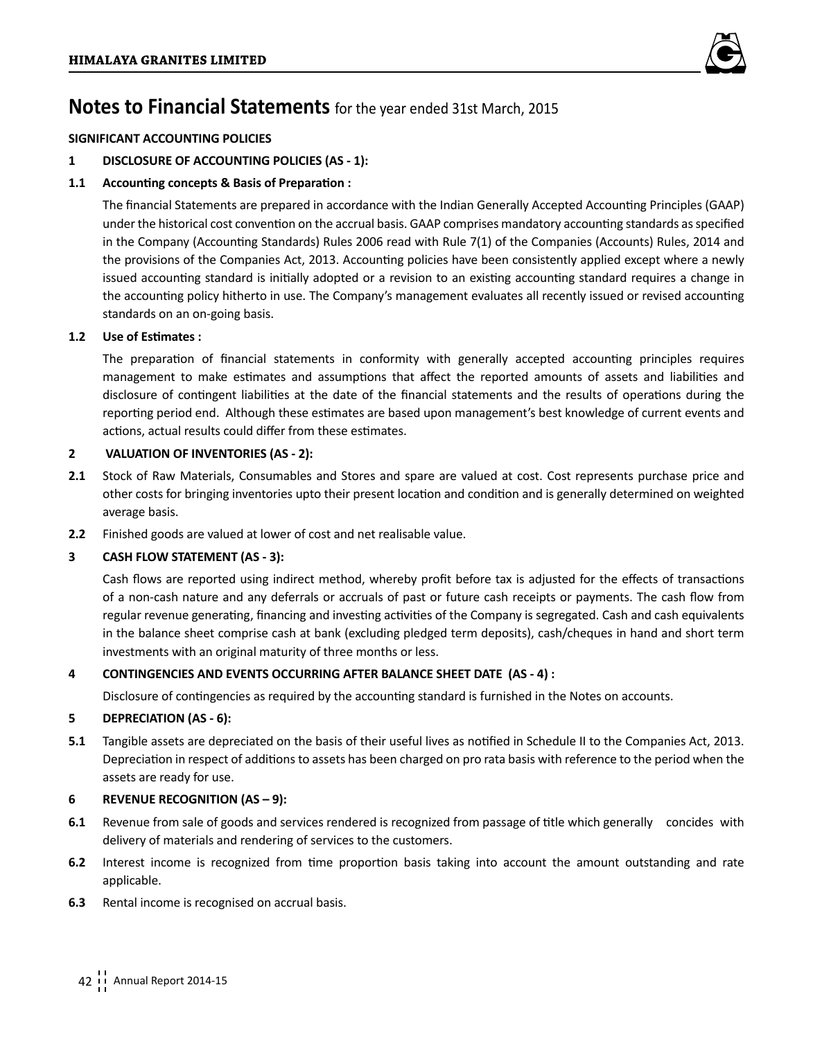# Notes to Financial Statements for the year ended 31st March, 2015

## SIGNIFICANT ACCOUNTING POLICIES

### 1 DISCLOSURE OF ACCOUNTING POLICIES (AS - 1):

**1.1 Accounting concepts & Basis of Preparation :**

The financial Statements are prepared in accordance with the Indian Generally Accepted Accounting Principles (GAAP) under the historical cost convention on the accrual basis. GAAP comprises mandatory accounting standards as specified in the Company (Accounting Standards) Rules 2006 read with Rule 7(1) of the Companies (Accounts) Rules, 2014 and the provisions of the Companies Act, 2013. Accounting policies have been consistently applied except where a newly issued accounting standard is initially adopted or a revision to an existing accounting standard requires a change in the accounting policy hitherto in use. The Company's management evaluates all recently issued or revised accounting standards on an on-going basis.

**1.2 Use of Estimates :**

The preparation of financial statements in conformity with generally accepted accounting principles requires management to make estimates and assumptions that affect the reported amounts of assets and liabilities and disclosure of contingent liabilities at the date of the financial statements and the results of operations during the reporting period end. Although these estimates are based upon management's best knowledge of current events and actions, actual results could differ from these estimates.

### 2 VALUATION OF INVENTORIES (AS - 2):

**2.1** Stock of Raw Materials, Consumables and Stores and spare are valued at cost. Cost represents purchase price and other costs for bringing inventories upto their present location and condition and is generally determined on weighted average basis.

**2.2** Finished goods are valued at lower of cost and net realisable value.

### 3 CASH FLOW STATEMENT (AS - 3):

Cash flows are reported using indirect method, whereby profit before tax is adjusted for the effects of transactions of a non-cash nature and any deferrals or accruals of past or future cash receipts or payments. The cash flow from regular revenue generating, financing and investing activities of the Company is segregated. Cash and cash equivalents in the balance sheet comprise cash at bank (excluding pledged term deposits), cash/cheques in hand and short term investments with an original maturity of three months or less.

### 4 CONTINGENCIES AND EVENTS OCCURRING AFTER BALANCE SHEET DATE (AS - 4) :

Disclosure of contingencies as required by the accounting standard is furnished in the Notes on accounts.

### 5 DEPRECIATION (AS - 6):

**5.1** Tangible assets are depreciated on the basis of their useful lives as notified in Schedule II to the Companies Act, 2013. Depreciation in respect of additions to assets has been charged on pro rata basis with reference to the period when the assets are ready for use.

### 6 REVENUE RECOGNITION (AS – 9):

**6.1** Revenue from sale of goods and services rendered is recognized from passage of title which generally concides with delivery of materials and rendering of services to the customers.

**6.2** Interest income is recognized from time proportion basis taking into account the amount outstanding and rate applicable.

**6.3** Rental income is recognised on accrual basis.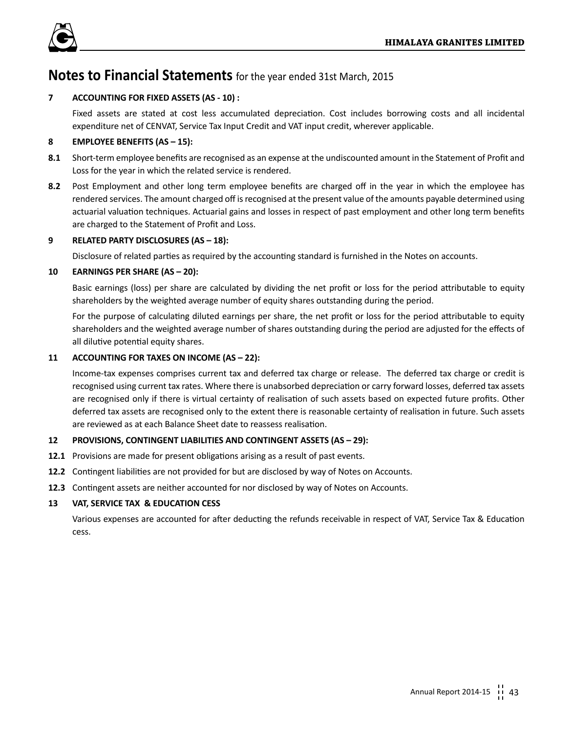# Notes to Financial Statements for the year ended 31st March, 2015

**7 ACCOUNTING FOR FIXED ASSETS (AS - 10) :**

Fixed assets are stated at cost less accumulated depreciation. Cost includes borrowing costs and all incidental expenditure net of CENVAT, Service Tax Input Credit and VAT input credit, wherever applicable.

**8 EMPLOYEE BENEFITS (AS – 15):**

**8.1** Short-term employee benefits are recognised as an expense at the undiscounted amount in the Statement of Profit and Loss for the year in which the related service is rendered.

**8.2** Post Employment and other long term employee benefits are charged off in the year in which the employee has rendered services. The amount charged off is recognised at the present value of the amounts payable determined using actuarial valuation techniques. Actuarial gains and losses in respect of past employment and other long term benefits are charged to the Statement of Profit and Loss.

**9 RELATED PARTY DISCLOSURES (AS – 18):**

Disclosure of related parties as required by the accounting standard is furnished in the Notes on accounts.

**10 EARNINGS PER SHARE (AS – 20):**

Basic earnings (loss) per share are calculated by dividing the net profit or loss for the period attributable to equity shareholders by the weighted average number of equity shares outstanding during the period.

For the purpose of calculating diluted earnings per share, the net profit or loss for the period attributable to equity shareholders and the weighted average number of shares outstanding during the period are adjusted for the effects of all dilutive potential equity shares.

**11 ACCOUNTING FOR TAXES ON INCOME (AS – 22):**

Income-tax expenses comprises current tax and deferred tax charge or release. The deferred tax charge or credit is recognised using current tax rates. Where there is unabsorbed depreciation or carry forward losses, deferred tax assets are recognised only if there is virtual certainty of realisation of such assets based on expected future profits. Other deferred tax assets are recognised only to the extent there is reasonable certainty of realisation in future. Such assets are reviewed as at each Balance Sheet date to reassess realisation.

**12 PROVISIONS, CONTINGENT LIABILITIES AND CONTINGENT ASSETS (AS – 29):**

**12.1** Provisions are made for present obligations arising as a result of past events.

**12.2** Contingent liabilities are not provided for but are disclosed by way of Notes on Accounts.

**12.3** Contingent assets are neither accounted for nor disclosed by way of Notes on Accounts.

**13 VAT, SERVICE TAX & EDUCATION CESS**

Various expenses are accounted for after deducting the refunds receivable in respect of VAT, Service Tax & Education cess.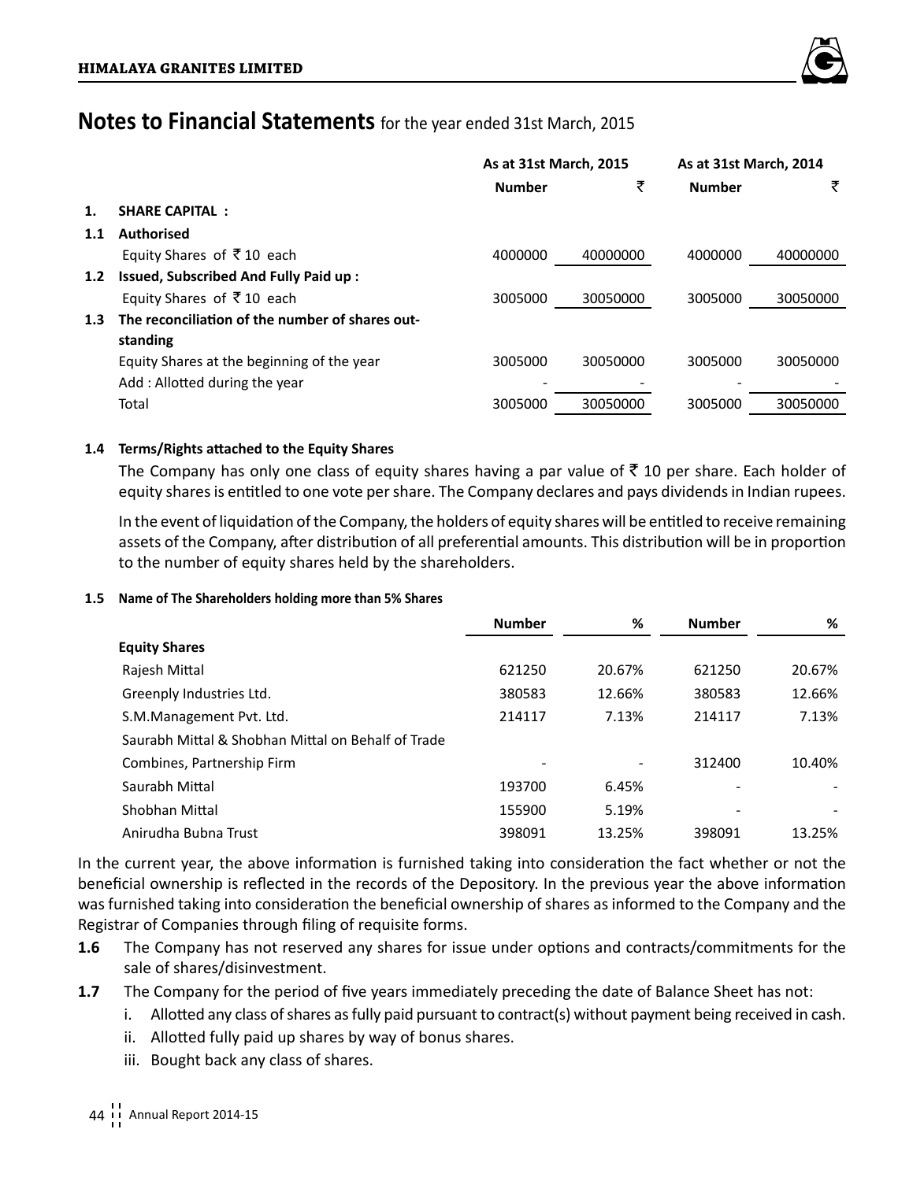## Notes to Financial Statements for the year ended 31st March, 2015

| | | As at 31st March, 2015 | | As at 31st March, 2014 | |
|---|---|---|---|---|---|
| | | **Number** | **₹** | **Number** | **₹** |
| **1.** | **SHARE CAPITAL :** | | | | |
| **1.1** | **Authorised** | | | | |
| | Equity Shares of ₹ 10 each | 4000000 | 40000000 | 4000000 | 40000000 |
| **1.2** | **Issued, Subscribed And Fully Paid up :** | | | | |
| | Equity Shares of ₹ 10 each | 3005000 | 30050000 | 3005000 | 30050000 |
| **1.3** | **The reconciliation of the number of shares outstanding** | | | | |
| | Equity Shares at the beginning of the year | 3005000 | 30050000 | 3005000 | 30050000 |
| | Add : Allotted during the year | - | - | - | - |
| | Total | 3005000 | 30050000 | 3005000 | 30050000 |

**1.4 Terms/Rights attached to the Equity Shares**

The Company has only one class of equity shares having a par value of ₹ 10 per share. Each holder of equity shares is entitled to one vote per share. The Company declares and pays dividends in Indian rupees.

In the event of liquidation of the Company, the holders of equity shares will be entitled to receive remaining assets of the Company, after distribution of all preferential amounts. This distribution will be in proportion to the number of equity shares held by the shareholders.

**1.5 Name of The Shareholders holding more than 5% Shares**

| | Number | % | Number | % |
|---|---|---|---|---|
| **Equity Shares** | | | | |
| Rajesh Mittal | 621250 | 20.67% | 621250 | 20.67% |
| Greenply Industries Ltd. | 380583 | 12.66% | 380583 | 12.66% |
| S.M.Management Pvt. Ltd. | 214117 | 7.13% | 214117 | 7.13% |
| Saurabh Mittal & Shobhan Mittal on Behalf of Trade Combines, Partnership Firm | - | - | 312400 | 10.40% |
| Saurabh Mittal | 193700 | 6.45% | - | - |
| Shobhan Mittal | 155900 | 5.19% | - | - |
| Anirudha Bubna Trust | 398091 | 13.25% | 398091 | 13.25% |

In the current year, the above information is furnished taking into consideration the fact whether or not the beneficial ownership is reflected in the records of the Depository. In the previous year the above information was furnished taking into consideration the beneficial ownership of shares as informed to the Company and the Registrar of Companies through filing of requisite forms.

**1.6** The Company has not reserved any shares for issue under options and contracts/commitments for the sale of shares/disinvestment.

**1.7** The Company for the period of five years immediately preceding the date of Balance Sheet has not:

i. Allotted any class of shares as fully paid pursuant to contract(s) without payment being received in cash.

ii. Allotted fully paid up shares by way of bonus shares.

iii. Bought back any class of shares.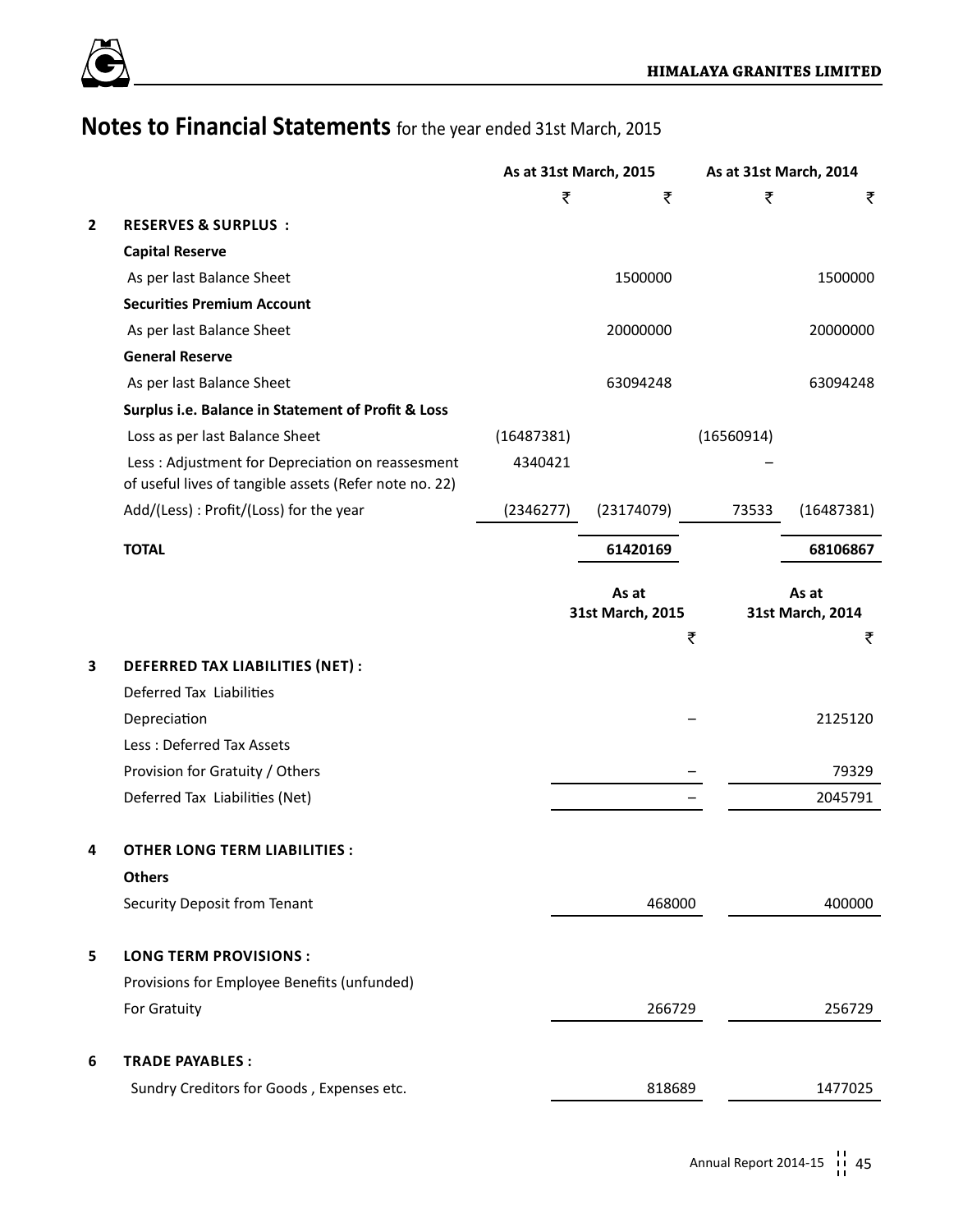# Notes to Financial Statements for the year ended 31st March, 2015

| | | As at 31st March, 2015 | | As at 31st March, 2014 | |
|---|---|---|---|---|---|
| | | ₹ | ₹ | ₹ | ₹ |
| **2** | **RESERVES & SURPLUS :** | | | | |
| | **Capital Reserve** | | | | |
| | As per last Balance Sheet | | 1500000 | | 1500000 |
| | **Securities Premium Account** | | | | |
| | As per last Balance Sheet | | 20000000 | | 20000000 |
| | **General Reserve** | | | | |
| | As per last Balance Sheet | | 63094248 | | 63094248 |
| | **Surplus i.e. Balance in Statement of Profit & Loss** | | | | |
| | Loss as per last Balance Sheet | (16487381) | | (16560914) | |
| | Less : Adjustment for Depreciation on reassesment of useful lives of tangible assets (Refer note no. 22) | 4340421 | | – | |
| | Add/(Less) : Profit/(Loss) for the year | (2346277) | (23174079) | 73533 | (16487381) |
| | **TOTAL** | | **61420169** | | **68106867** |

| | | As at 31st March, 2015 | As at 31st March, 2014 |
|---|---|---|---|
| | | ₹ | ₹ |
| **3** | **DEFERRED TAX LIABILITIES (NET) :** | | |
| | Deferred Tax Liabilities | | |
| | Depreciation | – | 2125120 |
| | Less : Deferred Tax Assets | | |
| | Provision for Gratuity / Others | – | 79329 |
| | Deferred Tax Liabilities (Net) | – | 2045791 |
| **4** | **OTHER LONG TERM LIABILITIES :** | | |
| | **Others** | | |
| | Security Deposit from Tenant | 468000 | 400000 |
| **5** | **LONG TERM PROVISIONS :** | | |
| | Provisions for Employee Benefits (unfunded) | | |
| | For Gratuity | 266729 | 256729 |
| **6** | **TRADE PAYABLES :** | | |
| | Sundry Creditors for Goods , Expenses etc. | 818689 | 1477025 |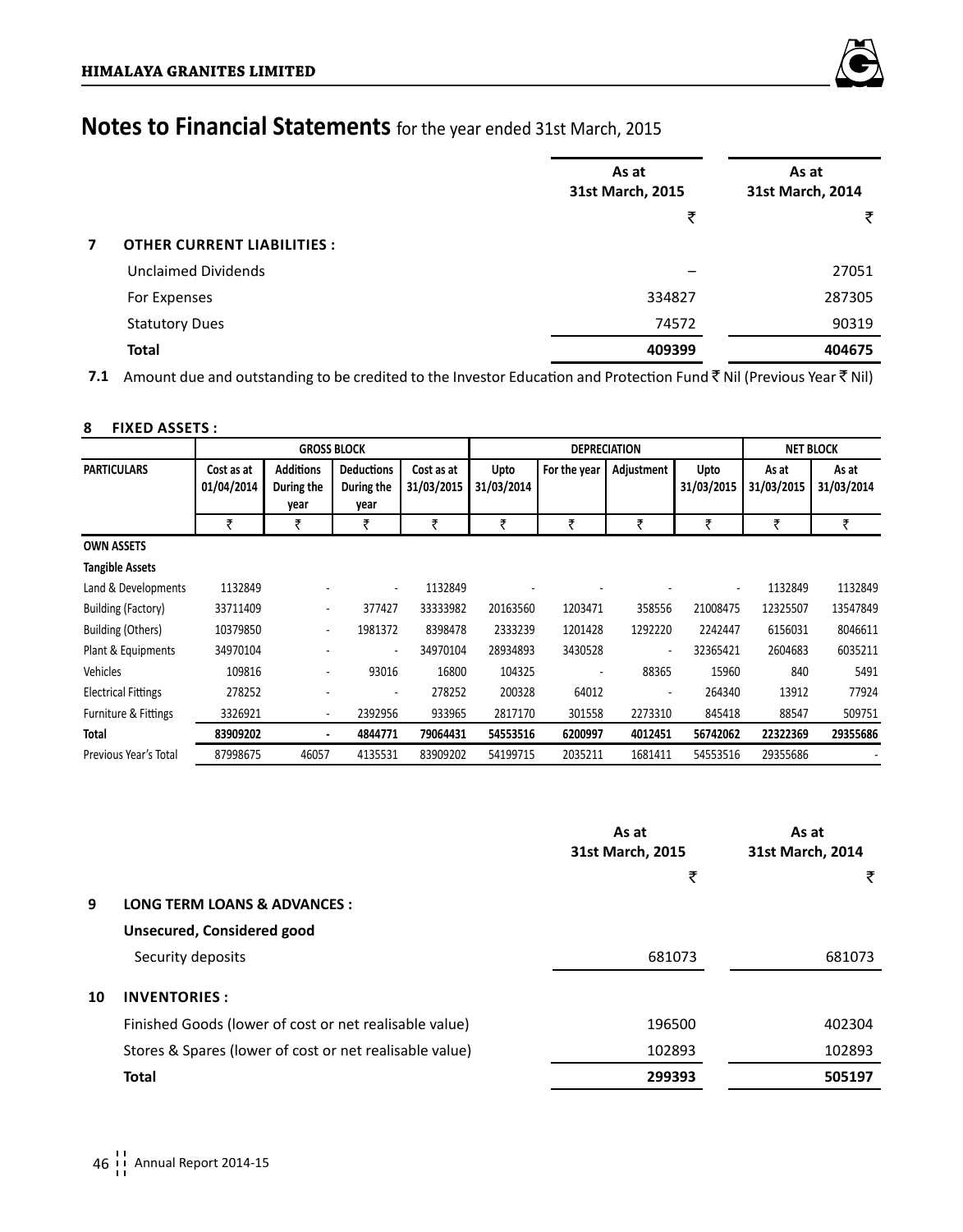## Notes to Financial Statements for the year ended 31st March, 2015

| | | As at 31st March, 2015 | As at 31st March, 2014 |
|---|---|---|---|
| | | ₹ | ₹ |
| **7** | **OTHER CURRENT LIABILITIES :** | | |
| | Unclaimed Dividends | – | 27051 |
| | For Expenses | 334827 | 287305 |
| | Statutory Dues | 74572 | 90319 |
| | **Total** | **409399** | **404675** |

**7.1** Amount due and outstanding to be credited to the Investor Education and Protection Fund ₹ Nil (Previous Year ₹ Nil)

**8 FIXED ASSETS :**

| PARTICULARS | GROSS BLOCK | | | | DEPRECIATION | | | | NET BLOCK | |
|---|---|---|---|---|---|---|---|---|---|---|
| | Cost as at 01/04/2014 | Additions During the year | Deductions During the year | Cost as at 31/03/2015 | Upto 31/03/2014 | For the year | Adjustment | Upto 31/03/2015 | As at 31/03/2015 | As at 31/03/2014 |
| | ₹ | ₹ | ₹ | ₹ | ₹ | ₹ | ₹ | ₹ | ₹ | ₹ |
| **OWN ASSETS** | | | | | | | | | | |
| **Tangible Assets** | | | | | | | | | | |
| Land & Developments | 1132849 | - | - | 1132849 | - | - | - | - | 1132849 | 1132849 |
| Building (Factory) | 33711409 | - | 377427 | 33333982 | 20163560 | 1203471 | 358556 | 21008475 | 12325507 | 13547849 |
| Building (Others) | 10379850 | - | 1981372 | 8398478 | 2333239 | 1201428 | 1292220 | 2242447 | 6156031 | 8046611 |
| Plant & Equipments | 34970104 | - | - | 34970104 | 28934893 | 3430528 | - | 32365421 | 2604683 | 6035211 |
| Vehicles | 109816 | - | 93016 | 16800 | 104325 | - | 88365 | 15960 | 840 | 5491 |
| Electrical Fittings | 278252 | - | - | 278252 | 200328 | 64012 | - | 264340 | 13912 | 77924 |
| Furniture & Fittings | 3326921 | - | 2392956 | 933965 | 2817170 | 301558 | 2273310 | 845418 | 88547 | 509751 |
| **Total** | **83909202** | **-** | **4844771** | **79064431** | **54553516** | **6200997** | **4012451** | **56742062** | **22322369** | **29355686** |
| Previous Year's Total | 87998675 | 46057 | 4135531 | 83909202 | 54199715 | 2035211 | 1681411 | 54553516 | 29355686 | - |

| | | As at 31st March, 2015 | As at 31st March, 2014 |
|---|---|---|---|
| | | ₹ | ₹ |
| **9** | **LONG TERM LOANS & ADVANCES :** | | |
| | **Unsecured, Considered good** | | |
| | Security deposits | 681073 | 681073 |
| **10** | **INVENTORIES :** | | |
| | Finished Goods (lower of cost or net realisable value) | 196500 | 402304 |
| | Stores & Spares (lower of cost or net realisable value) | 102893 | 102893 |
| | **Total** | **299393** | **505197** |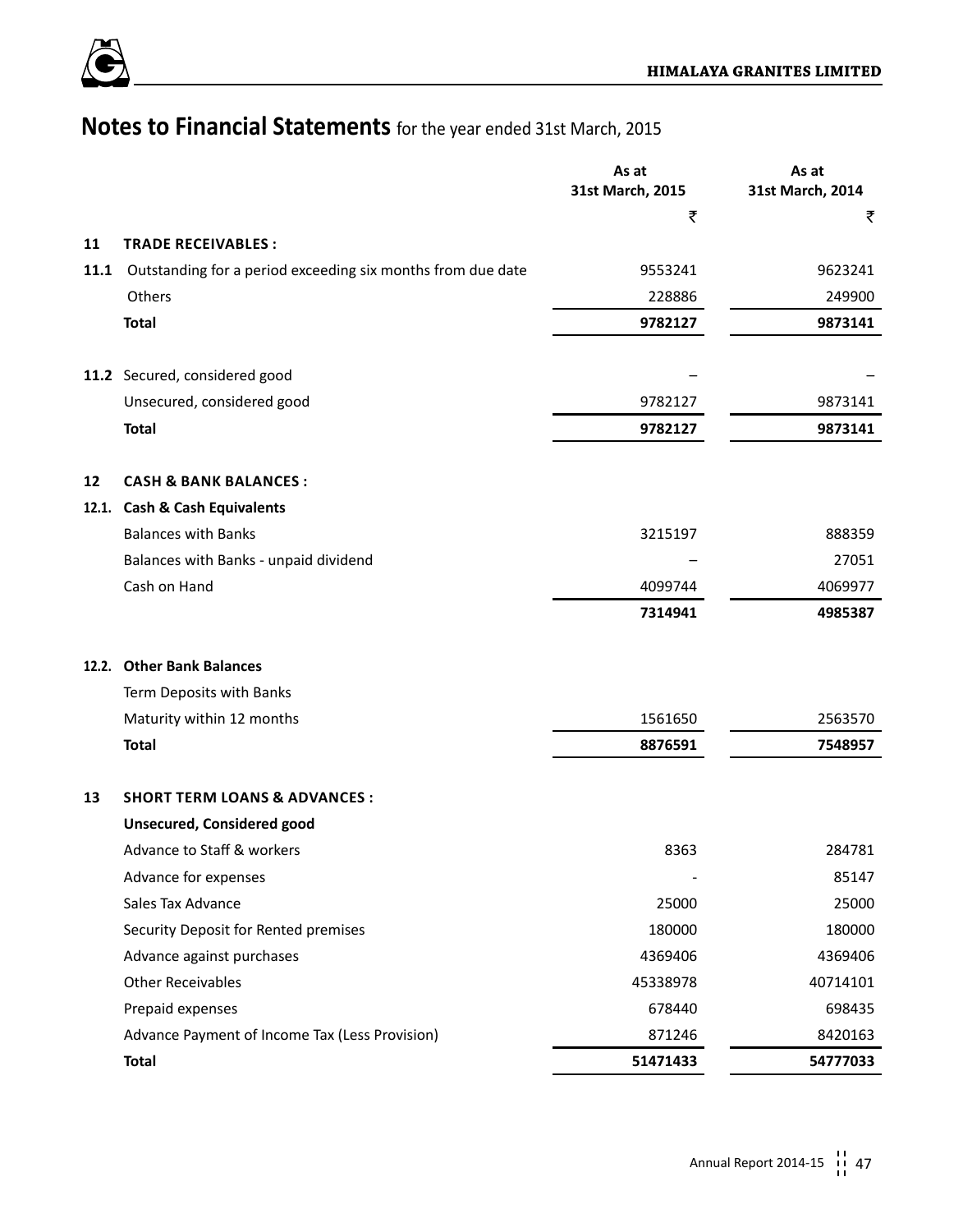# Notes to Financial Statements for the year ended 31st March, 2015

| | | As at 31st March, 2015 | As at 31st March, 2014 |
|---|---|---|---|
| | | ₹ | ₹ |
| **11** | **TRADE RECEIVABLES :** | | |
| **11.1** | Outstanding for a period exceeding six months from due date | 9553241 | 9623241 |
| | Others | 228886 | 249900 |
| | **Total** | **9782127** | **9873141** |
| **11.2** | Secured, considered good | – | – |
| | Unsecured, considered good | 9782127 | 9873141 |
| | **Total** | **9782127** | **9873141** |
| **12** | **CASH & BANK BALANCES :** | | |
| **12.1.** | **Cash & Cash Equivalents** | | |
| | Balances with Banks | 3215197 | 888359 |
| | Balances with Banks - unpaid dividend | – | 27051 |
| | Cash on Hand | 4099744 | 4069977 |
| | | **7314941** | **4985387** |
| **12.2.** | **Other Bank Balances** | | |
| | Term Deposits with Banks | | |
| | Maturity within 12 months | 1561650 | 2563570 |
| | **Total** | **8876591** | **7548957** |
| **13** | **SHORT TERM LOANS & ADVANCES :** | | |
| | **Unsecured, Considered good** | | |
| | Advance to Staff & workers | 8363 | 284781 |
| | Advance for expenses | - | 85147 |
| | Sales Tax Advance | 25000 | 25000 |
| | Security Deposit for Rented premises | 180000 | 180000 |
| | Advance against purchases | 4369406 | 4369406 |
| | Other Receivables | 45338978 | 40714101 |
| | Prepaid expenses | 678440 | 698435 |
| | Advance Payment of Income Tax (Less Provision) | 871246 | 8420163 |
| | **Total** | **51471433** | **54777033** |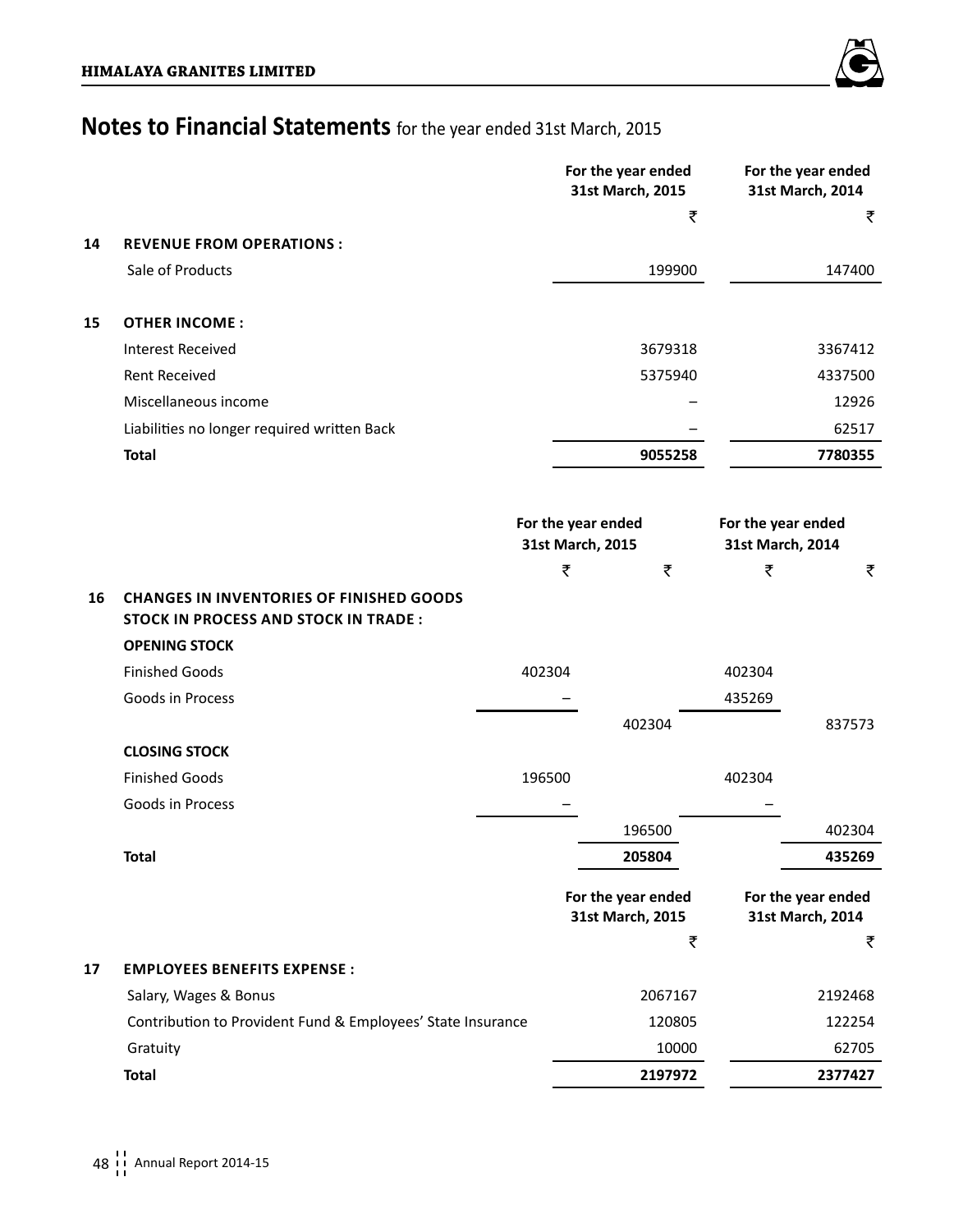## Notes to Financial Statements for the year ended 31st March, 2015

| | | For the year ended 31st March, 2015 | For the year ended 31st March, 2014 |
|---|---|---|---|
| | | ₹ | ₹ |
| **14** | **REVENUE FROM OPERATIONS :** | | |
| | Sale of Products | 199900 | 147400 |
| **15** | **OTHER INCOME :** | | |
| | Interest Received | 3679318 | 3367412 |
| | Rent Received | 5375940 | 4337500 |
| | Miscellaneous income | – | 12926 |
| | Liabilities no longer required written Back | – | 62517 |
| | **Total** | **9055258** | **7780355** |

| | | For the year ended 31st March, 2015 | | For the year ended 31st March, 2014 | |
|---|---|---|---|---|---|
| | | ₹ | ₹ | ₹ | ₹ |
| **16** | **CHANGES IN INVENTORIES OF FINISHED GOODS STOCK IN PROCESS AND STOCK IN TRADE :** | | | | |
| | **OPENING STOCK** | | | | |
| | Finished Goods | 402304 | | 402304 | |
| | Goods in Process | – | | 435269 | |
| | | | 402304 | | 837573 |
| | **CLOSING STOCK** | | | | |
| | Finished Goods | 196500 | | 402304 | |
| | Goods in Process | – | | – | |
| | | | 196500 | | 402304 |
| | **Total** | | **205804** | | **435269** |

| | | For the year ended 31st March, 2015 | For the year ended 31st March, 2014 |
|---|---|---|---|
| | | ₹ | ₹ |
| **17** | **EMPLOYEES BENEFITS EXPENSE :** | | |
| | Salary, Wages & Bonus | 2067167 | 2192468 |
| | Contribution to Provident Fund & Employees' State Insurance | 120805 | 122254 |
| | Gratuity | 10000 | 62705 |
| | **Total** | **2197972** | **2377427** |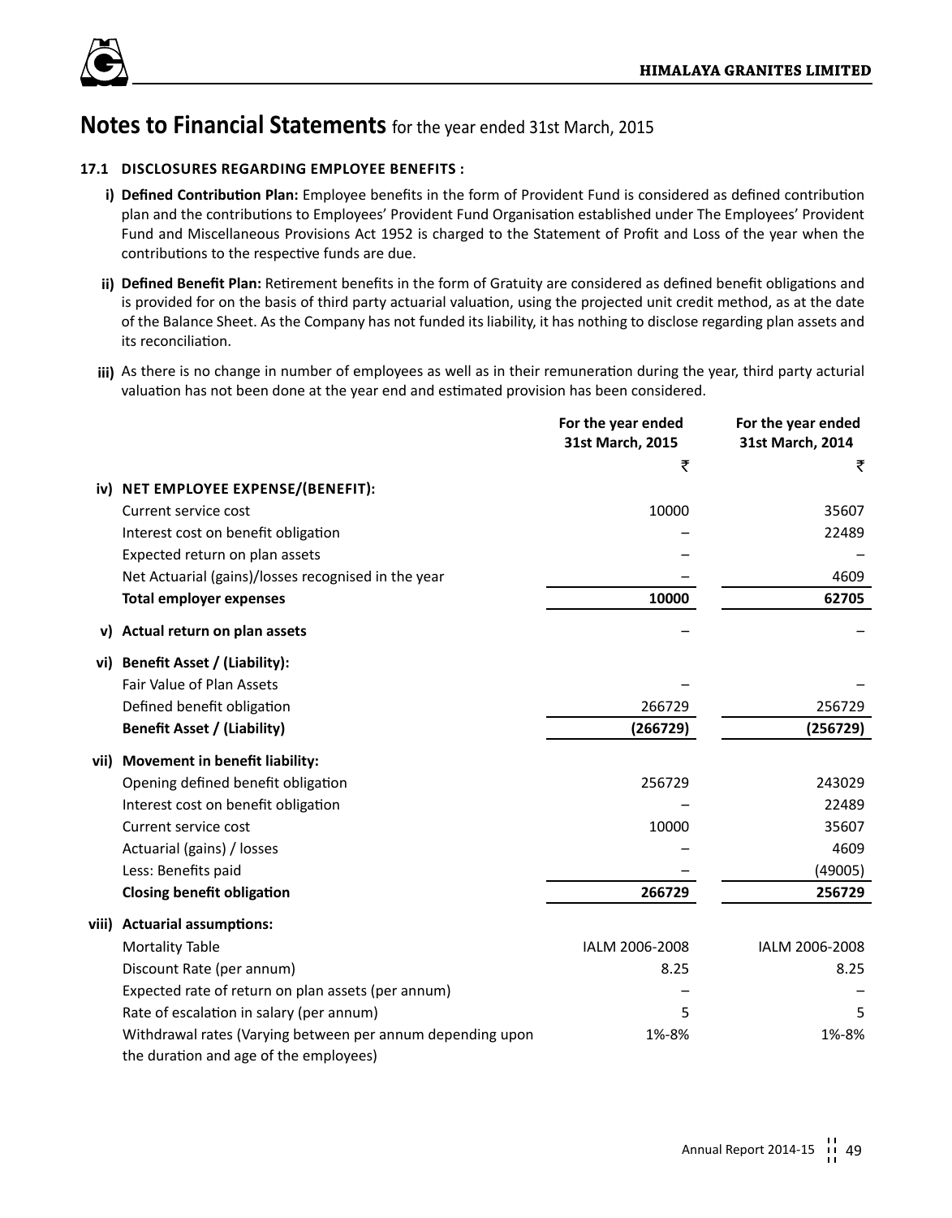# Notes to Financial Statements for the year ended 31st March, 2015

### 17.1 DISCLOSURES REGARDING EMPLOYEE BENEFITS :

i) **Defined Contribution Plan:** Employee benefits in the form of Provident Fund is considered as defined contribution plan and the contributions to Employees' Provident Fund Organisation established under The Employees' Provident Fund and Miscellaneous Provisions Act 1952 is charged to the Statement of Profit and Loss of the year when the contributions to the respective funds are due.

ii) **Defined Benefit Plan:** Retirement benefits in the form of Gratuity are considered as defined benefit obligations and is provided for on the basis of third party actuarial valuation, using the projected unit credit method, as at the date of the Balance Sheet. As the Company has not funded its liability, it has nothing to disclose regarding plan assets and its reconciliation.

iii) As there is no change in number of employees as well as in their remuneration during the year, third party acturial valuation has not been done at the year end and estimated provision has been considered.

| | | For the year ended 31st March, 2015 | For the year ended 31st March, 2014 |
|---|---|---|---|
| | | ₹ | ₹ |
| iv) | **NET EMPLOYEE EXPENSE/(BENEFIT):** | | |
| | Current service cost | 10000 | 35607 |
| | Interest cost on benefit obligation | – | 22489 |
| | Expected return on plan assets | – | – |
| | Net Actuarial (gains)/losses recognised in the year | – | 4609 |
| | **Total employer expenses** | **10000** | **62705** |
| v) | **Actual return on plan assets** | – | – |
| vi) | **Benefit Asset / (Liability):** | | |
| | Fair Value of Plan Assets | – | – |
| | Defined benefit obligation | 266729 | 256729 |
| | **Benefit Asset / (Liability)** | **(266729)** | **(256729)** |
| vii) | **Movement in benefit liability:** | | |
| | Opening defined benefit obligation | 256729 | 243029 |
| | Interest cost on benefit obligation | – | 22489 |
| | Current service cost | 10000 | 35607 |
| | Actuarial (gains) / losses | – | 4609 |
| | Less: Benefits paid | – | (49005) |
| | **Closing benefit obligation** | **266729** | **256729** |
| viii) | **Actuarial assumptions:** | | |
| | Mortality Table | IALM 2006-2008 | IALM 2006-2008 |
| | Discount Rate (per annum) | 8.25 | 8.25 |
| | Expected rate of return on plan assets (per annum) | – | – |
| | Rate of escalation in salary (per annum) | 5 | 5 |
| | Withdrawal rates (Varying between per annum depending upon the duration and age of the employees) | 1%-8% | 1%-8% |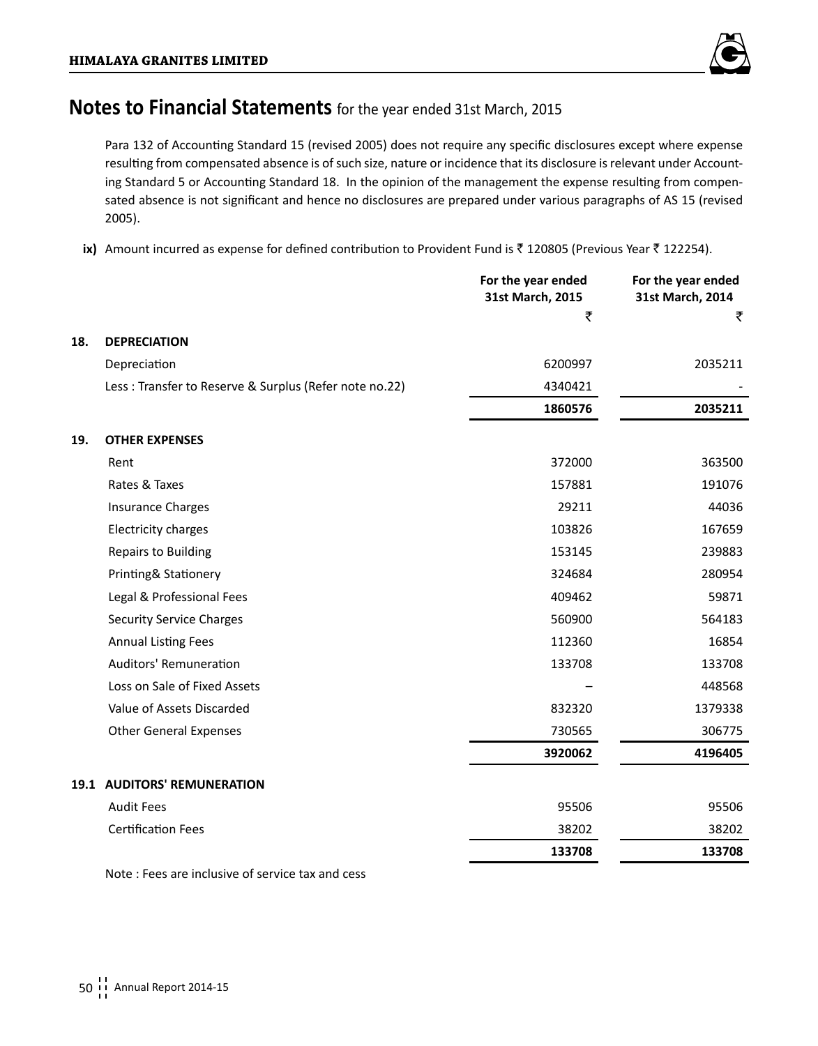## Notes to Financial Statements for the year ended 31st March, 2015

Para 132 of Accounting Standard 15 (revised 2005) does not require any specific disclosures except where expense resulting from compensated absence is of such size, nature or incidence that its disclosure is relevant under Accounting Standard 5 or Accounting Standard 18. In the opinion of the management the expense resulting from compensated absence is not significant and hence no disclosures are prepared under various paragraphs of AS 15 (revised 2005).

**ix)** Amount incurred as expense for defined contribution to Provident Fund is ₹ 120805 (Previous Year ₹ 122254).

| | | For the year ended 31st March, 2015 | For the year ended 31st March, 2014 |
|---|---|---|---|
| | | ₹ | ₹ |
| **18.** | **DEPRECIATION** | | |
| | Depreciation | 6200997 | 2035211 |
| | Less : Transfer to Reserve & Surplus (Refer note no.22) | 4340421 | - |
| | | **1860576** | **2035211** |
| **19.** | **OTHER EXPENSES** | | |
| | Rent | 372000 | 363500 |
| | Rates & Taxes | 157881 | 191076 |
| | Insurance Charges | 29211 | 44036 |
| | Electricity charges | 103826 | 167659 |
| | Repairs to Building | 153145 | 239883 |
| | Printing& Stationery | 324684 | 280954 |
| | Legal & Professional Fees | 409462 | 59871 |
| | Security Service Charges | 560900 | 564183 |
| | Annual Listing Fees | 112360 | 16854 |
| | Auditors' Remuneration | 133708 | 133708 |
| | Loss on Sale of Fixed Assets | – | 448568 |
| | Value of Assets Discarded | 832320 | 1379338 |
| | Other General Expenses | 730565 | 306775 |
| | | **3920062** | **4196405** |
| **19.1** | **AUDITORS' REMUNERATION** | | |
| | Audit Fees | 95506 | 95506 |
| | Certification Fees | 38202 | 38202 |
| | | **133708** | **133708** |

Note : Fees are inclusive of service tax and cess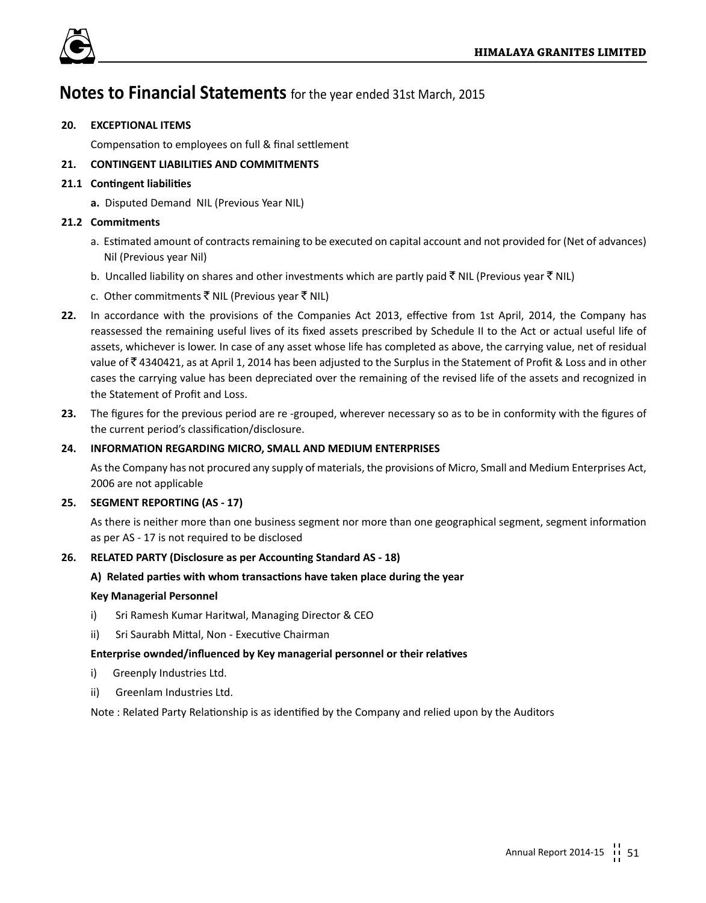# Notes to Financial Statements for the year ended 31st March, 2015

**20. EXCEPTIONAL ITEMS**

Compensation to employees on full & final settlement

**21. CONTINGENT LIABILITIES AND COMMITMENTS**

**21.1 Contingent liabilities**

**a.** Disputed Demand NIL (Previous Year NIL)

**21.2 Commitments**

a. Estimated amount of contracts remaining to be executed on capital account and not provided for (Net of advances) Nil (Previous year Nil)

b. Uncalled liability on shares and other investments which are partly paid ₹ NIL (Previous year ₹ NIL)

c. Other commitments ₹ NIL (Previous year ₹ NIL)

**22.** In accordance with the provisions of the Companies Act 2013, effective from 1st April, 2014, the Company has reassessed the remaining useful lives of its fixed assets prescribed by Schedule II to the Act or actual useful life of assets, whichever is lower. In case of any asset whose life has completed as above, the carrying value, net of residual value of ₹ 4340421, as at April 1, 2014 has been adjusted to the Surplus in the Statement of Profit & Loss and in other cases the carrying value has been depreciated over the remaining of the revised life of the assets and recognized in the Statement of Profit and Loss.

**23.** The figures for the previous period are re -grouped, wherever necessary so as to be in conformity with the figures of the current period's classification/disclosure.

**24. INFORMATION REGARDING MICRO, SMALL AND MEDIUM ENTERPRISES**

As the Company has not procured any supply of materials, the provisions of Micro, Small and Medium Enterprises Act, 2006 are not applicable

**25. SEGMENT REPORTING (AS - 17)**

As there is neither more than one business segment nor more than one geographical segment, segment information as per AS - 17 is not required to be disclosed

**26. RELATED PARTY (Disclosure as per Accounting Standard AS - 18)**

**A) Related parties with whom transactions have taken place during the year**

**Key Managerial Personnel**

i) Sri Ramesh Kumar Haritwal, Managing Director & CEO

ii) Sri Saurabh Mittal, Non - Executive Chairman

**Enterprise ownded/influenced by Key managerial personnel or their relatives**

i) Greenply Industries Ltd.

ii) Greenlam Industries Ltd.

Note : Related Party Relationship is as identified by the Company and relied upon by the Auditors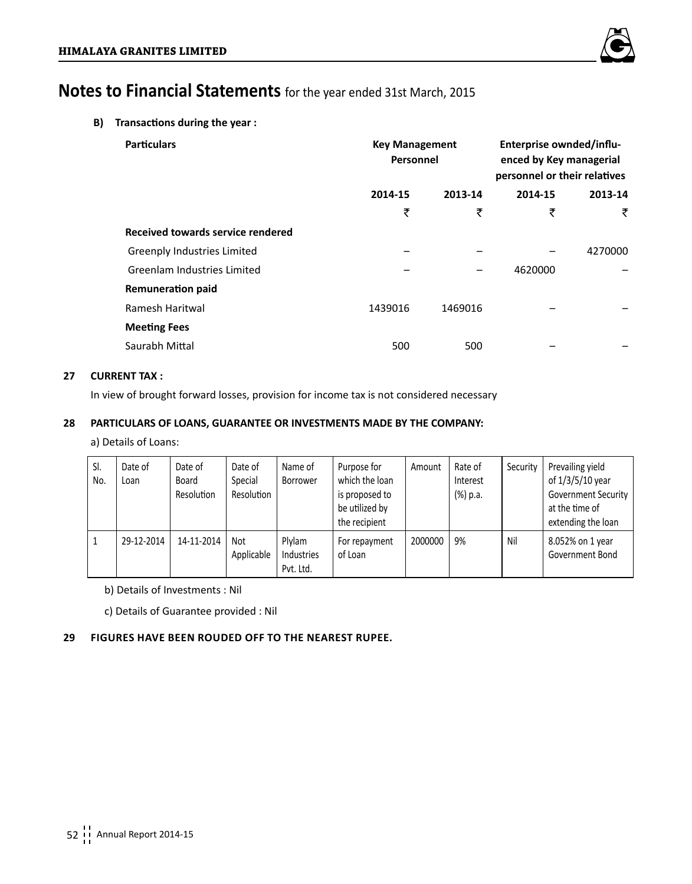# Notes to Financial Statements for the year ended 31st March, 2015

**B) Transactions during the year :**

| Particulars | Key Management Personnel | | Enterprise ownded/influenced by Key managerial personnel or their relatives | |
|---|---|---|---|---|
| | 2014-15 | 2013-14 | 2014-15 | 2013-14 |
| | ₹ | ₹ | ₹ | ₹ |
| **Received towards service rendered** | | | | |
| Greenply Industries Limited | – | – | – | 4270000 |
| Greenlam Industries Limited | – | – | 4620000 | – |
| **Remuneration paid** | | | | |
| Ramesh Haritwal | 1439016 | 1469016 | – | – |
| **Meeting Fees** | | | | |
| Saurabh Mittal | 500 | 500 | – | – |

**27 CURRENT TAX :**

In view of brought forward losses, provision for income tax is not considered necessary

**28 PARTICULARS OF LOANS, GUARANTEE OR INVESTMENTS MADE BY THE COMPANY:**

a) Details of Loans:

| Sl. No. | Date of Loan | Date of Board Resolution | Date of Special Resolution | Name of Borrower | Purpose for which the loan is proposed to be utilized by the recipient | Amount | Rate of Interest (%) p.a. | Security | Prevailing yield of 1/3/5/10 year Government Security at the time of extending the loan |
|---|---|---|---|---|---|---|---|---|---|
| 1 | 29-12-2014 | 14-11-2014 | Not Applicable | Plylam Industries Pvt. Ltd. | For repayment of Loan | 2000000 | 9% | Nil | 8.052% on 1 year Government Bond |

b) Details of Investments : Nil

c) Details of Guarantee provided : Nil

**29 FIGURES HAVE BEEN ROUDED OFF TO THE NEAREST RUPEE.**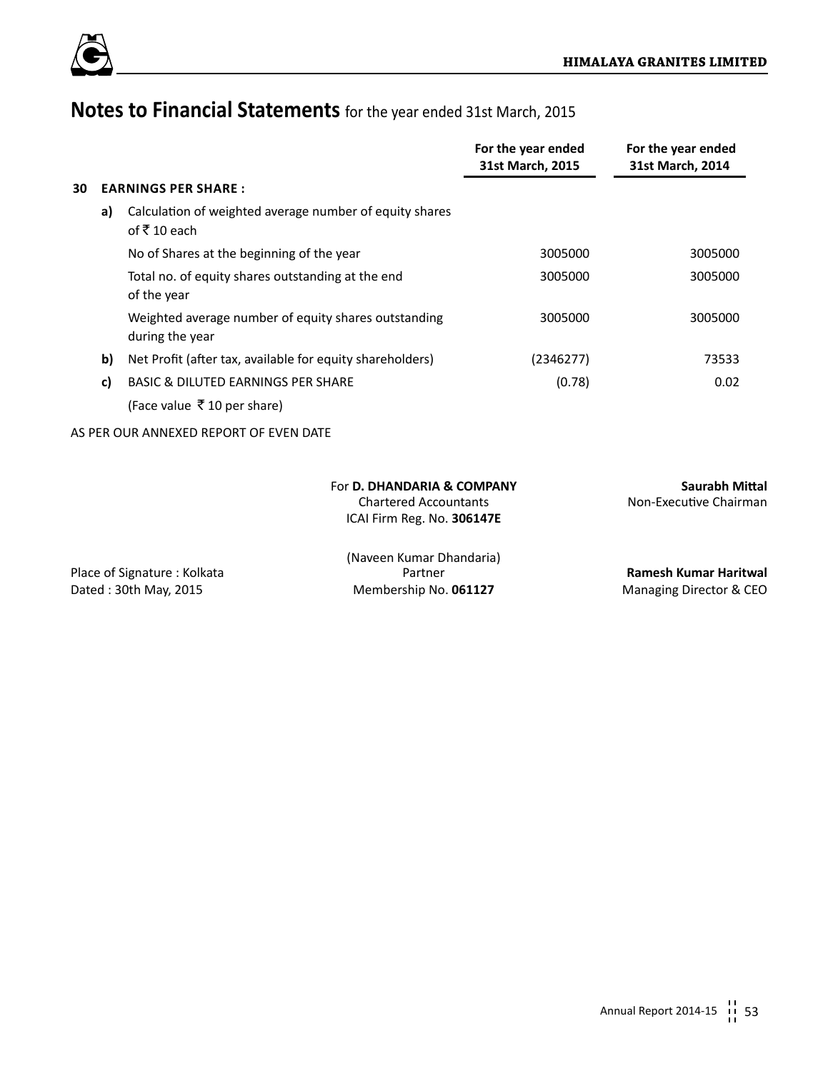# Notes to Financial Statements for the year ended 31st March, 2015

| | | | For the year ended 31st March, 2015 | For the year ended 31st March, 2014 |
|---|---|---|---|---|
| **30** | **EARNINGS PER SHARE :** | | | |
| | **a)** | Calculation of weighted average number of equity shares of ₹ 10 each | | |
| | | No of Shares at the beginning of the year | 3005000 | 3005000 |
| | | Total no. of equity shares outstanding at the end of the year | 3005000 | 3005000 |
| | | Weighted average number of equity shares outstanding during the year | 3005000 | 3005000 |
| | **b)** | Net Profit (after tax, available for equity shareholders) | (2346277) | 73533 |
| | **c)** | BASIC & DILUTED EARNINGS PER SHARE | (0.78) | 0.02 |
| | | (Face value ₹ 10 per share) | | |

AS PER OUR ANNEXED REPORT OF EVEN DATE

For **D. DHANDARIA & COMPANY**
Chartered Accountants
ICAI Firm Reg. No. **306147E**

(Naveen Kumar Dhandaria)
Partner
Membership No. **061127**

Place of Signature : Kolkata
Dated : 30th May, 2015

**Saurabh Mittal**
Non-Executive Chairman

**Ramesh Kumar Haritwal**
Managing Director & CEO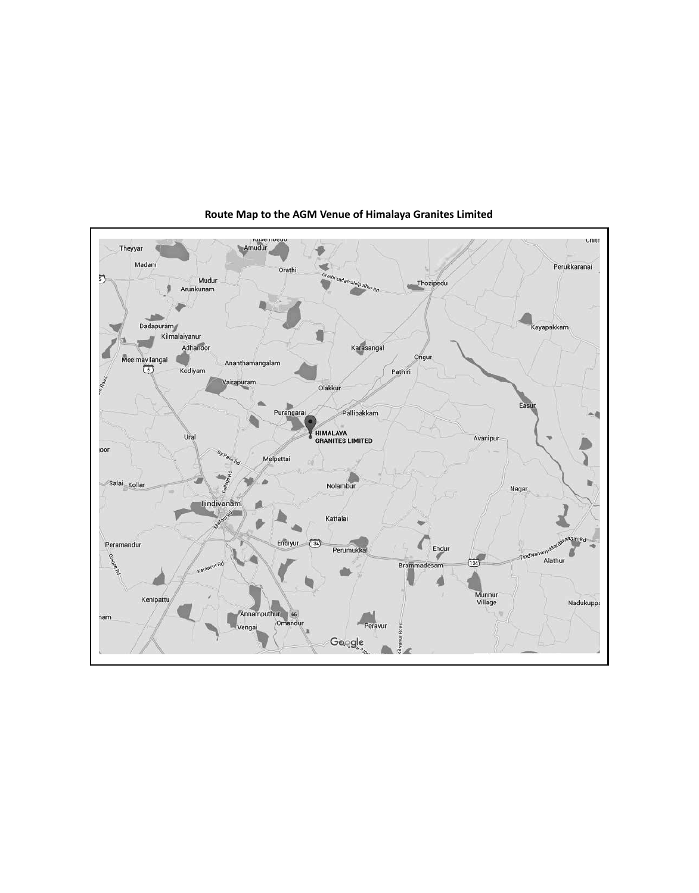## Route Map to the AGM Venue of Himalaya Granites Limited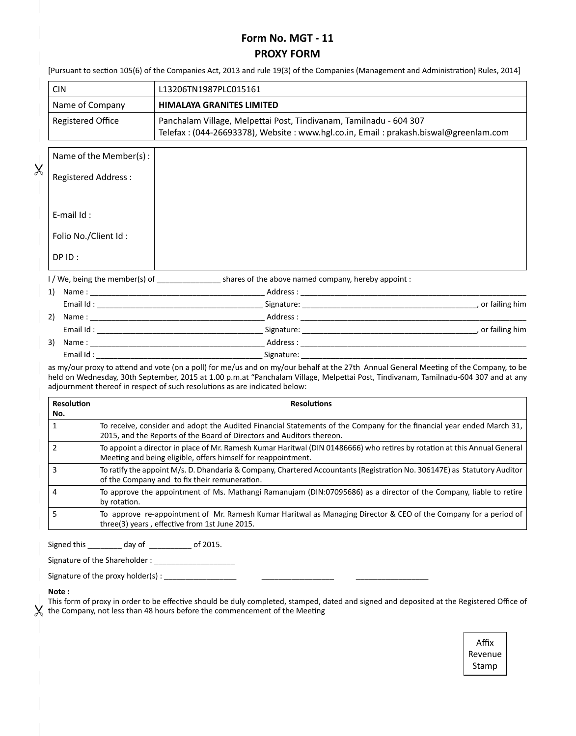# Form No. MGT - 11
## PROXY FORM

[Pursuant to section 105(6) of the Companies Act, 2013 and rule 19(3) of the Companies (Management and Administration) Rules, 2014]

| CIN | L13206TN1987PLC015161 |
|---|---|
| Name of Company | **HIMALAYA GRANITES LIMITED** |
| Registered Office | Panchalam Village, Melpettai Post, Tindivanam, Tamilnadu - 604 307<br>Telefax : (044-26693378), Website : www.hgl.co.in, Email : prakash.biswal@greenlam.com |

| Name of the Member(s) : | |
|---|---|
| Registered Address : | |
| E-mail Id : | |
| Folio No./Client Id : | |
| DP ID : | |

I / We, being the member(s) of _______________ shares of the above named company, hereby appoint :

1) Name : __________________________________________ Address : ________________________________________________________
   Email Id : ________________________________________ Signature: ____________________________________________, or failing him
2) Name : __________________________________________ Address : ________________________________________________________
   Email Id : ________________________________________ Signature: ____________________________________________, or failing him
3) Name : __________________________________________ Address : ________________________________________________________
   Email Id : ________________________________________ Signature: ________________________________________________________

as my/our proxy to attend and vote (on a poll) for me/us and on my/our behalf at the 27th Annual General Meeting of the Company, to be held on Wednesday, 30th September, 2015 at 1.00 p.m.at "Panchalam Village, Melpettai Post, Tindivanam, Tamilnadu-604 307 and at any adjournment thereof in respect of such resolutions as are indicated below:

| Resolution No. | Resolutions |
|---|---|
| 1 | To receive, consider and adopt the Audited Financial Statements of the Company for the financial year ended March 31, 2015, and the Reports of the Board of Directors and Auditors thereon. |
| 2 | To appoint a director in place of Mr. Ramesh Kumar Haritwal (DIN 01486666) who retires by rotation at this Annual General Meeting and being eligible, offers himself for reappointment. |
| 3 | To ratify the appoint M/s. D. Dhandaria & Company, Chartered Accountants (Registration No. 306147E) as Statutory Auditor of the Company and to fix their remuneration. |
| 4 | To approve the appointment of Ms. Mathangi Ramanujam (DIN:07095686) as a director of the Company, liable to retire by rotation. |
| 5 | To approve re-appointment of Mr. Ramesh Kumar Haritwal as Managing Director & CEO of the Company for a period of three(3) years , effective from 1st June 2015. |

Signed this ________ day of __________ of 2015.

Signature of the Shareholder : ___________________

Signature of the proxy holder(s) : _________________ _________________ _________________

**Note :**
This form of proxy in order to be effective should be duly completed, stamped, dated and signed and deposited at the Registered Office of the Company, not less than 48 hours before the commencement of the Meeting

Affix Revenue Stamp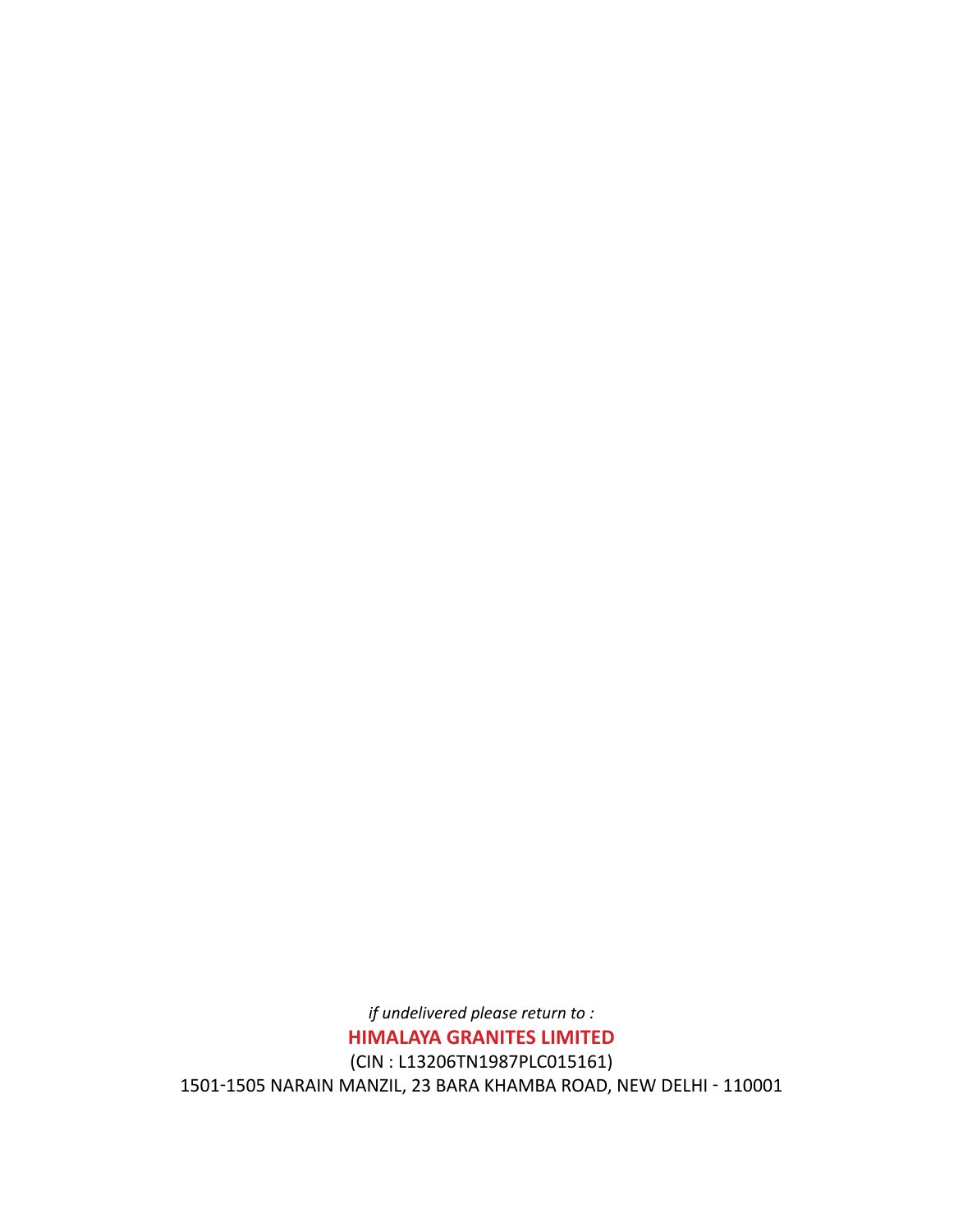*if undelivered please return to :*

**HIMALAYA GRANITES LIMITED**

(CIN : L13206TN1987PLC015161)

1501-1505 NARAIN MANZIL, 23 BARA KHAMBA ROAD, NEW DELHI - 110001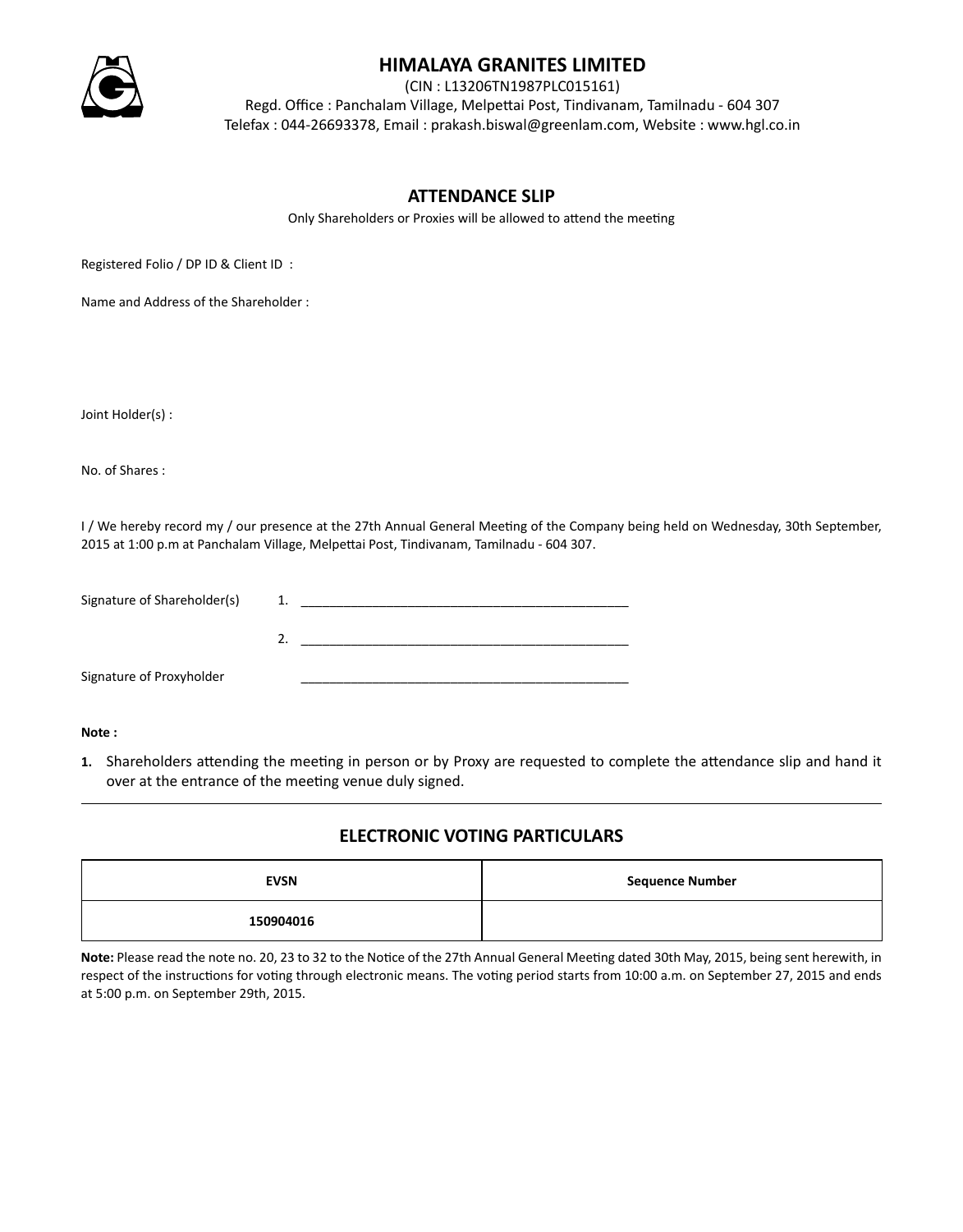# HIMALAYA GRANITES LIMITED

(CIN : L13206TN1987PLC015161)

Regd. Office : Panchalam Village, Melpettai Post, Tindivanam, Tamilnadu - 604 307

Telefax : 044-26693378, Email : prakash.biswal@greenlam.com, Website : www.hgl.co.in

## ATTENDANCE SLIP

Only Shareholders or Proxies will be allowed to attend the meeting

Registered Folio / DP ID & Client ID :

Name and Address of the Shareholder :

Joint Holder(s) :

No. of Shares :

I / We hereby record my / our presence at the 27th Annual General Meeting of the Company being held on Wednesday, 30th September, 2015 at 1:00 p.m at Panchalam Village, Melpettai Post, Tindivanam, Tamilnadu - 604 307.

Signature of Shareholder(s) 1. _______________________________________________

2. _______________________________________________

Signature of Proxyholder _______________________________________________

**Note :**

1. Shareholders attending the meeting in person or by Proxy are requested to complete the attendance slip and hand it over at the entrance of the meeting venue duly signed.

---

## ELECTRONIC VOTING PARTICULARS

| EVSN | Sequence Number |
|---|---|
| 150904016 | |

**Note:** Please read the note no. 20, 23 to 32 to the Notice of the 27th Annual General Meeting dated 30th May, 2015, being sent herewith, in respect of the instructions for voting through electronic means. The voting period starts from 10:00 a.m. on September 27, 2015 and ends at 5:00 p.m. on September 29th, 2015.